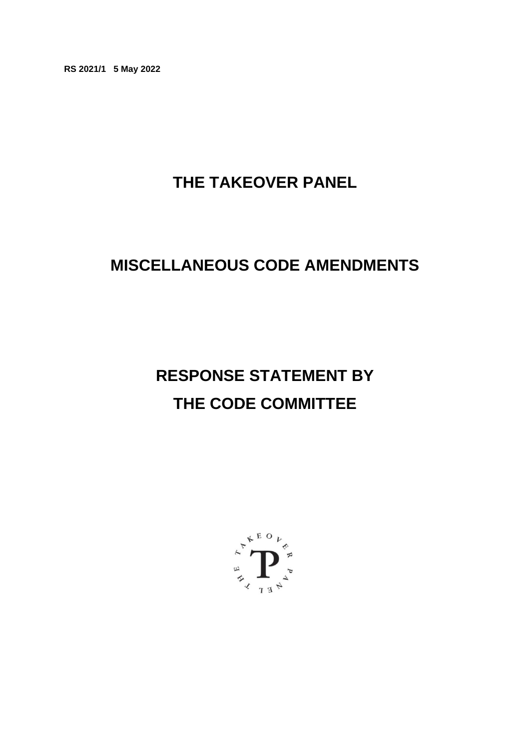**RS 2021/1 5 May 2022**

# THE TAKEOVER PANEL

# MISCELLANEOUS CODE AMENDMENTS

# RESPONSE STATEMENT BY THE CODE COMMITTEE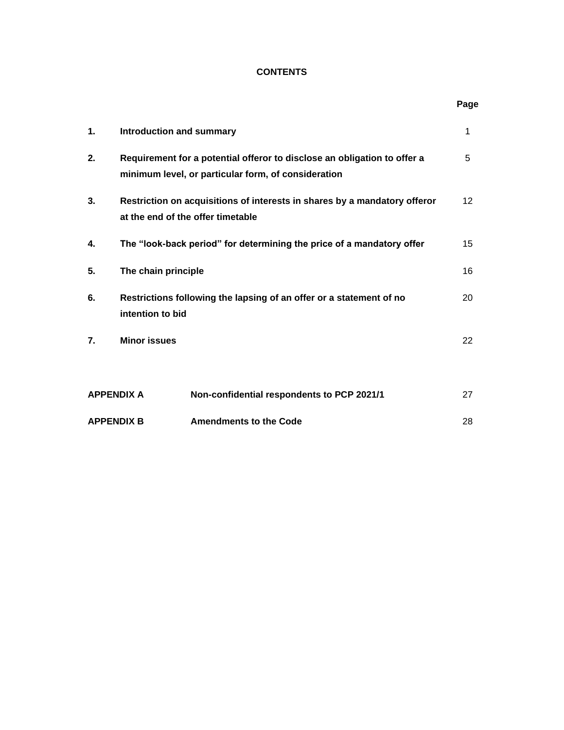# CONTENTS

| | | Page |
|---|---|---|
| **1.** | **Introduction and summary** | 1 |
| **2.** | **Requirement for a potential offeror to disclose an obligation to offer a minimum level, or particular form, of consideration** | 5 |
| **3.** | **Restriction on acquisitions of interests in shares by a mandatory offeror at the end of the offer timetable** | 12 |
| **4.** | **The "look-back period" for determining the price of a mandatory offer** | 15 |
| **5.** | **The chain principle** | 16 |
| **6.** | **Restrictions following the lapsing of an offer or a statement of no intention to bid** | 20 |
| **7.** | **Minor issues** | 22 |

| | | |
|---|---|---|
| **APPENDIX A** | **Non-confidential respondents to PCP 2021/1** | 27 |
| **APPENDIX B** | **Amendments to the Code** | 28 |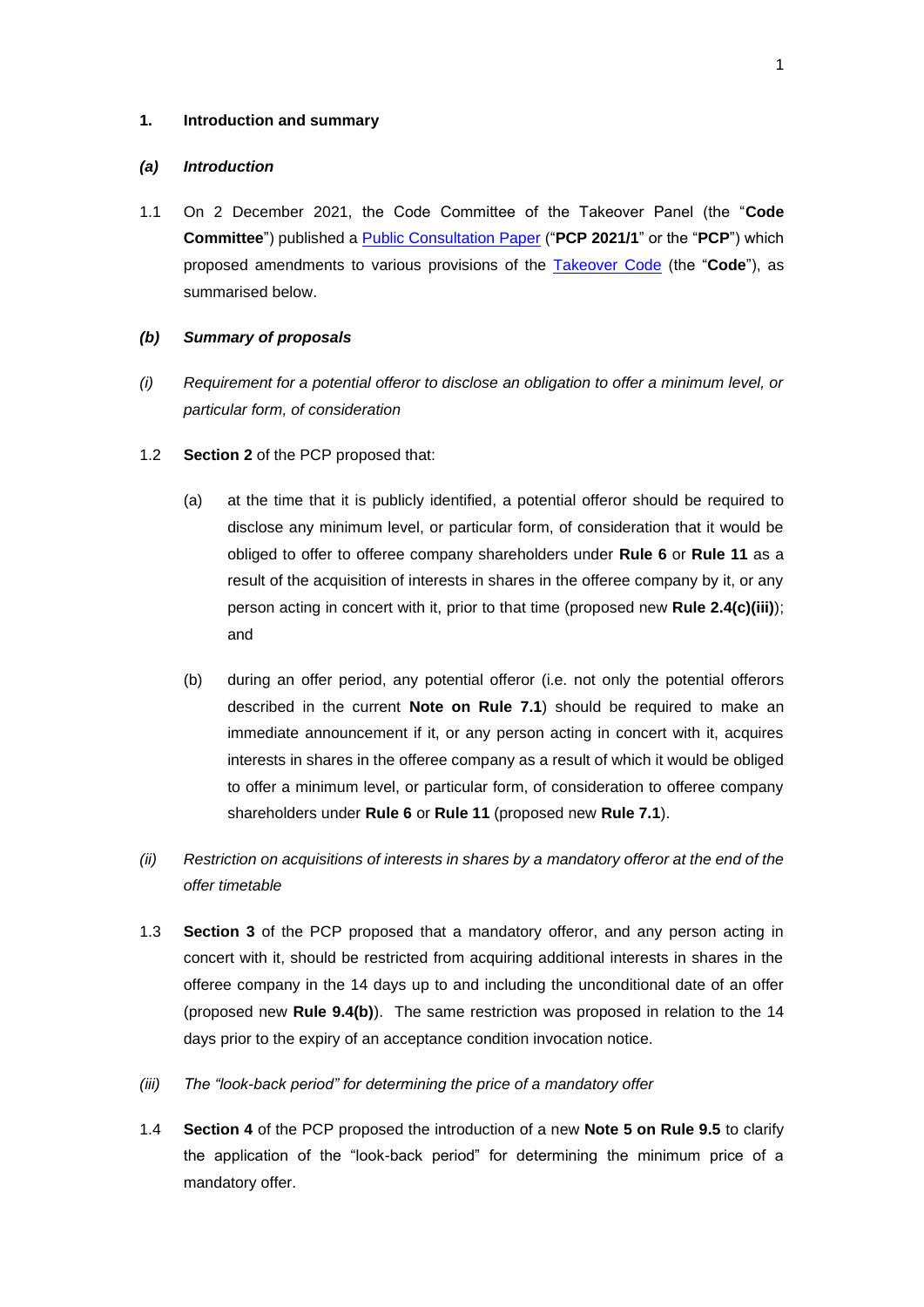## 1. Introduction and summary

### *(a) Introduction*

1.1 On 2 December 2021, the Code Committee of the Takeover Panel (the "**Code Committee**") published a Public Consultation Paper ("**PCP 2021/1**" or the "**PCP**") which proposed amendments to various provisions of the Takeover Code (the "**Code**"), as summarised below.

### *(b) Summary of proposals*

*(i) Requirement for a potential offeror to disclose an obligation to offer a minimum level, or particular form, of consideration*

1.2 **Section 2** of the PCP proposed that:

(a) at the time that it is publicly identified, a potential offeror should be required to disclose any minimum level, or particular form, of consideration that it would be obliged to offer to offeree company shareholders under **Rule 6** or **Rule 11** as a result of the acquisition of interests in shares in the offeree company by it, or any person acting in concert with it, prior to that time (proposed new **Rule 2.4(c)(iii)**); and

(b) during an offer period, any potential offeror (i.e. not only the potential offerors described in the current **Note on Rule 7.1**) should be required to make an immediate announcement if it, or any person acting in concert with it, acquires interests in shares in the offeree company as a result of which it would be obliged to offer a minimum level, or particular form, of consideration to offeree company shareholders under **Rule 6** or **Rule 11** (proposed new **Rule 7.1**).

*(ii) Restriction on acquisitions of interests in shares by a mandatory offeror at the end of the offer timetable*

1.3 **Section 3** of the PCP proposed that a mandatory offeror, and any person acting in concert with it, should be restricted from acquiring additional interests in shares in the offeree company in the 14 days up to and including the unconditional date of an offer (proposed new **Rule 9.4(b)**). The same restriction was proposed in relation to the 14 days prior to the expiry of an acceptance condition invocation notice.

*(iii) The "look-back period" for determining the price of a mandatory offer*

1.4 **Section 4** of the PCP proposed the introduction of a new **Note 5 on Rule 9.5** to clarify the application of the "look-back period" for determining the minimum price of a mandatory offer.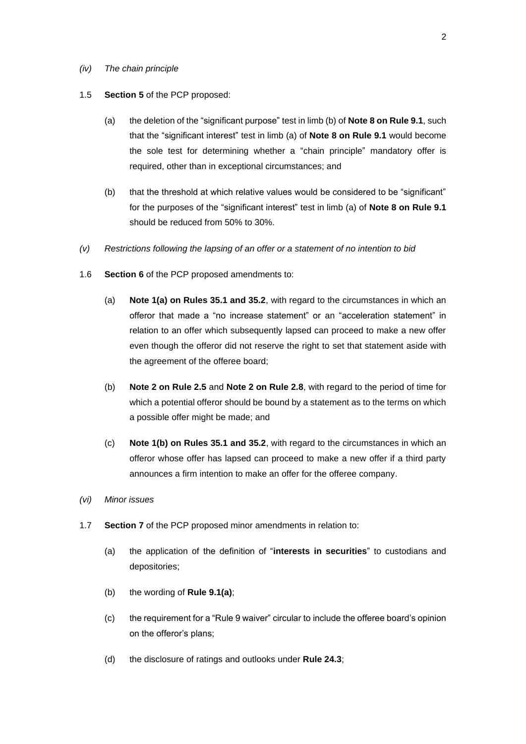*(iv) The chain principle*

1.5 **Section 5** of the PCP proposed:

(a) the deletion of the "significant purpose" test in limb (b) of **Note 8 on Rule 9.1**, such that the "significant interest" test in limb (a) of **Note 8 on Rule 9.1** would become the sole test for determining whether a "chain principle" mandatory offer is required, other than in exceptional circumstances; and

(b) that the threshold at which relative values would be considered to be "significant" for the purposes of the "significant interest" test in limb (a) of **Note 8 on Rule 9.1** should be reduced from 50% to 30%.

*(v) Restrictions following the lapsing of an offer or a statement of no intention to bid*

1.6 **Section 6** of the PCP proposed amendments to:

(a) **Note 1(a) on Rules 35.1 and 35.2**, with regard to the circumstances in which an offeror that made a "no increase statement" or an "acceleration statement" in relation to an offer which subsequently lapsed can proceed to make a new offer even though the offeror did not reserve the right to set that statement aside with the agreement of the offeree board;

(b) **Note 2 on Rule 2.5** and **Note 2 on Rule 2.8**, with regard to the period of time for which a potential offeror should be bound by a statement as to the terms on which a possible offer might be made; and

(c) **Note 1(b) on Rules 35.1 and 35.2**, with regard to the circumstances in which an offeror whose offer has lapsed can proceed to make a new offer if a third party announces a firm intention to make an offer for the offeree company.

*(vi) Minor issues*

1.7 **Section 7** of the PCP proposed minor amendments in relation to:

(a) the application of the definition of "**interests in securities**" to custodians and depositories;

(b) the wording of **Rule 9.1(a)**;

(c) the requirement for a "Rule 9 waiver" circular to include the offeree board's opinion on the offeror's plans;

(d) the disclosure of ratings and outlooks under **Rule 24.3**;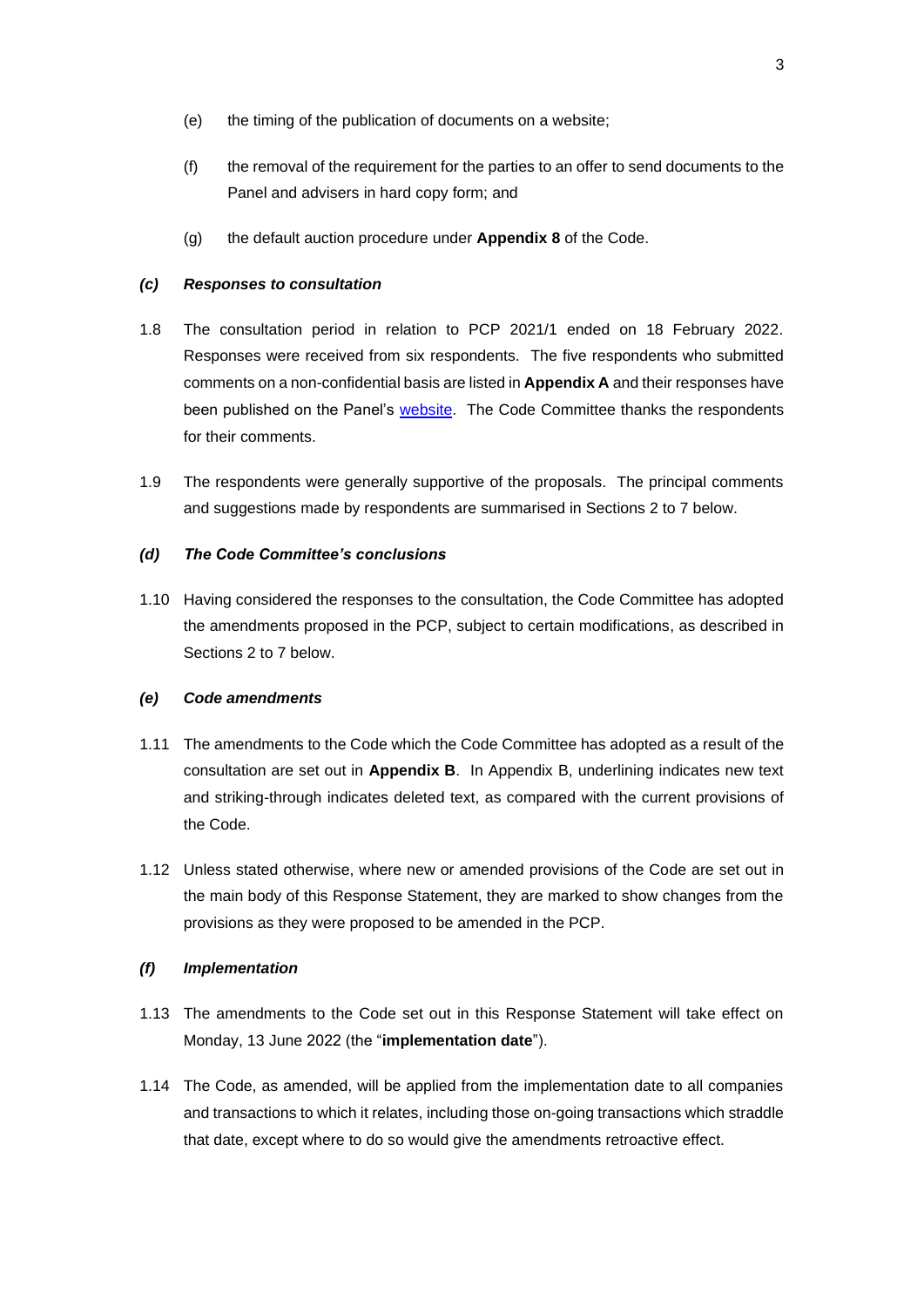(e) the timing of the publication of documents on a website;

(f) the removal of the requirement for the parties to an offer to send documents to the Panel and advisers in hard copy form; and

(g) the default auction procedure under **Appendix 8** of the Code.

### *(c) Responses to consultation*

1.8 The consultation period in relation to PCP 2021/1 ended on 18 February 2022. Responses were received from six respondents. The five respondents who submitted comments on a non-confidential basis are listed in **Appendix A** and their responses have been published on the Panel's website. The Code Committee thanks the respondents for their comments.

1.9 The respondents were generally supportive of the proposals. The principal comments and suggestions made by respondents are summarised in Sections 2 to 7 below.

### *(d) The Code Committee's conclusions*

1.10 Having considered the responses to the consultation, the Code Committee has adopted the amendments proposed in the PCP, subject to certain modifications, as described in Sections 2 to 7 below.

### *(e) Code amendments*

1.11 The amendments to the Code which the Code Committee has adopted as a result of the consultation are set out in **Appendix B**. In Appendix B, underlining indicates new text and striking-through indicates deleted text, as compared with the current provisions of the Code.

1.12 Unless stated otherwise, where new or amended provisions of the Code are set out in the main body of this Response Statement, they are marked to show changes from the provisions as they were proposed to be amended in the PCP.

### *(f) Implementation*

1.13 The amendments to the Code set out in this Response Statement will take effect on Monday, 13 June 2022 (the "**implementation date**").

1.14 The Code, as amended, will be applied from the implementation date to all companies and transactions to which it relates, including those on-going transactions which straddle that date, except where to do so would give the amendments retroactive effect.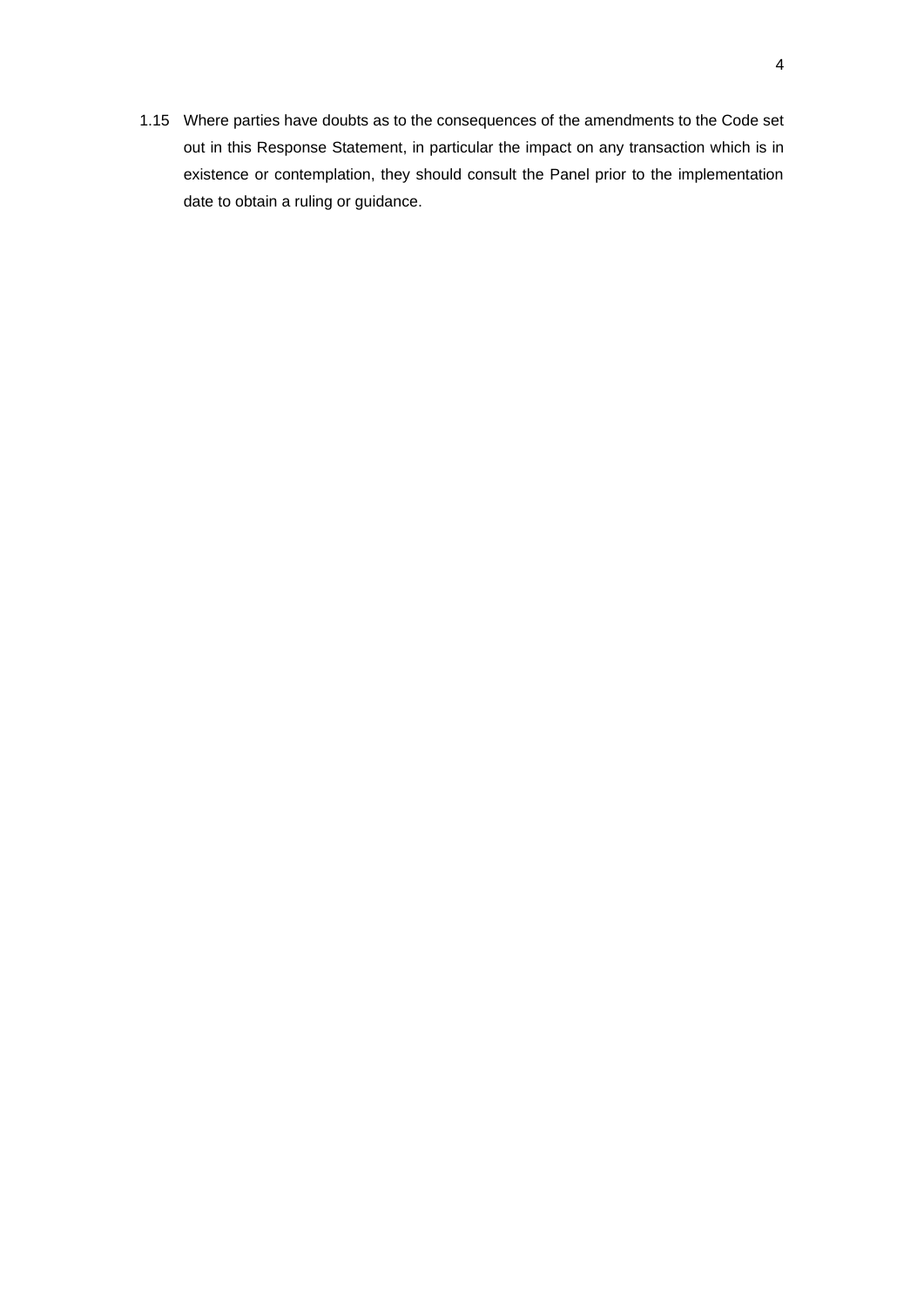1.15 Where parties have doubts as to the consequences of the amendments to the Code set out in this Response Statement, in particular the impact on any transaction which is in existence or contemplation, they should consult the Panel prior to the implementation date to obtain a ruling or guidance.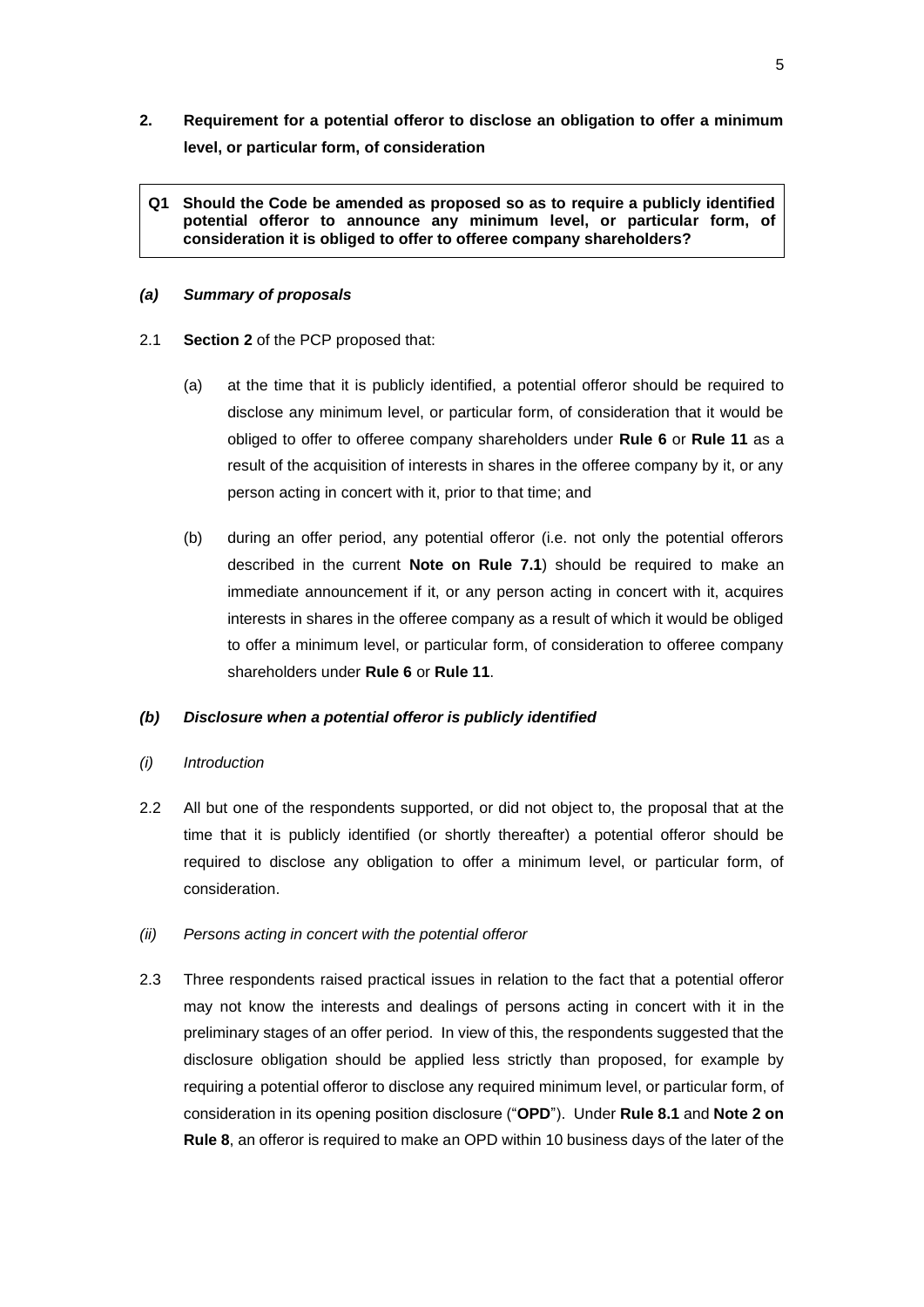## 2. Requirement for a potential offeror to disclose an obligation to offer a minimum level, or particular form, of consideration

> **Q1 Should the Code be amended as proposed so as to require a publicly identified potential offeror to announce any minimum level, or particular form, of consideration it is obliged to offer to offeree company shareholders?**

### *(a) Summary of proposals*

2.1 **Section 2** of the PCP proposed that:

(a) at the time that it is publicly identified, a potential offeror should be required to disclose any minimum level, or particular form, of consideration that it would be obliged to offer to offeree company shareholders under **Rule 6** or **Rule 11** as a result of the acquisition of interests in shares in the offeree company by it, or any person acting in concert with it, prior to that time; and

(b) during an offer period, any potential offeror (i.e. not only the potential offerors described in the current **Note on Rule 7.1**) should be required to make an immediate announcement if it, or any person acting in concert with it, acquires interests in shares in the offeree company as a result of which it would be obliged to offer a minimum level, or particular form, of consideration to offeree company shareholders under **Rule 6** or **Rule 11**.

### *(b) Disclosure when a potential offeror is publicly identified*

#### *(i) Introduction*

2.2 All but one of the respondents supported, or did not object to, the proposal that at the time that it is publicly identified (or shortly thereafter) a potential offeror should be required to disclose any obligation to offer a minimum level, or particular form, of consideration.

#### *(ii) Persons acting in concert with the potential offeror*

2.3 Three respondents raised practical issues in relation to the fact that a potential offeror may not know the interests and dealings of persons acting in concert with it in the preliminary stages of an offer period. In view of this, the respondents suggested that the disclosure obligation should be applied less strictly than proposed, for example by requiring a potential offeror to disclose any required minimum level, or particular form, of consideration in its opening position disclosure ("**OPD**"). Under **Rule 8.1** and **Note 2 on Rule 8**, an offeror is required to make an OPD within 10 business days of the later of the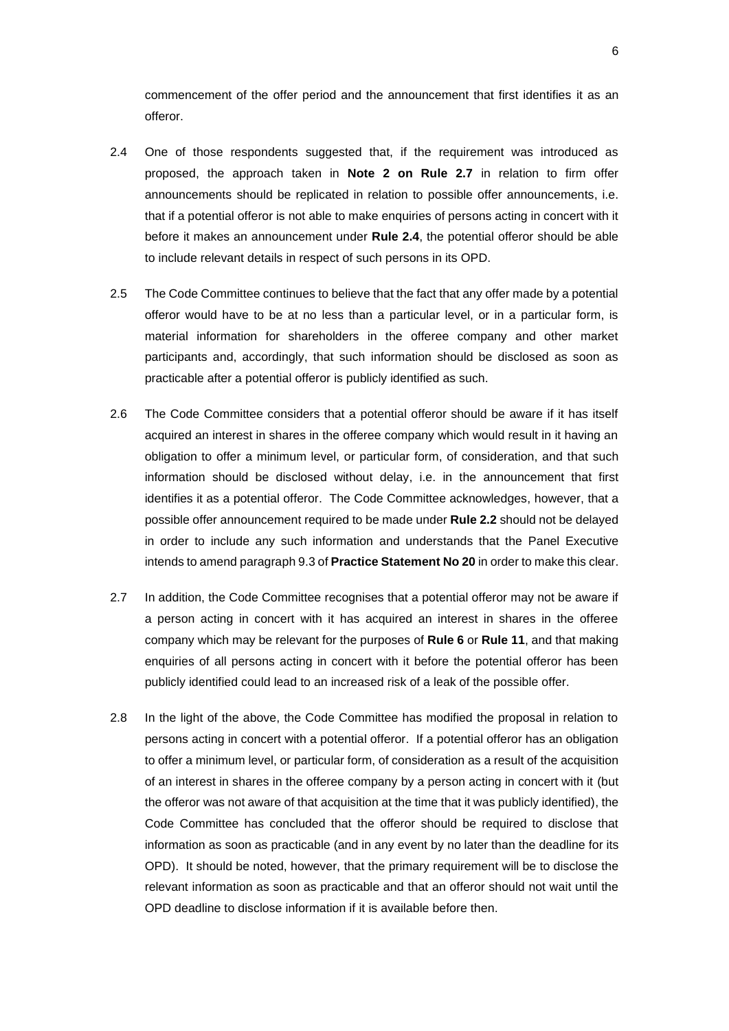commencement of the offer period and the announcement that first identifies it as an offeror.

2.4 One of those respondents suggested that, if the requirement was introduced as proposed, the approach taken in **Note 2 on Rule 2.7** in relation to firm offer announcements should be replicated in relation to possible offer announcements, i.e. that if a potential offeror is not able to make enquiries of persons acting in concert with it before it makes an announcement under **Rule 2.4**, the potential offeror should be able to include relevant details in respect of such persons in its OPD.

2.5 The Code Committee continues to believe that the fact that any offer made by a potential offeror would have to be at no less than a particular level, or in a particular form, is material information for shareholders in the offeree company and other market participants and, accordingly, that such information should be disclosed as soon as practicable after a potential offeror is publicly identified as such.

2.6 The Code Committee considers that a potential offeror should be aware if it has itself acquired an interest in shares in the offeree company which would result in it having an obligation to offer a minimum level, or particular form, of consideration, and that such information should be disclosed without delay, i.e. in the announcement that first identifies it as a potential offeror. The Code Committee acknowledges, however, that a possible offer announcement required to be made under **Rule 2.2** should not be delayed in order to include any such information and understands that the Panel Executive intends to amend paragraph 9.3 of **Practice Statement No 20** in order to make this clear.

2.7 In addition, the Code Committee recognises that a potential offeror may not be aware if a person acting in concert with it has acquired an interest in shares in the offeree company which may be relevant for the purposes of **Rule 6** or **Rule 11**, and that making enquiries of all persons acting in concert with it before the potential offeror has been publicly identified could lead to an increased risk of a leak of the possible offer.

2.8 In the light of the above, the Code Committee has modified the proposal in relation to persons acting in concert with a potential offeror. If a potential offeror has an obligation to offer a minimum level, or particular form, of consideration as a result of the acquisition of an interest in shares in the offeree company by a person acting in concert with it (but the offeror was not aware of that acquisition at the time that it was publicly identified), the Code Committee has concluded that the offeror should be required to disclose that information as soon as practicable (and in any event by no later than the deadline for its OPD). It should be noted, however, that the primary requirement will be to disclose the relevant information as soon as practicable and that an offeror should not wait until the OPD deadline to disclose information if it is available before then.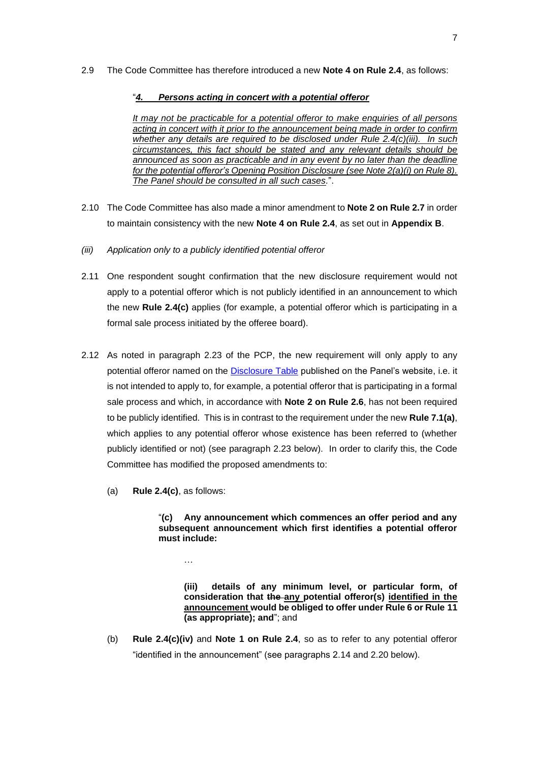2.9 The Code Committee has therefore introduced a new **Note 4 on Rule 2.4**, as follows:

> "<u>***4. Persons acting in concert with a potential offeror***</u>
>
> <u>*It may not be practicable for a potential offeror to make enquiries of all persons acting in concert with it prior to the announcement being made in order to confirm whether any details are required to be disclosed under Rule 2.4(c)(iii). In such circumstances, this fact should be stated and any relevant details should be announced as soon as practicable and in any event by no later than the deadline for the potential offeror's Opening Position Disclosure (see Note 2(a)(i) on Rule 8). The Panel should be consulted in all such cases.*</u>".

2.10 The Code Committee has also made a minor amendment to **Note 2 on Rule 2.7** in order to maintain consistency with the new **Note 4 on Rule 2.4**, as set out in **Appendix B**.

*(iii) Application only to a publicly identified potential offeror*

2.11 One respondent sought confirmation that the new disclosure requirement would not apply to a potential offeror which is not publicly identified in an announcement to which the new **Rule 2.4(c)** applies (for example, a potential offeror which is participating in a formal sale process initiated by the offeree board).

2.12 As noted in paragraph 2.23 of the PCP, the new requirement will only apply to any potential offeror named on the Disclosure Table published on the Panel's website, i.e. it is not intended to apply to, for example, a potential offeror that is participating in a formal sale process and which, in accordance with **Note 2 on Rule 2.6**, has not been required to be publicly identified. This is in contrast to the requirement under the new **Rule 7.1(a)**, which applies to any potential offeror whose existence has been referred to (whether publicly identified or not) (see paragraph 2.23 below). In order to clarify this, the Code Committee has modified the proposed amendments to:

(a) **Rule 2.4(c)**, as follows:

> "**(c) Any announcement which commences an offer period and any subsequent announcement which first identifies a potential offeror must include:**
>
> …
>
> **(iii) details of any minimum level, or particular form, of consideration that ~~the~~ <u>any</u> potential offeror(s) <u>identified in the announcement</u> would be obliged to offer under Rule 6 or Rule 11 (as appropriate); and**"; and

(b) **Rule 2.4(c)(iv)** and **Note 1 on Rule 2.4**, so as to refer to any potential offeror "identified in the announcement" (see paragraphs 2.14 and 2.20 below).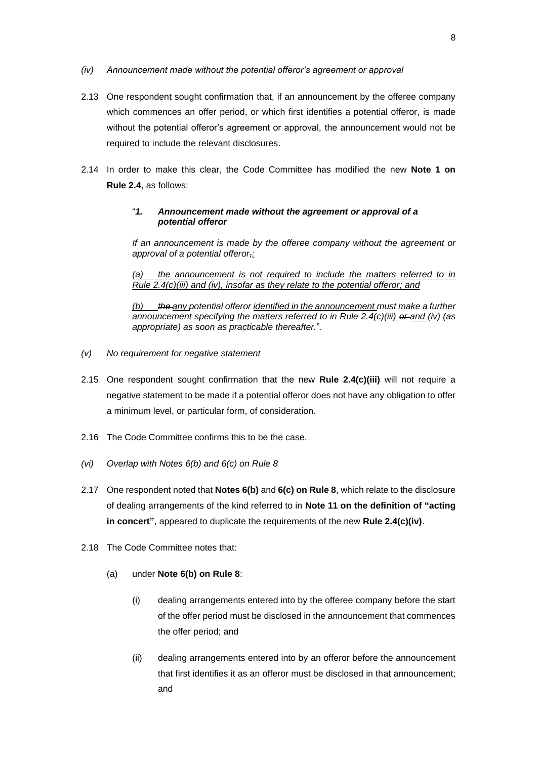*(iv) Announcement made without the potential offeror's agreement or approval*

2.13 One respondent sought confirmation that, if an announcement by the offeree company which commences an offer period, or which first identifies a potential offeror, is made without the potential offeror's agreement or approval, the announcement would not be required to include the relevant disclosures.

2.14 In order to make this clear, the Code Committee has modified the new **Note 1 on Rule 2.4**, as follows:

> "***1. Announcement made without the agreement or approval of a potential offeror***
>
> *If an announcement is made by the offeree company without the agreement or approval of a potential offeror~~,~~<u>:</u>*
>
> *<u>(a) the announcement is not required to include the matters referred to in Rule 2.4(c)(iii) and (iv), insofar as they relate to the potential offeror; and</u>*
>
> *<u>(b)</u> ~~the~~ <u>any</u> potential offeror <u>identified in the announcement</u> must make a further announcement specifying the matters referred to in Rule 2.4(c)(iii) ~~or~~ <u>and</u> (iv) (as appropriate) as soon as practicable thereafter.*".

*(v) No requirement for negative statement*

2.15 One respondent sought confirmation that the new **Rule 2.4(c)(iii)** will not require a negative statement to be made if a potential offeror does not have any obligation to offer a minimum level, or particular form, of consideration.

2.16 The Code Committee confirms this to be the case.

*(vi) Overlap with Notes 6(b) and 6(c) on Rule 8*

2.17 One respondent noted that **Notes 6(b)** and **6(c) on Rule 8**, which relate to the disclosure of dealing arrangements of the kind referred to in **Note 11 on the definition of "acting in concert"**, appeared to duplicate the requirements of the new **Rule 2.4(c)(iv)**.

2.18 The Code Committee notes that:

(a) under **Note 6(b) on Rule 8**:

(i) dealing arrangements entered into by the offeree company before the start of the offer period must be disclosed in the announcement that commences the offer period; and

(ii) dealing arrangements entered into by an offeror before the announcement that first identifies it as an offeror must be disclosed in that announcement; and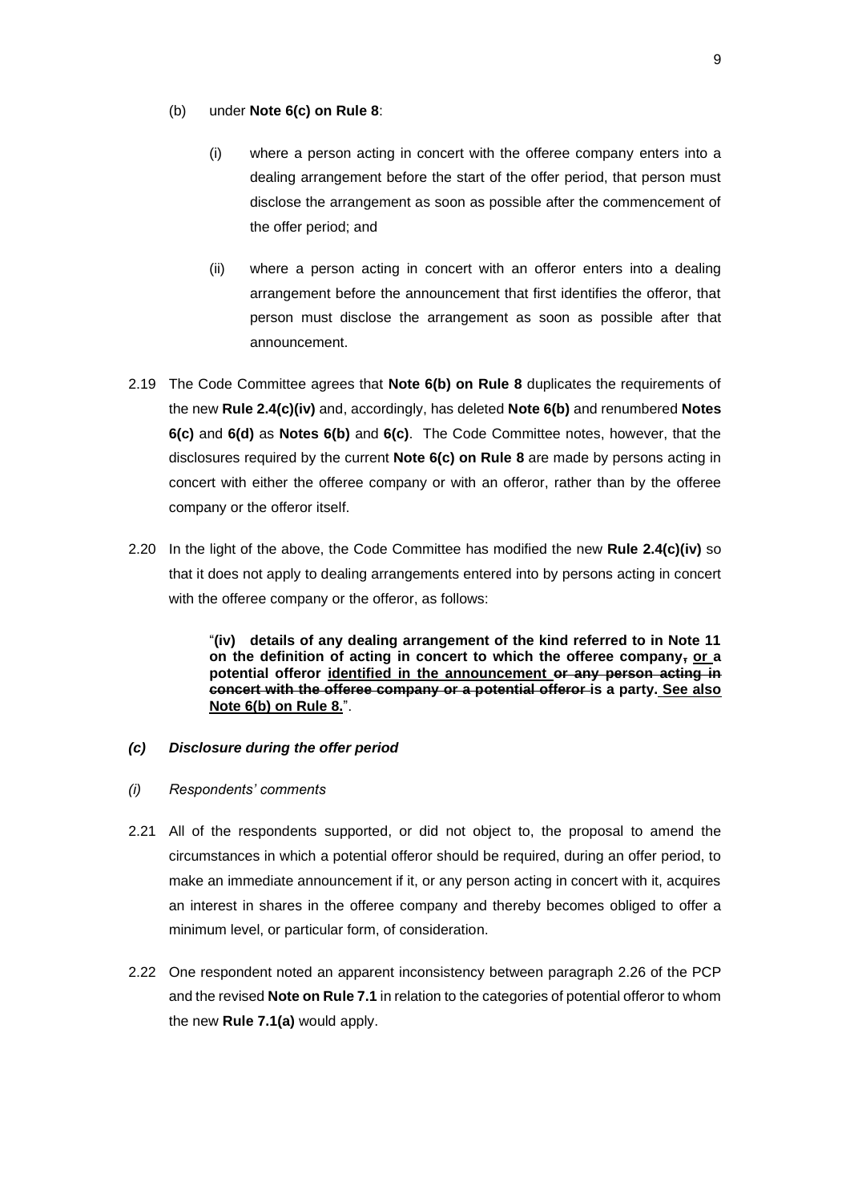(b) under **Note 6(c) on Rule 8**:

(i) where a person acting in concert with the offeree company enters into a dealing arrangement before the start of the offer period, that person must disclose the arrangement as soon as possible after the commencement of the offer period; and

(ii) where a person acting in concert with an offeror enters into a dealing arrangement before the announcement that first identifies the offeror, that person must disclose the arrangement as soon as possible after that announcement.

2.19 The Code Committee agrees that **Note 6(b) on Rule 8** duplicates the requirements of the new **Rule 2.4(c)(iv)** and, accordingly, has deleted **Note 6(b)** and renumbered **Notes 6(c)** and **6(d)** as **Notes 6(b)** and **6(c)**. The Code Committee notes, however, that the disclosures required by the current **Note 6(c) on Rule 8** are made by persons acting in concert with either the offeree company or with an offeror, rather than by the offeree company or the offeror itself.

2.20 In the light of the above, the Code Committee has modified the new **Rule 2.4(c)(iv)** so that it does not apply to dealing arrangements entered into by persons acting in concert with the offeree company or the offeror, as follows:

> "**(iv) details of any dealing arrangement of the kind referred to in Note 11 on the definition of acting in concert to which the offeree company~~,~~ <u>or</u> a potential offeror <u>identified in the announcement</u> ~~or any person acting in concert with the offeree company or a potential offeror~~ is a party.<u> See also Note 6(b) on Rule 8.</u>**".

### *(c) Disclosure during the offer period*

*(i) Respondents' comments*

2.21 All of the respondents supported, or did not object to, the proposal to amend the circumstances in which a potential offeror should be required, during an offer period, to make an immediate announcement if it, or any person acting in concert with it, acquires an interest in shares in the offeree company and thereby becomes obliged to offer a minimum level, or particular form, of consideration.

2.22 One respondent noted an apparent inconsistency between paragraph 2.26 of the PCP and the revised **Note on Rule 7.1** in relation to the categories of potential offeror to whom the new **Rule 7.1(a)** would apply.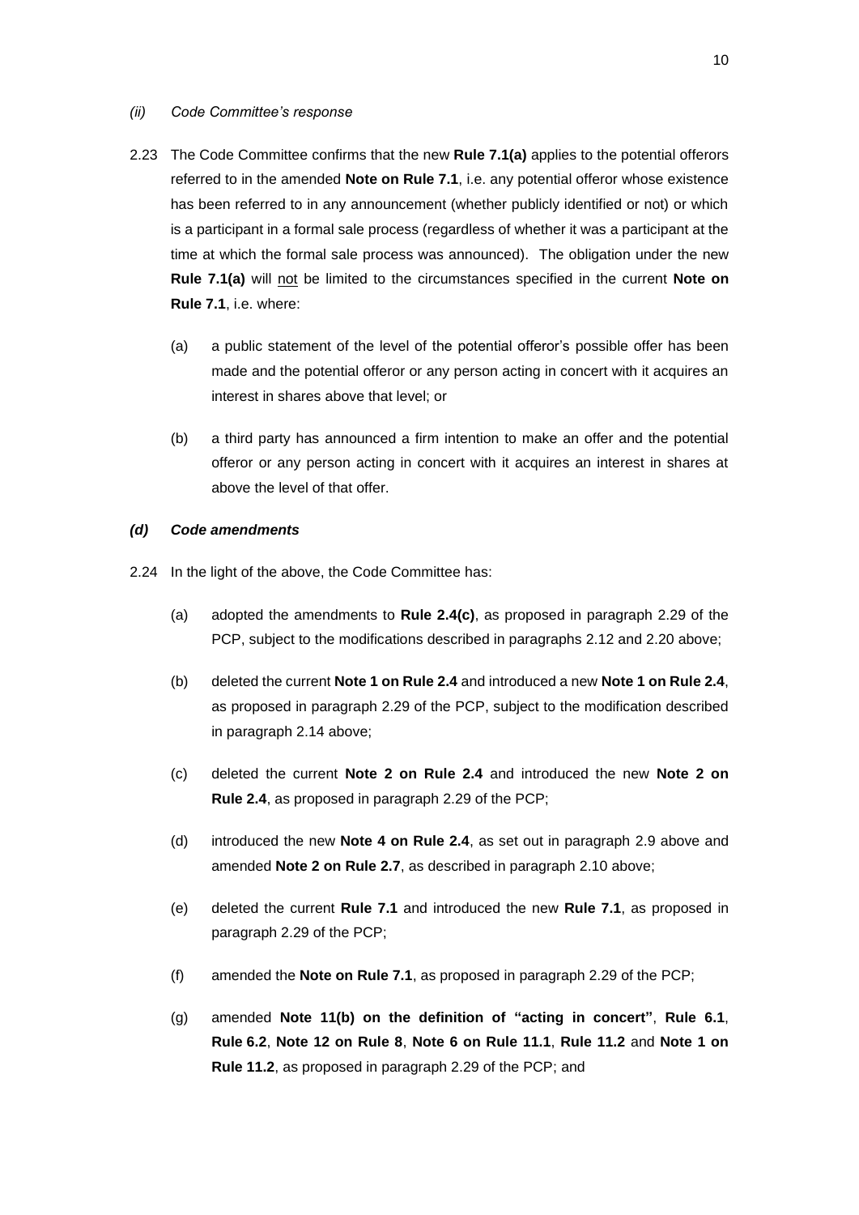*(ii) Code Committee's response*

2.23 The Code Committee confirms that the new **Rule 7.1(a)** applies to the potential offerors referred to in the amended **Note on Rule 7.1**, i.e. any potential offeror whose existence has been referred to in any announcement (whether publicly identified or not) or which is a participant in a formal sale process (regardless of whether it was a participant at the time at which the formal sale process was announced). The obligation under the new **Rule 7.1(a)** will not be limited to the circumstances specified in the current **Note on Rule 7.1**, i.e. where:

(a) a public statement of the level of the potential offeror's possible offer has been made and the potential offeror or any person acting in concert with it acquires an interest in shares above that level; or

(b) a third party has announced a firm intention to make an offer and the potential offeror or any person acting in concert with it acquires an interest in shares at above the level of that offer.

### *(d) Code amendments*

2.24 In the light of the above, the Code Committee has:

(a) adopted the amendments to **Rule 2.4(c)**, as proposed in paragraph 2.29 of the PCP, subject to the modifications described in paragraphs 2.12 and 2.20 above;

(b) deleted the current **Note 1 on Rule 2.4** and introduced a new **Note 1 on Rule 2.4**, as proposed in paragraph 2.29 of the PCP, subject to the modification described in paragraph 2.14 above;

(c) deleted the current **Note 2 on Rule 2.4** and introduced the new **Note 2 on Rule 2.4**, as proposed in paragraph 2.29 of the PCP;

(d) introduced the new **Note 4 on Rule 2.4**, as set out in paragraph 2.9 above and amended **Note 2 on Rule 2.7**, as described in paragraph 2.10 above;

(e) deleted the current **Rule 7.1** and introduced the new **Rule 7.1**, as proposed in paragraph 2.29 of the PCP;

(f) amended the **Note on Rule 7.1**, as proposed in paragraph 2.29 of the PCP;

(g) amended **Note 11(b) on the definition of "acting in concert"**, **Rule 6.1**, **Rule 6.2**, **Note 12 on Rule 8**, **Note 6 on Rule 11.1**, **Rule 11.2** and **Note 1 on Rule 11.2**, as proposed in paragraph 2.29 of the PCP; and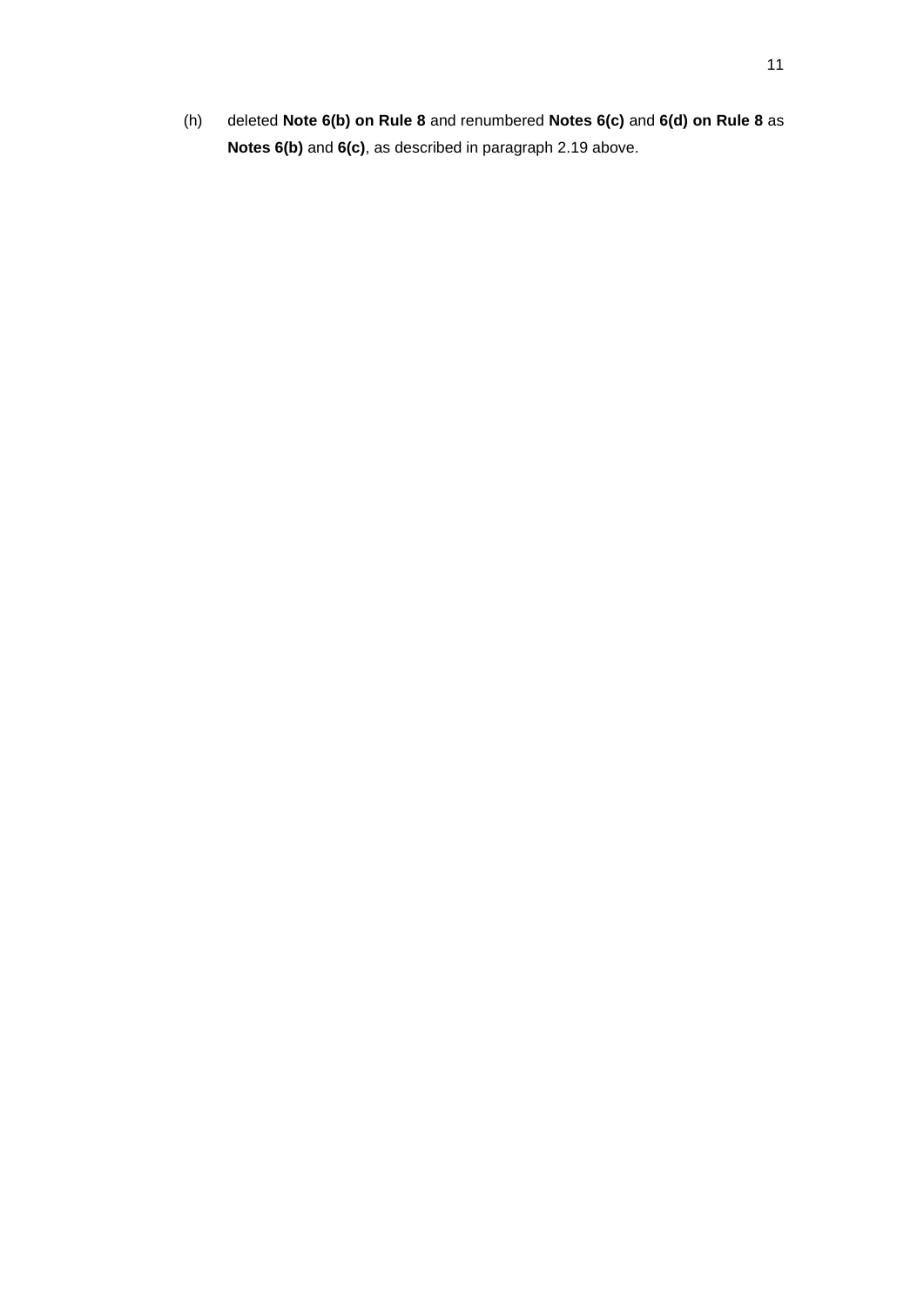(h) deleted **Note 6(b) on Rule 8** and renumbered **Notes 6(c)** and **6(d) on Rule 8** as **Notes 6(b)** and **6(c)**, as described in paragraph 2.19 above.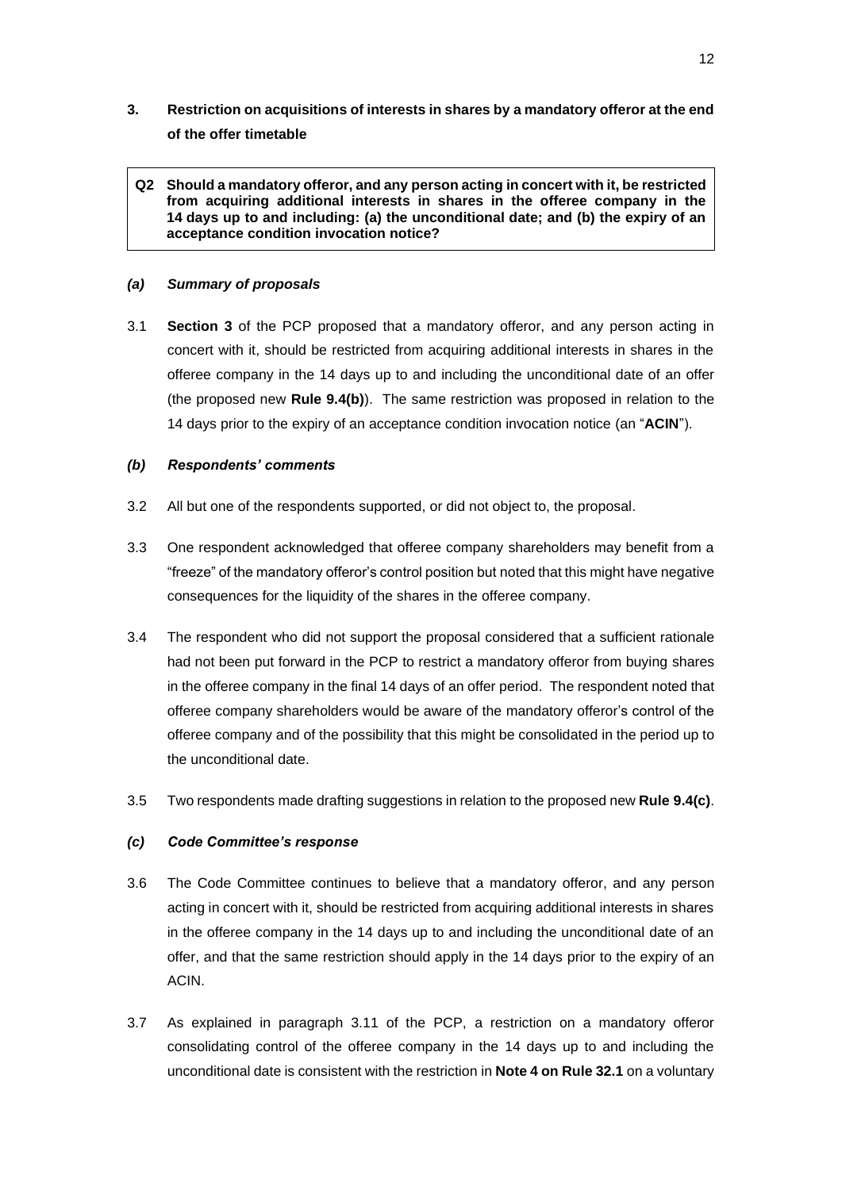## 3. Restriction on acquisitions of interests in shares by a mandatory offeror at the end of the offer timetable

> **Q2 Should a mandatory offeror, and any person acting in concert with it, be restricted from acquiring additional interests in shares in the offeree company in the 14 days up to and including: (a) the unconditional date; and (b) the expiry of an acceptance condition invocation notice?**

### *(a) Summary of proposals*

3.1 **Section 3** of the PCP proposed that a mandatory offeror, and any person acting in concert with it, should be restricted from acquiring additional interests in shares in the offeree company in the 14 days up to and including the unconditional date of an offer (the proposed new **Rule 9.4(b)**). The same restriction was proposed in relation to the 14 days prior to the expiry of an acceptance condition invocation notice (an "**ACIN**").

### *(b) Respondents' comments*

3.2 All but one of the respondents supported, or did not object to, the proposal.

3.3 One respondent acknowledged that offeree company shareholders may benefit from a "freeze" of the mandatory offeror's control position but noted that this might have negative consequences for the liquidity of the shares in the offeree company.

3.4 The respondent who did not support the proposal considered that a sufficient rationale had not been put forward in the PCP to restrict a mandatory offeror from buying shares in the offeree company in the final 14 days of an offer period. The respondent noted that offeree company shareholders would be aware of the mandatory offeror's control of the offeree company and of the possibility that this might be consolidated in the period up to the unconditional date.

3.5 Two respondents made drafting suggestions in relation to the proposed new **Rule 9.4(c)**.

### *(c) Code Committee's response*

3.6 The Code Committee continues to believe that a mandatory offeror, and any person acting in concert with it, should be restricted from acquiring additional interests in shares in the offeree company in the 14 days up to and including the unconditional date of an offer, and that the same restriction should apply in the 14 days prior to the expiry of an ACIN.

3.7 As explained in paragraph 3.11 of the PCP, a restriction on a mandatory offeror consolidating control of the offeree company in the 14 days up to and including the unconditional date is consistent with the restriction in **Note 4 on Rule 32.1** on a voluntary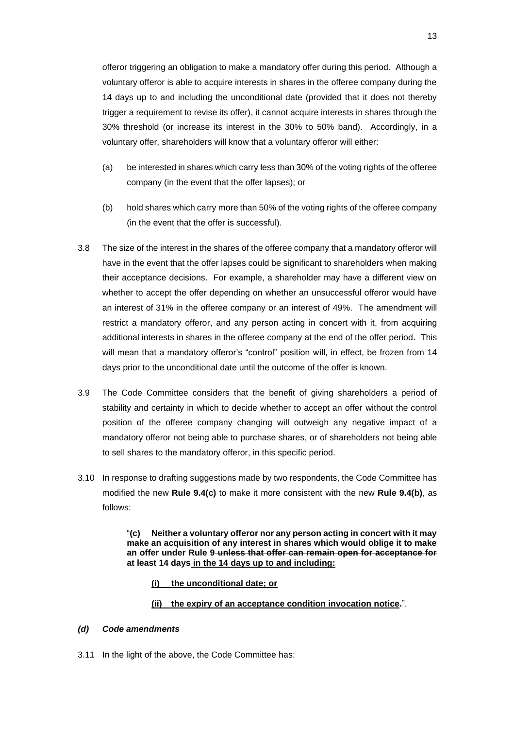offeror triggering an obligation to make a mandatory offer during this period. Although a voluntary offeror is able to acquire interests in shares in the offeree company during the 14 days up to and including the unconditional date (provided that it does not thereby trigger a requirement to revise its offer), it cannot acquire interests in shares through the 30% threshold (or increase its interest in the 30% to 50% band). Accordingly, in a voluntary offer, shareholders will know that a voluntary offeror will either:

(a) be interested in shares which carry less than 30% of the voting rights of the offeree company (in the event that the offer lapses); or

(b) hold shares which carry more than 50% of the voting rights of the offeree company (in the event that the offer is successful).

3.8 The size of the interest in the shares of the offeree company that a mandatory offeror will have in the event that the offer lapses could be significant to shareholders when making their acceptance decisions. For example, a shareholder may have a different view on whether to accept the offer depending on whether an unsuccessful offeror would have an interest of 31% in the offeree company or an interest of 49%. The amendment will restrict a mandatory offeror, and any person acting in concert with it, from acquiring additional interests in shares in the offeree company at the end of the offer period. This will mean that a mandatory offeror's "control" position will, in effect, be frozen from 14 days prior to the unconditional date until the outcome of the offer is known.

3.9 The Code Committee considers that the benefit of giving shareholders a period of stability and certainty in which to decide whether to accept an offer without the control position of the offeree company changing will outweigh any negative impact of a mandatory offeror not being able to purchase shares, or of shareholders not being able to sell shares to the mandatory offeror, in this specific period.

3.10 In response to drafting suggestions made by two respondents, the Code Committee has modified the new **Rule 9.4(c)** to make it more consistent with the new **Rule 9.4(b)**, as follows:

> "**(c) Neither a voluntary offeror nor any person acting in concert with it may make an acquisition of any interest in shares which would oblige it to make an offer under Rule 9 ~~unless that offer can remain open for acceptance for at least 14 days~~ <u>in the 14 days up to and including:</u>**
>
> **<u>(i) the unconditional date; or</u>**
>
> **<u>(ii) the expiry of an acceptance condition invocation notice</u>.**".

### *(d) Code amendments*

3.11 In the light of the above, the Code Committee has: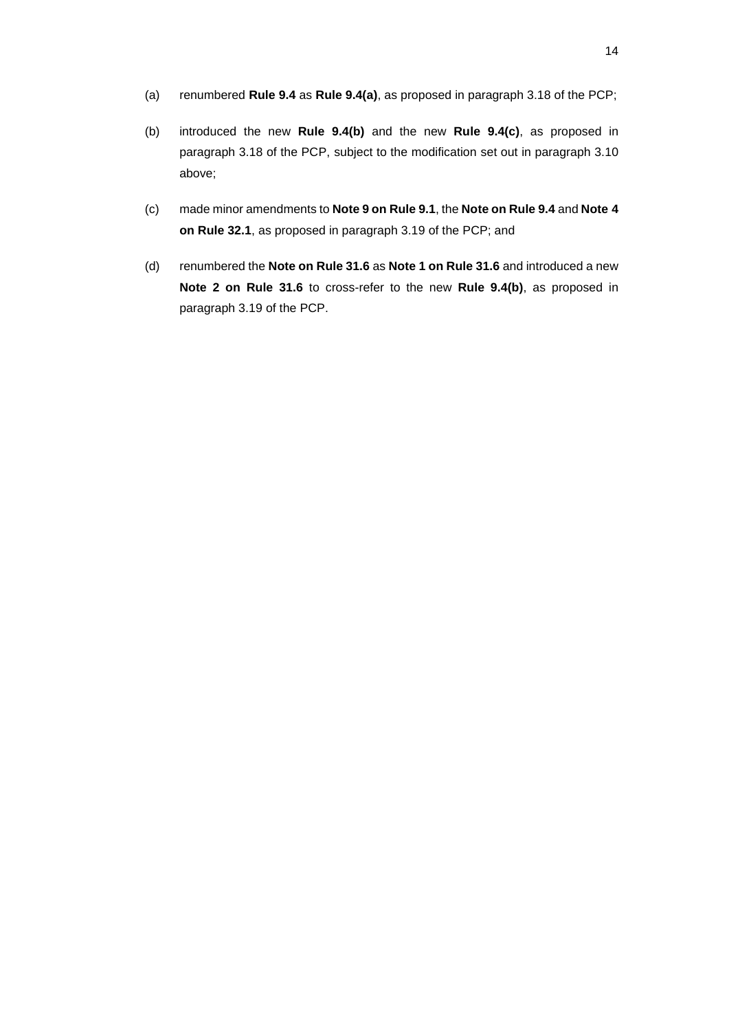(a) renumbered **Rule 9.4** as **Rule 9.4(a)**, as proposed in paragraph 3.18 of the PCP;

(b) introduced the new **Rule 9.4(b)** and the new **Rule 9.4(c)**, as proposed in paragraph 3.18 of the PCP, subject to the modification set out in paragraph 3.10 above;

(c) made minor amendments to **Note 9 on Rule 9.1**, the **Note on Rule 9.4** and **Note 4 on Rule 32.1**, as proposed in paragraph 3.19 of the PCP; and

(d) renumbered the **Note on Rule 31.6** as **Note 1 on Rule 31.6** and introduced a new **Note 2 on Rule 31.6** to cross-refer to the new **Rule 9.4(b)**, as proposed in paragraph 3.19 of the PCP.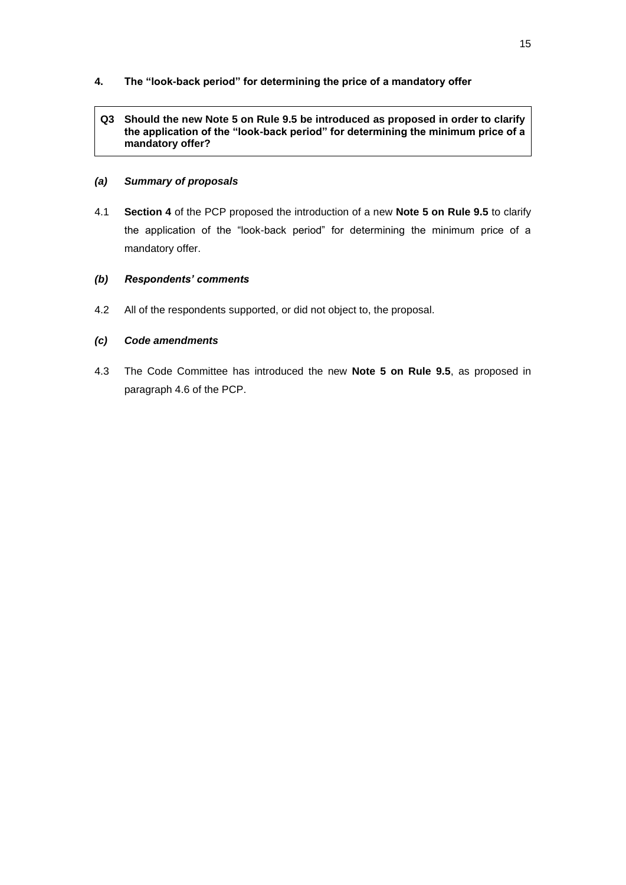## 4. The "look-back period" for determining the price of a mandatory offer

**Q3 Should the new Note 5 on Rule 9.5 be introduced as proposed in order to clarify the application of the "look-back period" for determining the minimum price of a mandatory offer?**

### *(a) Summary of proposals*

4.1 **Section 4** of the PCP proposed the introduction of a new **Note 5 on Rule 9.5** to clarify the application of the "look-back period" for determining the minimum price of a mandatory offer.

### *(b) Respondents' comments*

4.2 All of the respondents supported, or did not object to, the proposal.

### *(c) Code amendments*

4.3 The Code Committee has introduced the new **Note 5 on Rule 9.5**, as proposed in paragraph 4.6 of the PCP.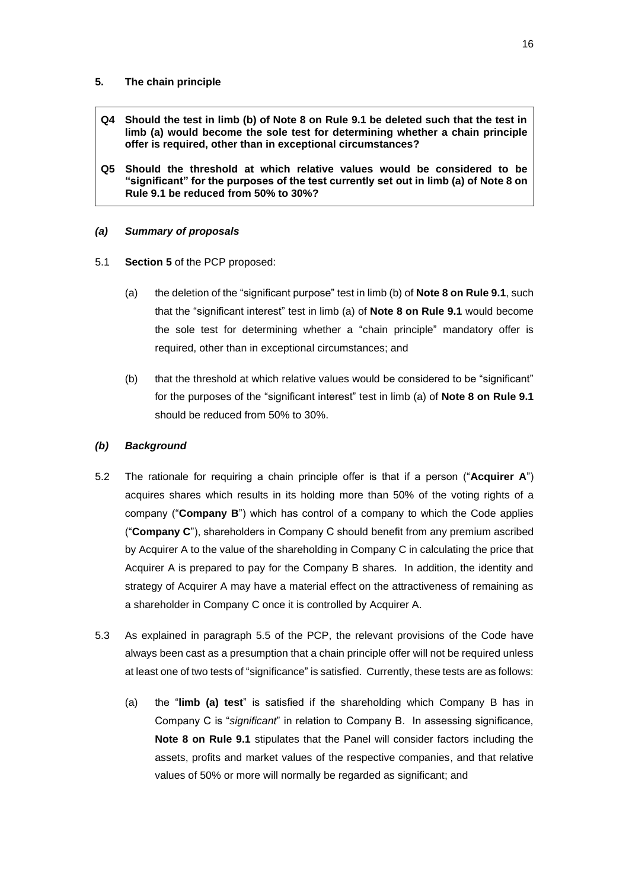## 5. The chain principle

> **Q4 Should the test in limb (b) of Note 8 on Rule 9.1 be deleted such that the test in limb (a) would become the sole test for determining whether a chain principle offer is required, other than in exceptional circumstances?**
>
> **Q5 Should the threshold at which relative values would be considered to be "significant" for the purposes of the test currently set out in limb (a) of Note 8 on Rule 9.1 be reduced from 50% to 30%?**

### *(a) Summary of proposals*

5.1 **Section 5** of the PCP proposed:

(a) the deletion of the "significant purpose" test in limb (b) of **Note 8 on Rule 9.1**, such that the "significant interest" test in limb (a) of **Note 8 on Rule 9.1** would become the sole test for determining whether a "chain principle" mandatory offer is required, other than in exceptional circumstances; and

(b) that the threshold at which relative values would be considered to be "significant" for the purposes of the "significant interest" test in limb (a) of **Note 8 on Rule 9.1** should be reduced from 50% to 30%.

### *(b) Background*

5.2 The rationale for requiring a chain principle offer is that if a person ("**Acquirer A**") acquires shares which results in its holding more than 50% of the voting rights of a company ("**Company B**") which has control of a company to which the Code applies ("**Company C**"), shareholders in Company C should benefit from any premium ascribed by Acquirer A to the value of the shareholding in Company C in calculating the price that Acquirer A is prepared to pay for the Company B shares. In addition, the identity and strategy of Acquirer A may have a material effect on the attractiveness of remaining as a shareholder in Company C once it is controlled by Acquirer A.

5.3 As explained in paragraph 5.5 of the PCP, the relevant provisions of the Code have always been cast as a presumption that a chain principle offer will not be required unless at least one of two tests of "significance" is satisfied. Currently, these tests are as follows:

(a) the "**limb (a) test**" is satisfied if the shareholding which Company B has in Company C is "*significant*" in relation to Company B. In assessing significance, **Note 8 on Rule 9.1** stipulates that the Panel will consider factors including the assets, profits and market values of the respective companies, and that relative values of 50% or more will normally be regarded as significant; and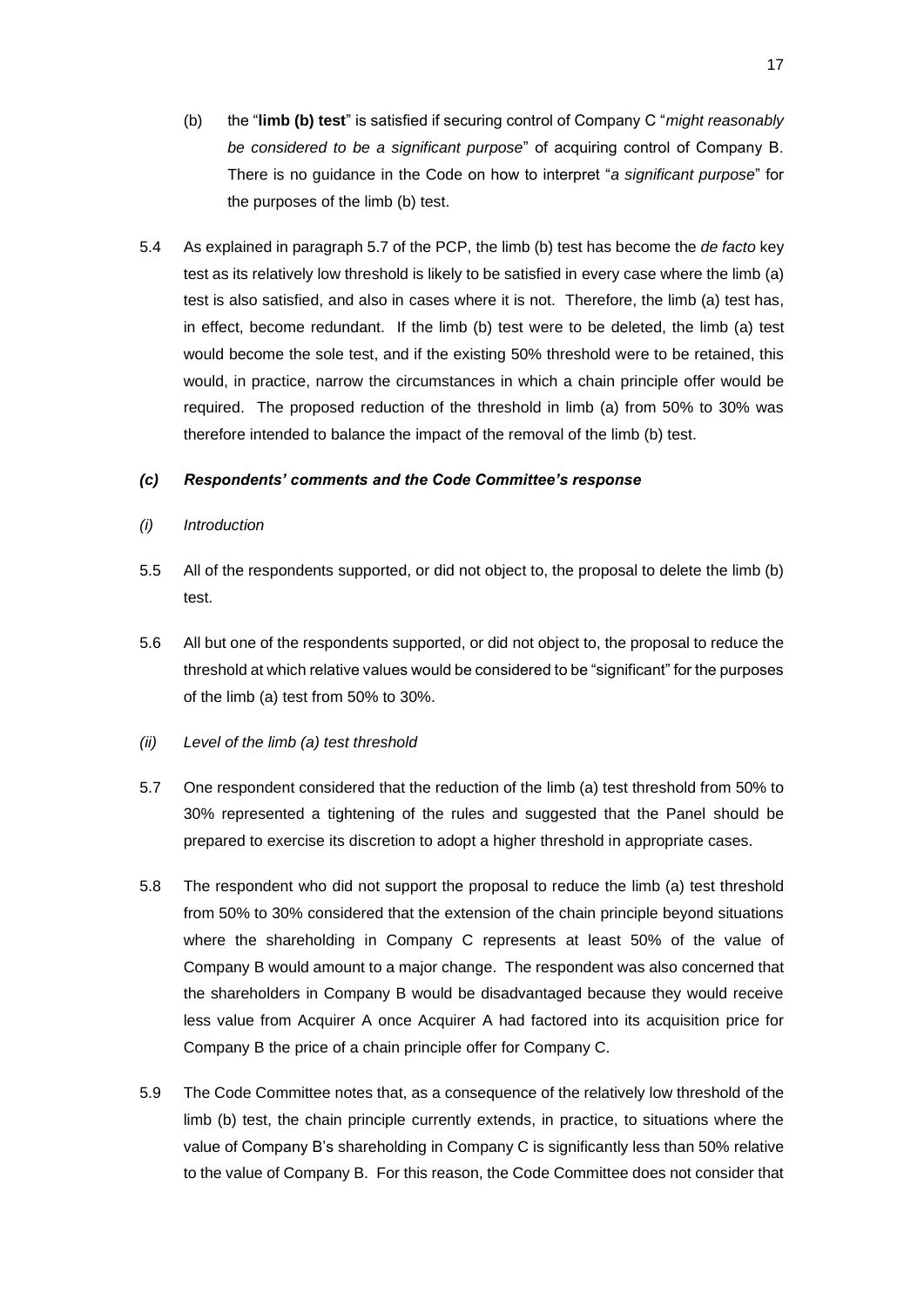(b) the "**limb (b) test**" is satisfied if securing control of Company C "*might reasonably be considered to be a significant purpose*" of acquiring control of Company B. There is no guidance in the Code on how to interpret "*a significant purpose*" for the purposes of the limb (b) test.

5.4 As explained in paragraph 5.7 of the PCP, the limb (b) test has become the *de facto* key test as its relatively low threshold is likely to be satisfied in every case where the limb (a) test is also satisfied, and also in cases where it is not. Therefore, the limb (a) test has, in effect, become redundant. If the limb (b) test were to be deleted, the limb (a) test would become the sole test, and if the existing 50% threshold were to be retained, this would, in practice, narrow the circumstances in which a chain principle offer would be required. The proposed reduction of the threshold in limb (a) from 50% to 30% was therefore intended to balance the impact of the removal of the limb (b) test.

### *(c) Respondents' comments and the Code Committee's response*

*(i) Introduction*

5.5 All of the respondents supported, or did not object to, the proposal to delete the limb (b) test.

5.6 All but one of the respondents supported, or did not object to, the proposal to reduce the threshold at which relative values would be considered to be "significant" for the purposes of the limb (a) test from 50% to 30%.

*(ii) Level of the limb (a) test threshold*

5.7 One respondent considered that the reduction of the limb (a) test threshold from 50% to 30% represented a tightening of the rules and suggested that the Panel should be prepared to exercise its discretion to adopt a higher threshold in appropriate cases.

5.8 The respondent who did not support the proposal to reduce the limb (a) test threshold from 50% to 30% considered that the extension of the chain principle beyond situations where the shareholding in Company C represents at least 50% of the value of Company B would amount to a major change. The respondent was also concerned that the shareholders in Company B would be disadvantaged because they would receive less value from Acquirer A once Acquirer A had factored into its acquisition price for Company B the price of a chain principle offer for Company C.

5.9 The Code Committee notes that, as a consequence of the relatively low threshold of the limb (b) test, the chain principle currently extends, in practice, to situations where the value of Company B's shareholding in Company C is significantly less than 50% relative to the value of Company B. For this reason, the Code Committee does not consider that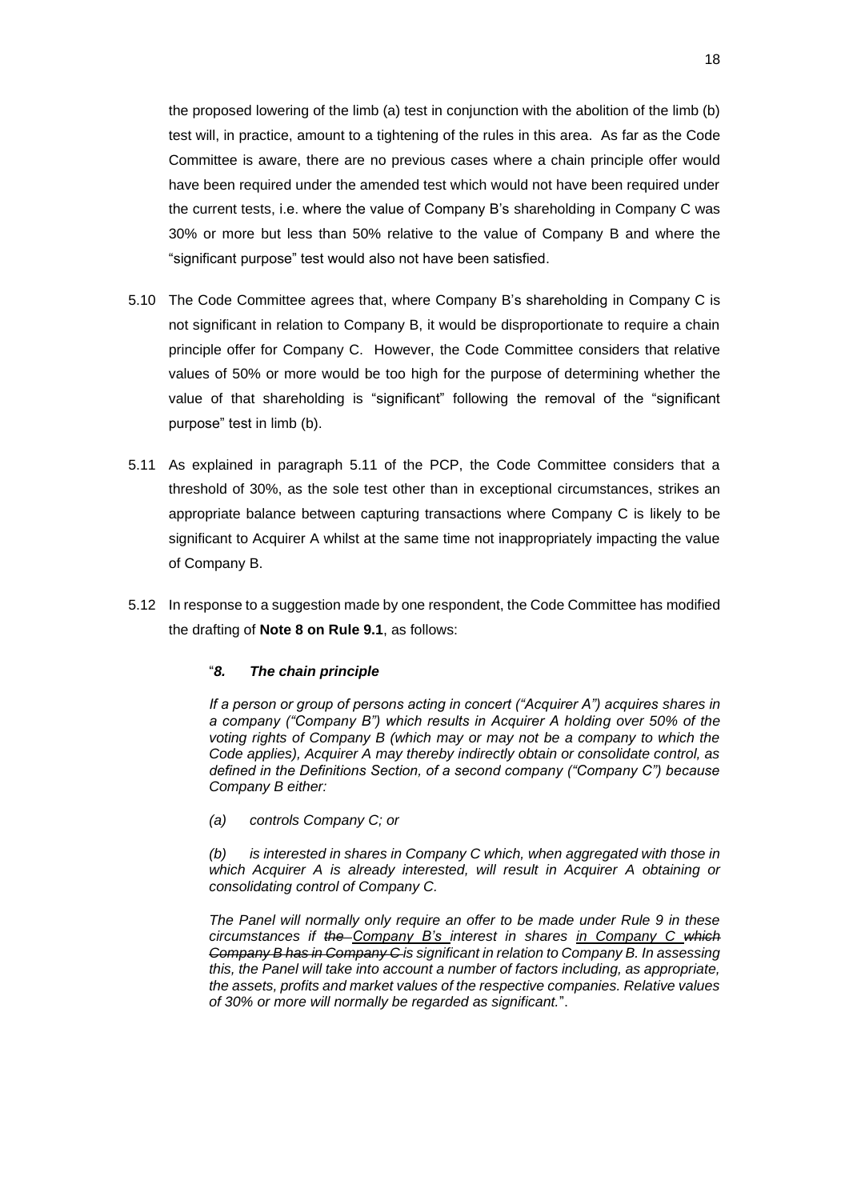the proposed lowering of the limb (a) test in conjunction with the abolition of the limb (b) test will, in practice, amount to a tightening of the rules in this area. As far as the Code Committee is aware, there are no previous cases where a chain principle offer would have been required under the amended test which would not have been required under the current tests, i.e. where the value of Company B's shareholding in Company C was 30% or more but less than 50% relative to the value of Company B and where the "significant purpose" test would also not have been satisfied.

5.10 The Code Committee agrees that, where Company B's shareholding in Company C is not significant in relation to Company B, it would be disproportionate to require a chain principle offer for Company C. However, the Code Committee considers that relative values of 50% or more would be too high for the purpose of determining whether the value of that shareholding is "significant" following the removal of the "significant purpose" test in limb (b).

5.11 As explained in paragraph 5.11 of the PCP, the Code Committee considers that a threshold of 30%, as the sole test other than in exceptional circumstances, strikes an appropriate balance between capturing transactions where Company C is likely to be significant to Acquirer A whilst at the same time not inappropriately impacting the value of Company B.

5.12 In response to a suggestion made by one respondent, the Code Committee has modified the drafting of **Note 8 on Rule 9.1**, as follows:

> "***8. The chain principle***
>
> *If a person or group of persons acting in concert ("Acquirer A") acquires shares in a company ("Company B") which results in Acquirer A holding over 50% of the voting rights of Company B (which may or may not be a company to which the Code applies), Acquirer A may thereby indirectly obtain or consolidate control, as defined in the Definitions Section, of a second company ("Company C") because Company B either:*
>
> *(a) controls Company C; or*
>
> *(b) is interested in shares in Company C which, when aggregated with those in which Acquirer A is already interested, will result in Acquirer A obtaining or consolidating control of Company C.*
>
> *The Panel will normally only require an offer to be made under Rule 9 in these circumstances if ~~the~~ <u>Company B's</u> interest in shares <u>in Company C</u> ~~which Company B has in Company C~~ is significant in relation to Company B. In assessing this, the Panel will take into account a number of factors including, as appropriate, the assets, profits and market values of the respective companies. Relative values of 30% or more will normally be regarded as significant.*".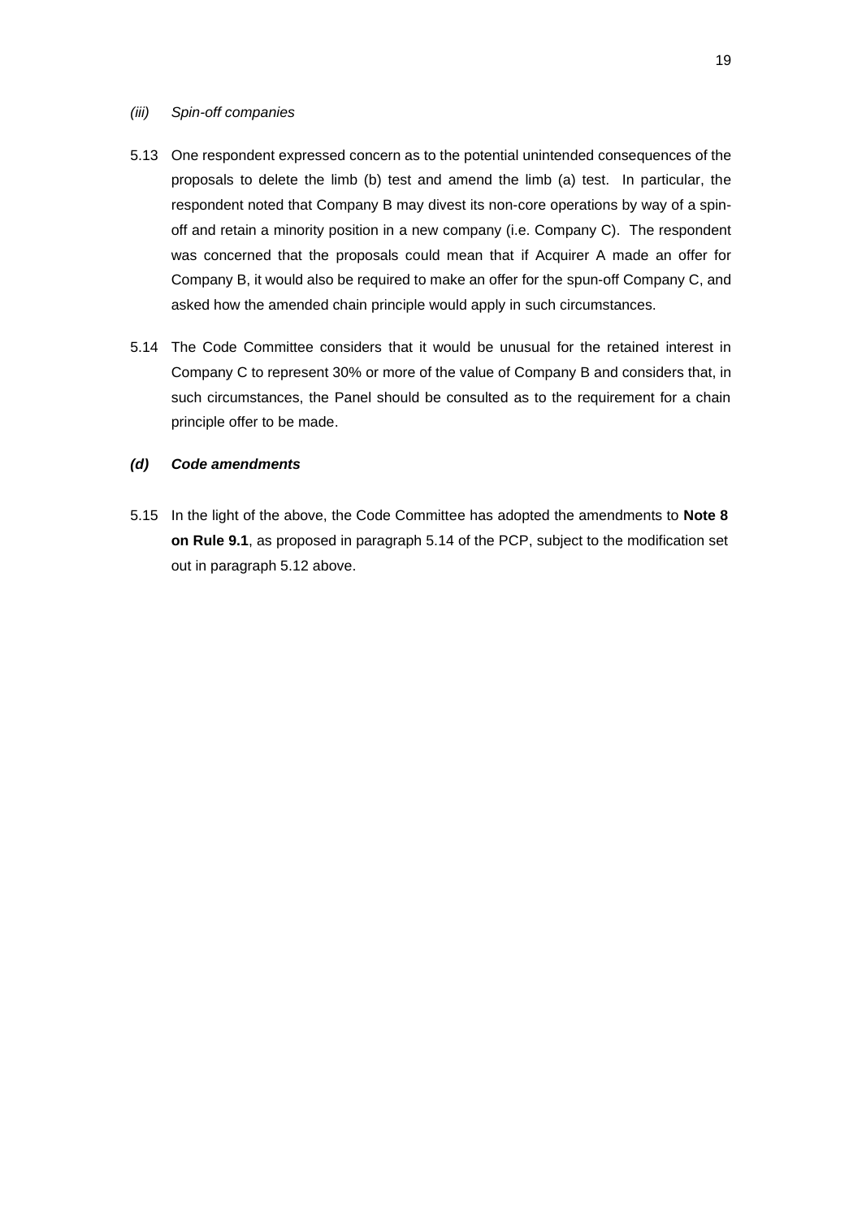*(iii) Spin-off companies*

5.13 One respondent expressed concern as to the potential unintended consequences of the proposals to delete the limb (b) test and amend the limb (a) test. In particular, the respondent noted that Company B may divest its non-core operations by way of a spin-off and retain a minority position in a new company (i.e. Company C). The respondent was concerned that the proposals could mean that if Acquirer A made an offer for Company B, it would also be required to make an offer for the spun-off Company C, and asked how the amended chain principle would apply in such circumstances.

5.14 The Code Committee considers that it would be unusual for the retained interest in Company C to represent 30% or more of the value of Company B and considers that, in such circumstances, the Panel should be consulted as to the requirement for a chain principle offer to be made.

***(d) Code amendments***

5.15 In the light of the above, the Code Committee has adopted the amendments to **Note 8 on Rule 9.1**, as proposed in paragraph 5.14 of the PCP, subject to the modification set out in paragraph 5.12 above.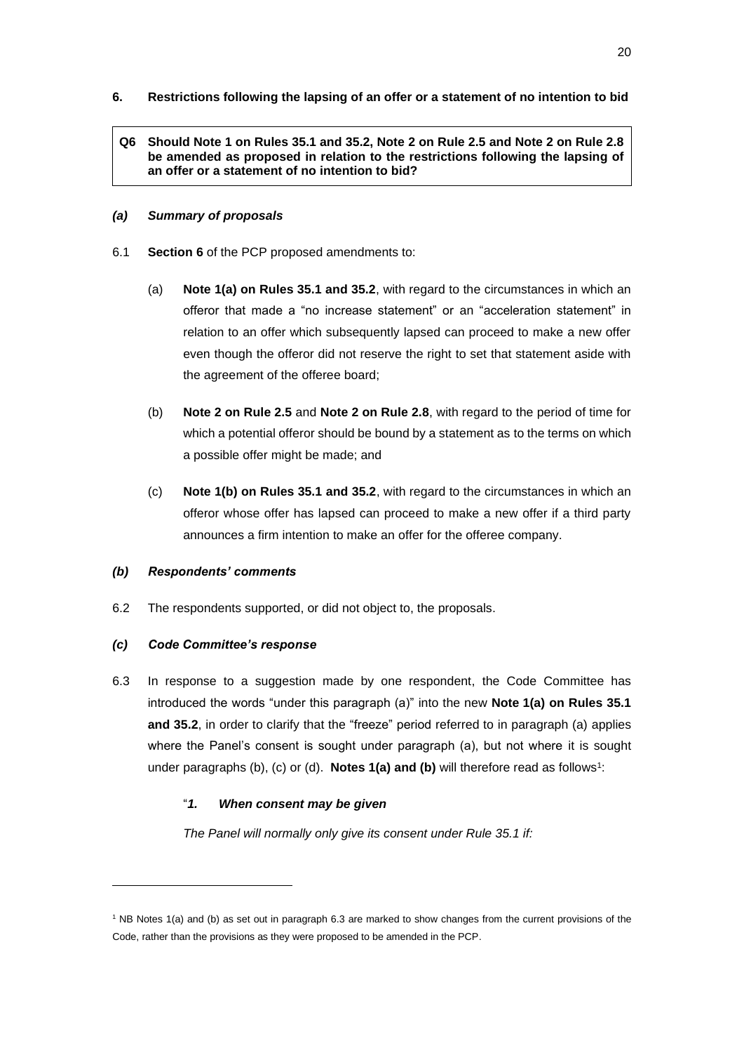## 6. Restrictions following the lapsing of an offer or a statement of no intention to bid

**Q6 Should Note 1 on Rules 35.1 and 35.2, Note 2 on Rule 2.5 and Note 2 on Rule 2.8 be amended as proposed in relation to the restrictions following the lapsing of an offer or a statement of no intention to bid?**

### *(a) Summary of proposals*

6.1 **Section 6** of the PCP proposed amendments to:

(a) **Note 1(a) on Rules 35.1 and 35.2**, with regard to the circumstances in which an offeror that made a "no increase statement" or an "acceleration statement" in relation to an offer which subsequently lapsed can proceed to make a new offer even though the offeror did not reserve the right to set that statement aside with the agreement of the offeree board;

(b) **Note 2 on Rule 2.5** and **Note 2 on Rule 2.8**, with regard to the period of time for which a potential offeror should be bound by a statement as to the terms on which a possible offer might be made; and

(c) **Note 1(b) on Rules 35.1 and 35.2**, with regard to the circumstances in which an offeror whose offer has lapsed can proceed to make a new offer if a third party announces a firm intention to make an offer for the offeree company.

### *(b) Respondents' comments*

6.2 The respondents supported, or did not object to, the proposals.

### *(c) Code Committee's response*

6.3 In response to a suggestion made by one respondent, the Code Committee has introduced the words "under this paragraph (a)" into the new **Note 1(a) on Rules 35.1 and 35.2**, in order to clarify that the "freeze" period referred to in paragraph (a) applies where the Panel's consent is sought under paragraph (a), but not where it is sought under paragraphs (b), (c) or (d). **Notes 1(a) and (b)** will therefore read as follows[1]:

"***1. When consent may be given***

*The Panel will normally only give its consent under Rule 35.1 if:*

[1] NB Notes 1(a) and (b) as set out in paragraph 6.3 are marked to show changes from the current provisions of the Code, rather than the provisions as they were proposed to be amended in the PCP.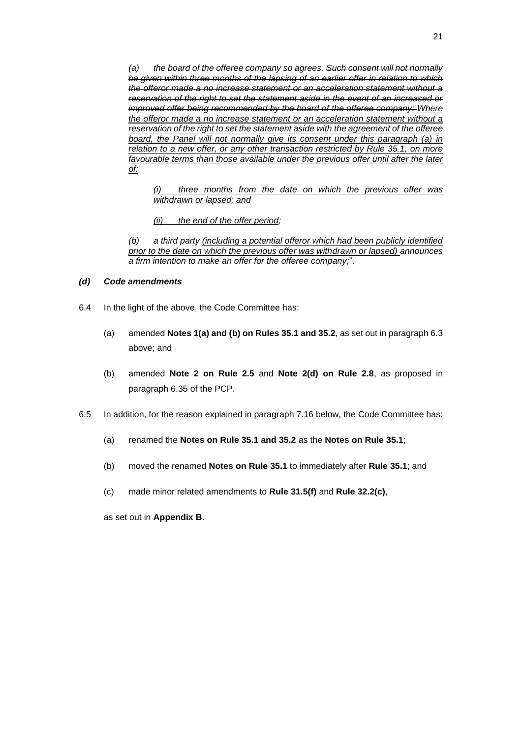*(a) the board of the offeree company so agrees. ~~Such consent will not normally be given within three months of the lapsing of an earlier offer in relation to which the offeror made a no increase statement or an acceleration statement without a reservation of the right to set the statement aside in the event of an increased or improved offer being recommended by the board of the offeree company;~~ <u>Where the offeror made a no increase statement or an acceleration statement without a reservation of the right to set the statement aside with the agreement of the offeree board, the Panel will not normally give its consent under this paragraph (a) in relation to a new offer, or any other transaction restricted by Rule 35.1, on more favourable terms than those available under the previous offer until after the later of:</u>*

> *<u>(i) three months from the date on which the previous offer was withdrawn or lapsed; and</u>*
>
> *<u>(ii) the end of the offer period</u>;*

*(b) a third party <u>(including a potential offeror which had been publicly identified prior to the date on which the previous offer was withdrawn or lapsed)</u> announces a firm intention to make an offer for the offeree company;*".

### *(d) Code amendments*

6.4 In the light of the above, the Code Committee has:

(a) amended **Notes 1(a) and (b) on Rules 35.1 and 35.2**, as set out in paragraph 6.3 above; and

(b) amended **Note 2 on Rule 2.5** and **Note 2(d) on Rule 2.8**, as proposed in paragraph 6.35 of the PCP.

6.5 In addition, for the reason explained in paragraph 7.16 below, the Code Committee has:

(a) renamed the **Notes on Rule 35.1 and 35.2** as the **Notes on Rule 35.1**;

(b) moved the renamed **Notes on Rule 35.1** to immediately after **Rule 35.1**; and

(c) made minor related amendments to **Rule 31.5(f)** and **Rule 32.2(c)**,

as set out in **Appendix B**.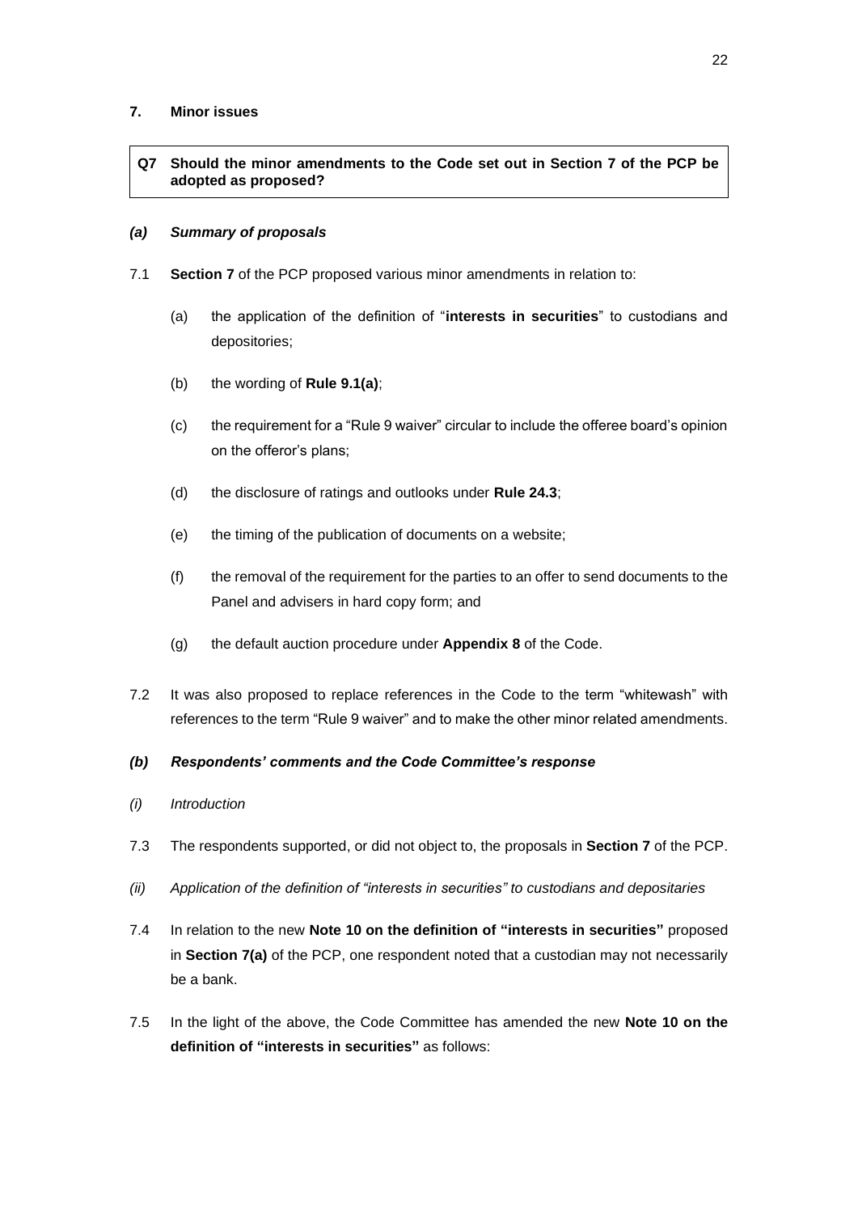## 7. Minor issues

> **Q7 Should the minor amendments to the Code set out in Section 7 of the PCP be adopted as proposed?**

### *(a) Summary of proposals*

7.1 **Section 7** of the PCP proposed various minor amendments in relation to:

(a) the application of the definition of "**interests in securities**" to custodians and depositories;

(b) the wording of **Rule 9.1(a)**;

(c) the requirement for a "Rule 9 waiver" circular to include the offeree board's opinion on the offeror's plans;

(d) the disclosure of ratings and outlooks under **Rule 24.3**;

(e) the timing of the publication of documents on a website;

(f) the removal of the requirement for the parties to an offer to send documents to the Panel and advisers in hard copy form; and

(g) the default auction procedure under **Appendix 8** of the Code.

7.2 It was also proposed to replace references in the Code to the term "whitewash" with references to the term "Rule 9 waiver" and to make the other minor related amendments.

### *(b) Respondents' comments and the Code Committee's response*

*(i) Introduction*

7.3 The respondents supported, or did not object to, the proposals in **Section 7** of the PCP.

*(ii) Application of the definition of "interests in securities" to custodians and depositaries*

7.4 In relation to the new **Note 10 on the definition of "interests in securities"** proposed in **Section 7(a)** of the PCP, one respondent noted that a custodian may not necessarily be a bank.

7.5 In the light of the above, the Code Committee has amended the new **Note 10 on the definition of "interests in securities"** as follows: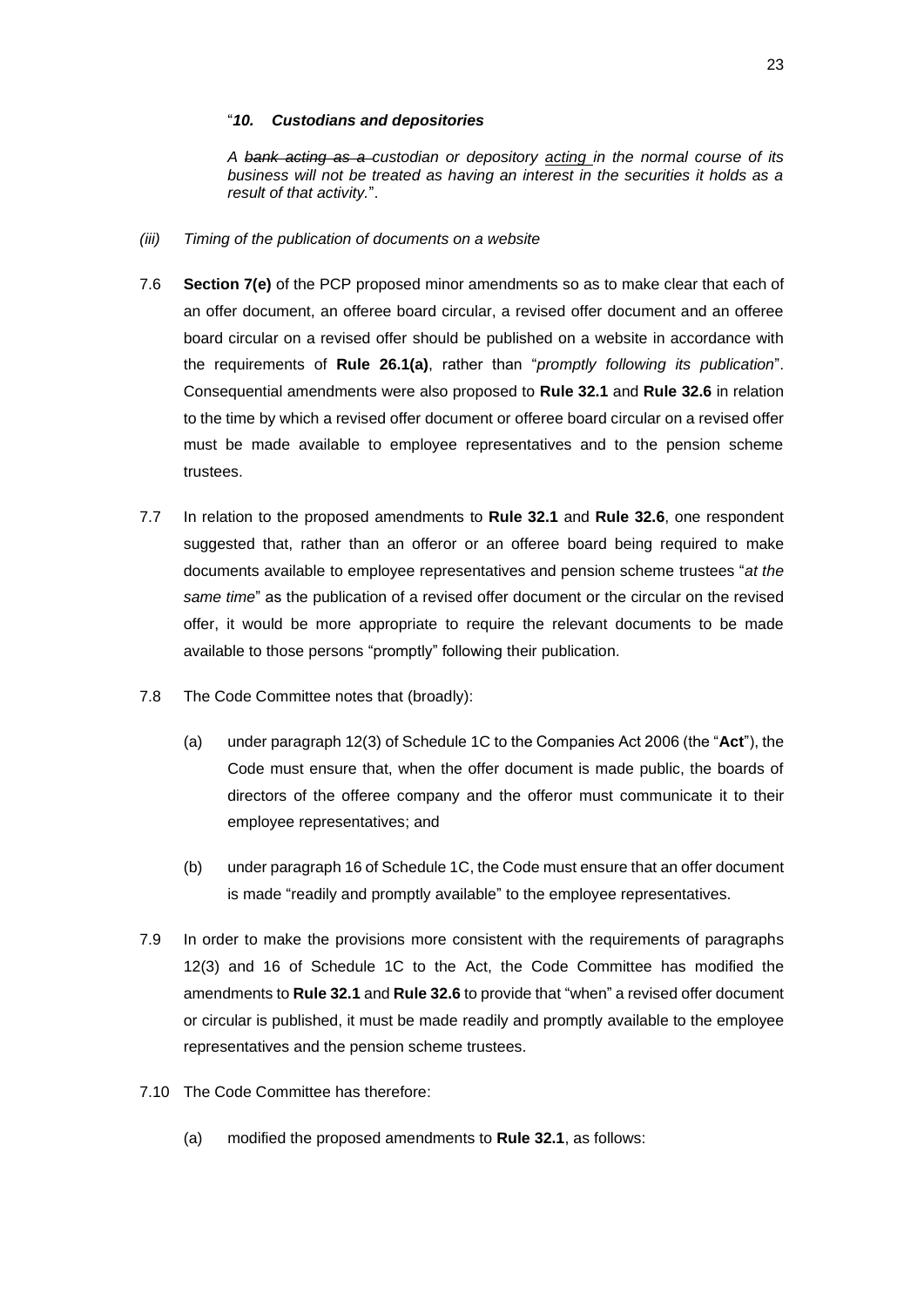"***10. Custodians and depositories***

*A ~~bank acting as a~~ custodian or depository <u>acting</u> in the normal course of its business will not be treated as having an interest in the securities it holds as a result of that activity.*".

*(iii) Timing of the publication of documents on a website*

7.6 **Section 7(e)** of the PCP proposed minor amendments so as to make clear that each of an offer document, an offeree board circular, a revised offer document and an offeree board circular on a revised offer should be published on a website in accordance with the requirements of **Rule 26.1(a)**, rather than "*promptly following its publication*". Consequential amendments were also proposed to **Rule 32.1** and **Rule 32.6** in relation to the time by which a revised offer document or offeree board circular on a revised offer must be made available to employee representatives and to the pension scheme trustees.

7.7 In relation to the proposed amendments to **Rule 32.1** and **Rule 32.6**, one respondent suggested that, rather than an offeror or an offeree board being required to make documents available to employee representatives and pension scheme trustees "*at the same time*" as the publication of a revised offer document or the circular on the revised offer, it would be more appropriate to require the relevant documents to be made available to those persons "promptly" following their publication.

7.8 The Code Committee notes that (broadly):

(a) under paragraph 12(3) of Schedule 1C to the Companies Act 2006 (the "**Act**"), the Code must ensure that, when the offer document is made public, the boards of directors of the offeree company and the offeror must communicate it to their employee representatives; and

(b) under paragraph 16 of Schedule 1C, the Code must ensure that an offer document is made "readily and promptly available" to the employee representatives.

7.9 In order to make the provisions more consistent with the requirements of paragraphs 12(3) and 16 of Schedule 1C to the Act, the Code Committee has modified the amendments to **Rule 32.1** and **Rule 32.6** to provide that "when" a revised offer document or circular is published, it must be made readily and promptly available to the employee representatives and the pension scheme trustees.

7.10 The Code Committee has therefore:

(a) modified the proposed amendments to **Rule 32.1**, as follows: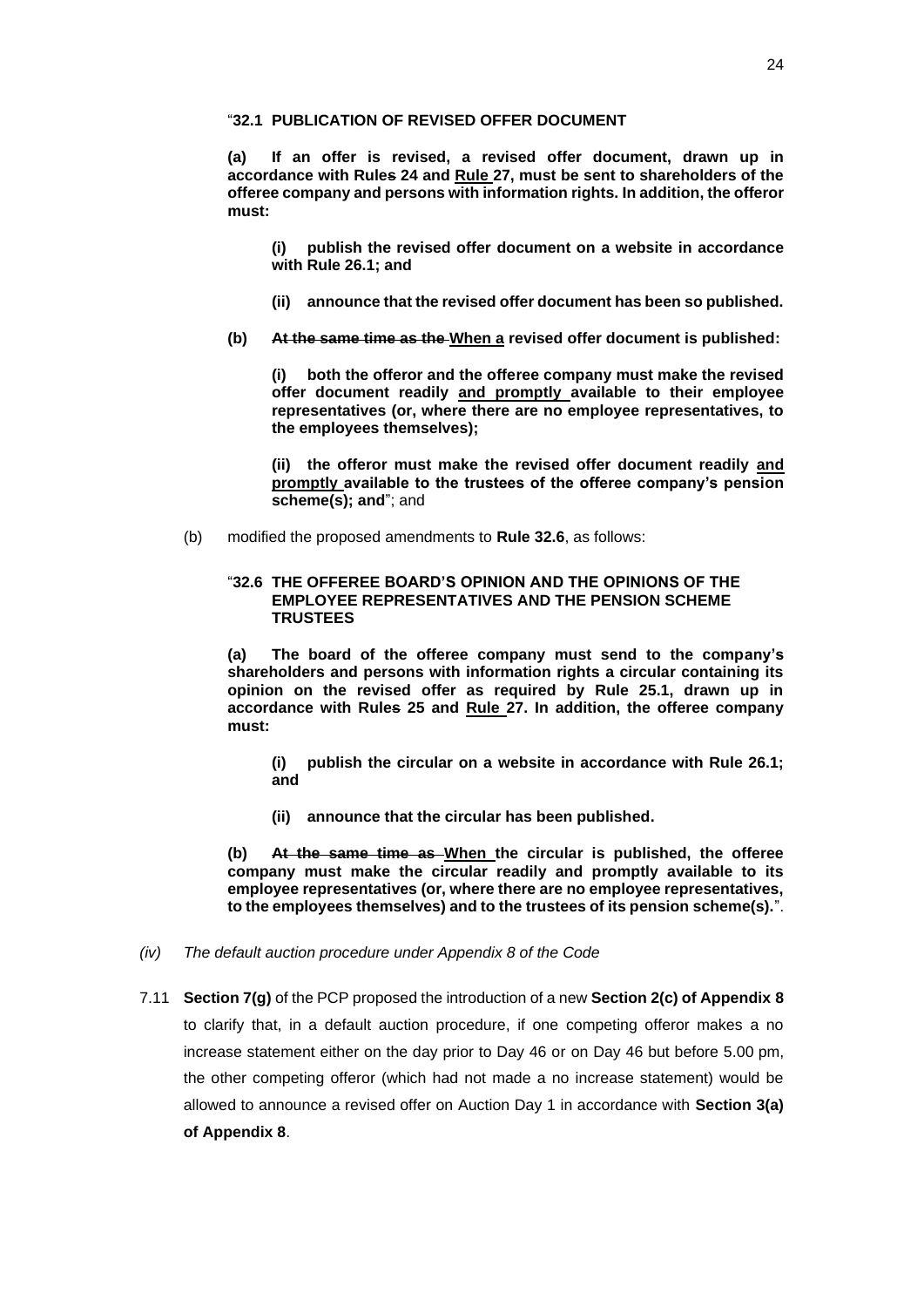"**32.1 PUBLICATION OF REVISED OFFER DOCUMENT**

**(a) If an offer is revised, a revised offer document, drawn up in accordance with Rules ~~s~~ 24 and <u>Rule</u> 27, must be sent to shareholders of the offeree company and persons with information rights. In addition, the offeror must:**

> **(i) publish the revised offer document on a website in accordance with Rule 26.1; and**
>
> **(ii) announce that the revised offer document has been so published.**

**(b) ~~At the same time as the~~ <u>When a</u> revised offer document is published:**

> **(i) both the offeror and the offeree company must make the revised offer document readily <u>and promptly</u> available to their employee representatives (or, where there are no employee representatives, to the employees themselves);**
>
> **(ii) the offeror must make the revised offer document readily <u>and promptly</u> available to the trustees of the offeree company's pension scheme(s); and**"; and

(b) modified the proposed amendments to **Rule 32.6**, as follows:

"**32.6 THE OFFEREE BOARD'S OPINION AND THE OPINIONS OF THE EMPLOYEE REPRESENTATIVES AND THE PENSION SCHEME TRUSTEES**

**(a) The board of the offeree company must send to the company's shareholders and persons with information rights a circular containing its opinion on the revised offer as required by Rule 25.1, drawn up in accordance with Rules ~~s~~ 25 and <u>Rule</u> 27. In addition, the offeree company must:**

> **(i) publish the circular on a website in accordance with Rule 26.1; and**
>
> **(ii) announce that the circular has been published.**

**(b) ~~At the same time as~~ <u>When</u> the circular is published, the offeree company must make the circular readily and promptly available to its employee representatives (or, where there are no employee representatives, to the employees themselves) and to the trustees of its pension scheme(s).**".

*(iv) The default auction procedure under Appendix 8 of the Code*

7.11 **Section 7(g)** of the PCP proposed the introduction of a new **Section 2(c) of Appendix 8** to clarify that, in a default auction procedure, if one competing offeror makes a no increase statement either on the day prior to Day 46 or on Day 46 but before 5.00 pm, the other competing offeror (which had not made a no increase statement) would be allowed to announce a revised offer on Auction Day 1 in accordance with **Section 3(a) of Appendix 8**.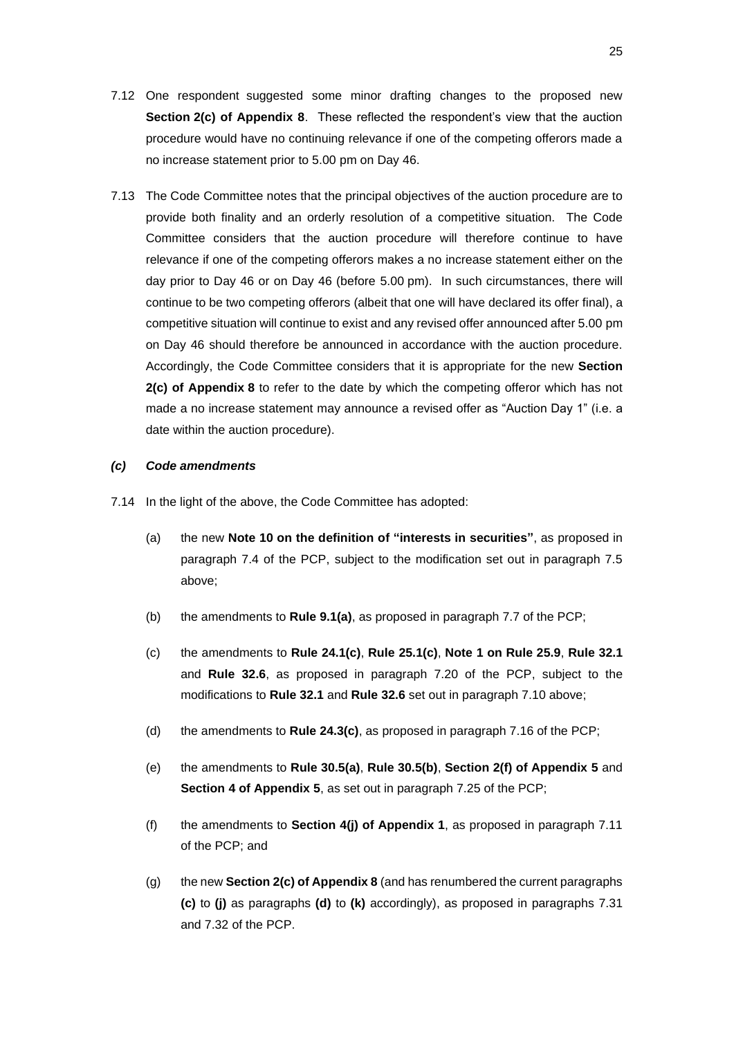7.12 One respondent suggested some minor drafting changes to the proposed new **Section 2(c) of Appendix 8**. These reflected the respondent's view that the auction procedure would have no continuing relevance if one of the competing offerors made a no increase statement prior to 5.00 pm on Day 46.

7.13 The Code Committee notes that the principal objectives of the auction procedure are to provide both finality and an orderly resolution of a competitive situation. The Code Committee considers that the auction procedure will therefore continue to have relevance if one of the competing offerors makes a no increase statement either on the day prior to Day 46 or on Day 46 (before 5.00 pm). In such circumstances, there will continue to be two competing offerors (albeit that one will have declared its offer final), a competitive situation will continue to exist and any revised offer announced after 5.00 pm on Day 46 should therefore be announced in accordance with the auction procedure. Accordingly, the Code Committee considers that it is appropriate for the new **Section 2(c) of Appendix 8** to refer to the date by which the competing offeror which has not made a no increase statement may announce a revised offer as "Auction Day 1" (i.e. a date within the auction procedure).

### *(c) Code amendments*

7.14 In the light of the above, the Code Committee has adopted:

(a) the new **Note 10 on the definition of "interests in securities"**, as proposed in paragraph 7.4 of the PCP, subject to the modification set out in paragraph 7.5 above;

(b) the amendments to **Rule 9.1(a)**, as proposed in paragraph 7.7 of the PCP;

(c) the amendments to **Rule 24.1(c)**, **Rule 25.1(c)**, **Note 1 on Rule 25.9**, **Rule 32.1** and **Rule 32.6**, as proposed in paragraph 7.20 of the PCP, subject to the modifications to **Rule 32.1** and **Rule 32.6** set out in paragraph 7.10 above;

(d) the amendments to **Rule 24.3(c)**, as proposed in paragraph 7.16 of the PCP;

(e) the amendments to **Rule 30.5(a)**, **Rule 30.5(b)**, **Section 2(f) of Appendix 5** and **Section 4 of Appendix 5**, as set out in paragraph 7.25 of the PCP;

(f) the amendments to **Section 4(j) of Appendix 1**, as proposed in paragraph 7.11 of the PCP; and

(g) the new **Section 2(c) of Appendix 8** (and has renumbered the current paragraphs **(c)** to **(j)** as paragraphs **(d)** to **(k)** accordingly), as proposed in paragraphs 7.31 and 7.32 of the PCP.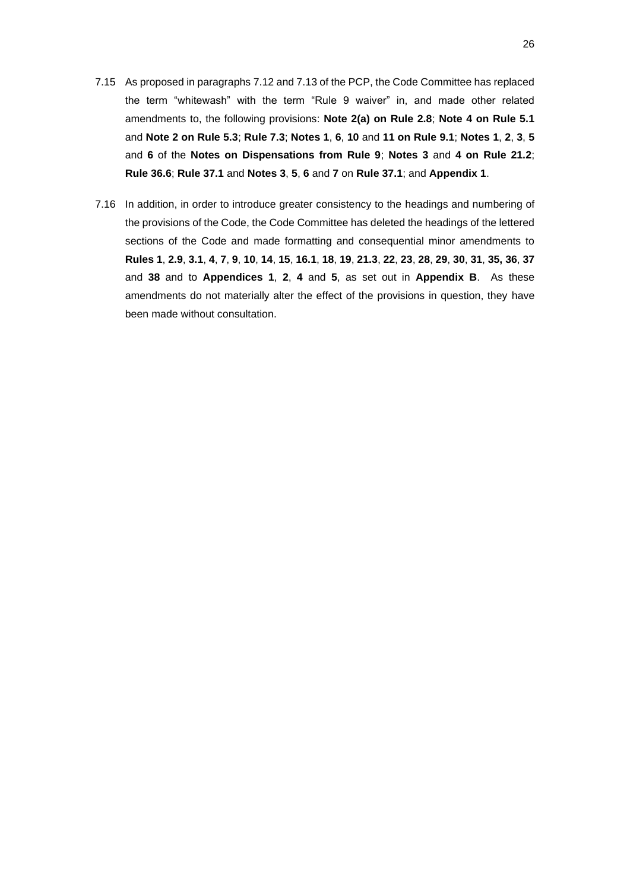7.15 As proposed in paragraphs 7.12 and 7.13 of the PCP, the Code Committee has replaced the term "whitewash" with the term "Rule 9 waiver" in, and made other related amendments to, the following provisions: **Note 2(a) on Rule 2.8**; **Note 4 on Rule 5.1** and **Note 2 on Rule 5.3**; **Rule 7.3**; **Notes 1**, **6**, **10** and **11 on Rule 9.1**; **Notes 1**, **2**, **3**, **5** and **6** of the **Notes on Dispensations from Rule 9**; **Notes 3** and **4 on Rule 21.2**; **Rule 36.6**; **Rule 37.1** and **Notes 3**, **5**, **6** and **7** on **Rule 37.1**; and **Appendix 1**.

7.16 In addition, in order to introduce greater consistency to the headings and numbering of the provisions of the Code, the Code Committee has deleted the headings of the lettered sections of the Code and made formatting and consequential minor amendments to **Rules 1**, **2.9**, **3.1**, **4**, **7**, **9**, **10**, **14**, **15**, **16.1**, **18**, **19**, **21.3**, **22**, **23**, **28**, **29**, **30**, **31**, **35, 36**, **37** and **38** and to **Appendices 1**, **2**, **4** and **5**, as set out in **Appendix B**. As these amendments do not materially alter the effect of the provisions in question, they have been made without consultation.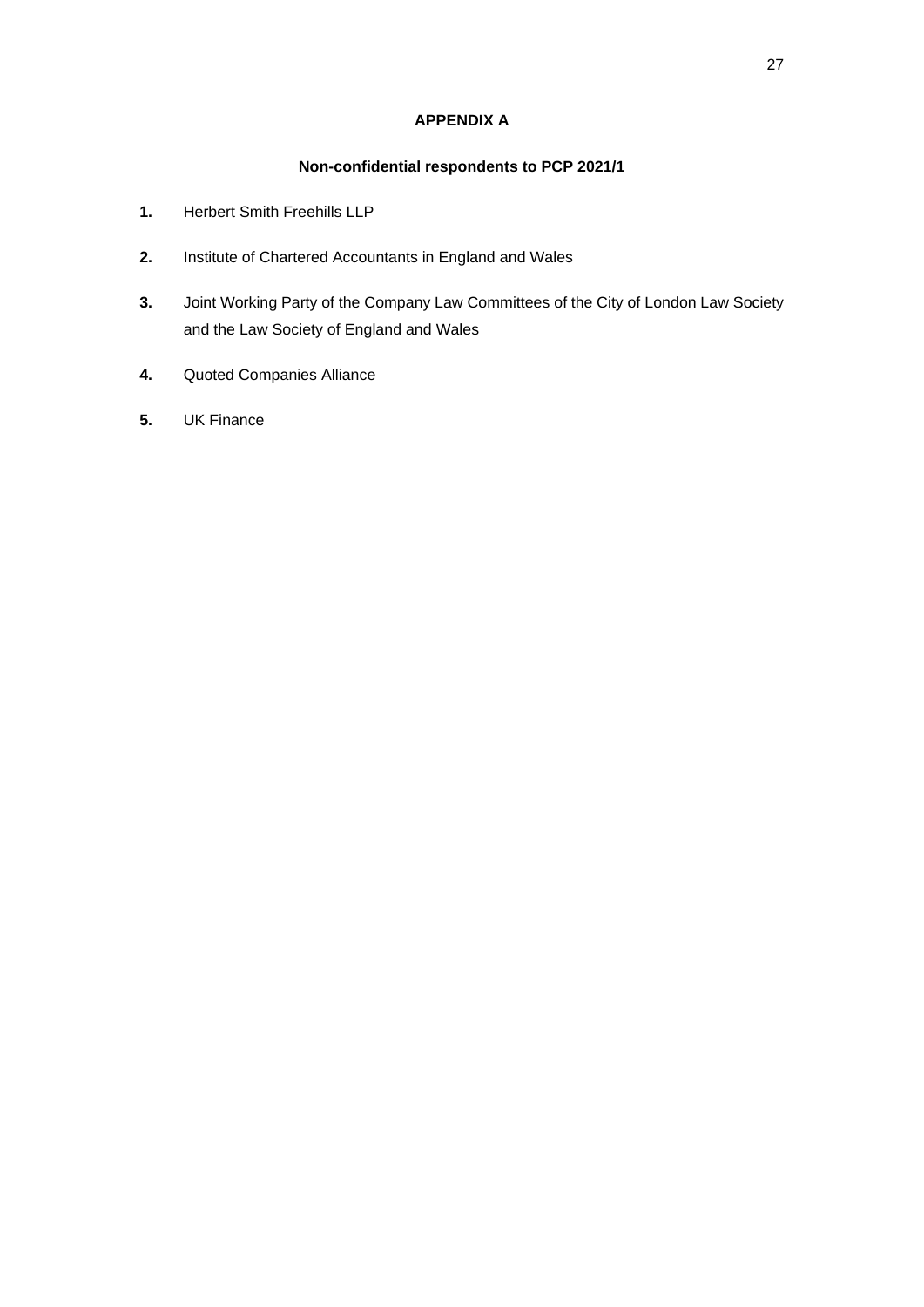# APPENDIX A

## Non-confidential respondents to PCP 2021/1

1. Herbert Smith Freehills LLP
2. Institute of Chartered Accountants in England and Wales
3. Joint Working Party of the Company Law Committees of the City of London Law Society and the Law Society of England and Wales
4. Quoted Companies Alliance
5. UK Finance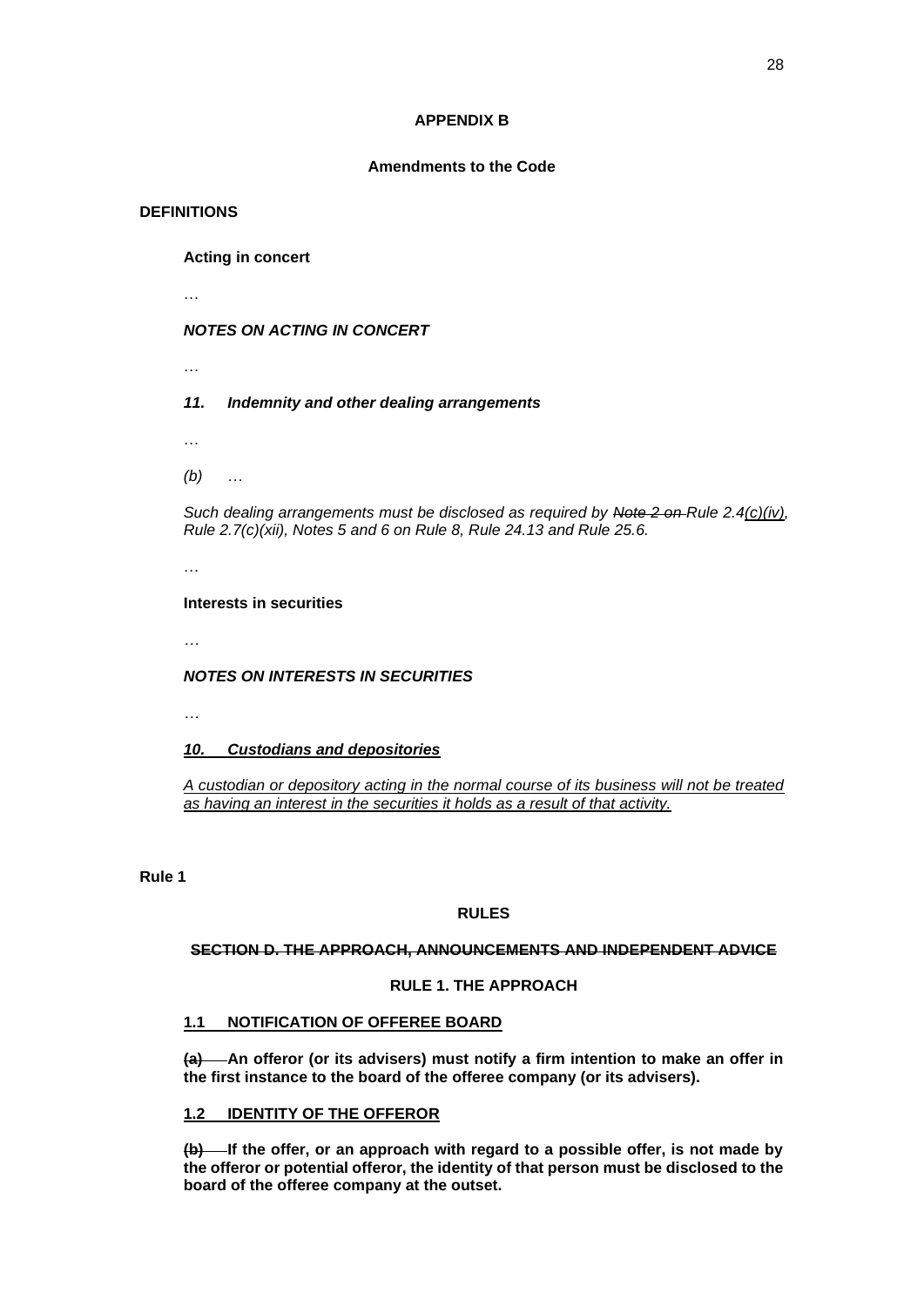# APPENDIX B

## Amendments to the Code

**DEFINITIONS**

**Acting in concert**

…

***NOTES ON ACTING IN CONCERT***

…

***11. Indemnity and other dealing arrangements***

…

*(b)* …

*Such dealing arrangements must be disclosed as required by ~~Note 2 on~~ Rule 2.4<u>(c)(iv)</u>, Rule 2.7(c)(xii), Notes 5 and 6 on Rule 8, Rule 24.13 and Rule 25.6.*

…

**Interests in securities**

*…*

***NOTES ON INTERESTS IN SECURITIES***

*…*

***<u>10. Custodians and depositories</u>***

*<u>A custodian or depository acting in the normal course of its business will not be treated as having an interest in the securities it holds as a result of that activity.</u>*

**Rule 1**

**RULES**

**~~SECTION D. THE APPROACH, ANNOUNCEMENTS AND INDEPENDENT ADVICE~~**

**RULE 1. THE APPROACH**

**<u>1.1 NOTIFICATION OF OFFEREE BOARD</u>**

**~~(a)~~ An offeror (or its advisers) must notify a firm intention to make an offer in the first instance to the board of the offeree company (or its advisers).**

**<u>1.2 IDENTITY OF THE OFFEROR</u>**

**~~(b)~~ If the offer, or an approach with regard to a possible offer, is not made by the offeror or potential offeror, the identity of that person must be disclosed to the board of the offeree company at the outset.**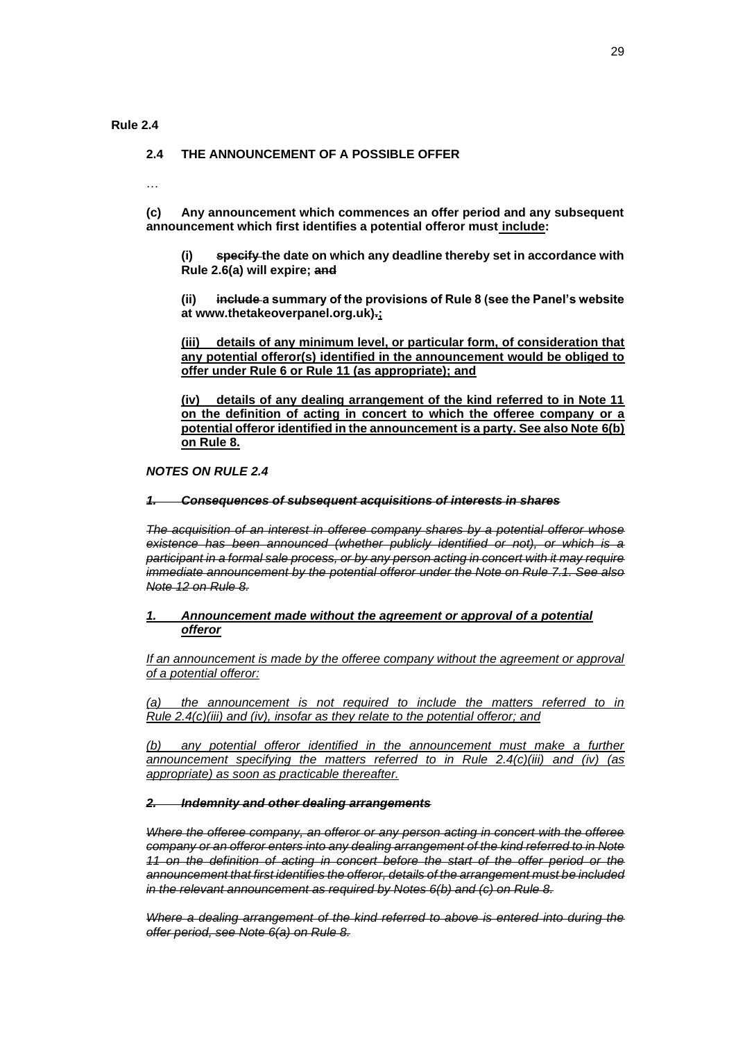**Rule 2.4**

**2.4 THE ANNOUNCEMENT OF A POSSIBLE OFFER**

…

**(c) Any announcement which commences an offer period and any subsequent announcement which first identifies a potential offeror must include:**

**(i) ~~specify~~ the date on which any deadline thereby set in accordance with Rule 2.6(a) will expire; ~~and~~**

**(ii) ~~include~~ a summary of the provisions of Rule 8 (see the Panel's website at www.thetakeoverpanel.org.uk)~~.~~;**

**(iii) details of any minimum level, or particular form, of consideration that any potential offeror(s) identified in the announcement would be obliged to offer under Rule 6 or Rule 11 (as appropriate); and**

**(iv) details of any dealing arrangement of the kind referred to in Note 11 on the definition of acting in concert to which the offeree company or a potential offeror identified in the announcement is a party. See also Note 6(b) on Rule 8.**

***NOTES ON RULE 2.4***

***~~1. Consequences of subsequent acquisitions of interests in shares~~***

*~~The acquisition of an interest in offeree company shares by a potential offeror whose existence has been announced (whether publicly identified or not), or which is a participant in a formal sale process, or by any person acting in concert with it may require immediate announcement by the potential offeror under the Note on Rule 7.1. See also Note 12 on Rule 8.~~*

***1. Announcement made without the agreement or approval of a potential offeror***

*If an announcement is made by the offeree company without the agreement or approval of a potential offeror:*

*(a) the announcement is not required to include the matters referred to in Rule 2.4(c)(iii) and (iv), insofar as they relate to the potential offeror; and*

*(b) any potential offeror identified in the announcement must make a further announcement specifying the matters referred to in Rule 2.4(c)(iii) and (iv) (as appropriate) as soon as practicable thereafter.*

***~~2. Indemnity and other dealing arrangements~~***

*~~Where the offeree company, an offeror or any person acting in concert with the offeree company or an offeror enters into any dealing arrangement of the kind referred to in Note 11 on the definition of acting in concert before the start of the offer period or the announcement that first identifies the offeror, details of the arrangement must be included in the relevant announcement as required by Notes 6(b) and (c) on Rule 8.~~*

*~~Where a dealing arrangement of the kind referred to above is entered into during the offer period, see Note 6(a) on Rule 8.~~*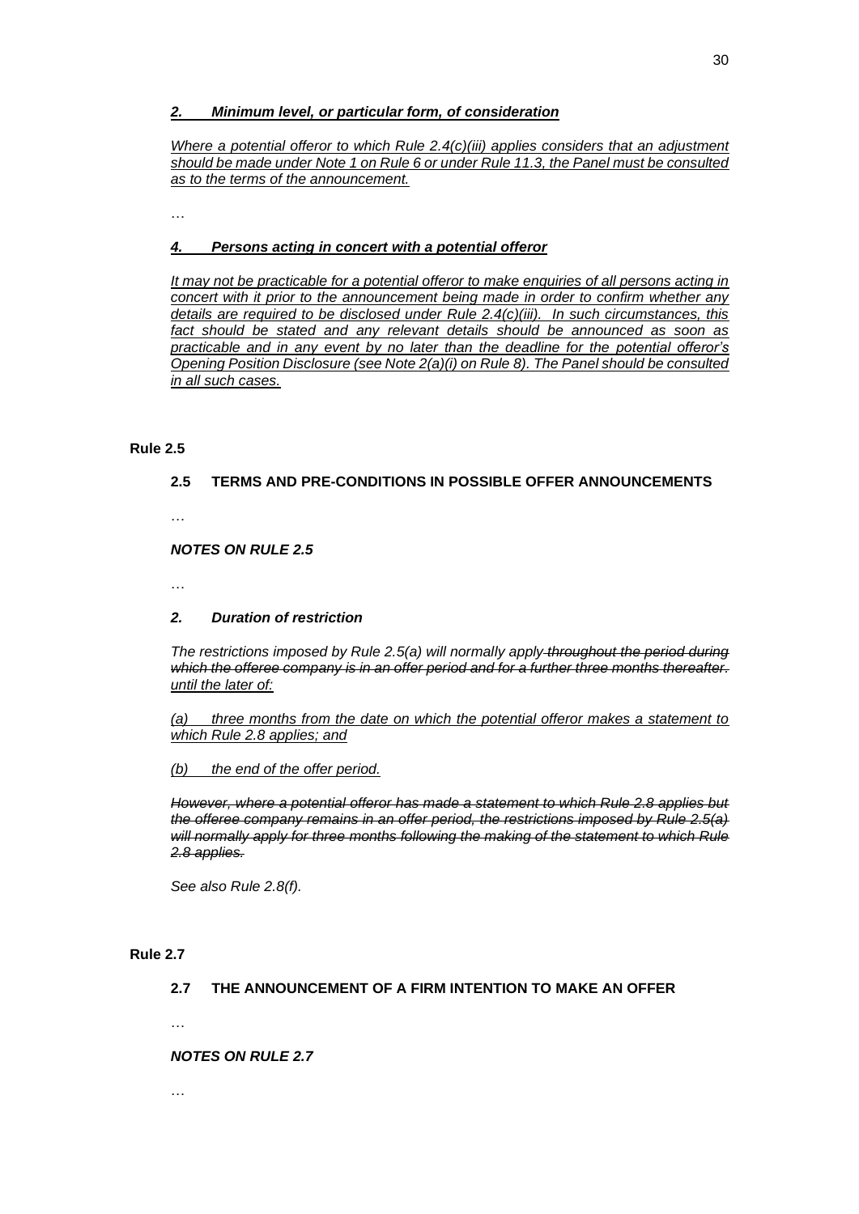***2. Minimum level, or particular form, of consideration***

*Where a potential offeror to which Rule 2.4(c)(iii) applies considers that an adjustment should be made under Note 1 on Rule 6 or under Rule 11.3, the Panel must be consulted as to the terms of the announcement.*

…

***4. Persons acting in concert with a potential offeror***

*It may not be practicable for a potential offeror to make enquiries of all persons acting in concert with it prior to the announcement being made in order to confirm whether any details are required to be disclosed under Rule 2.4(c)(iii). In such circumstances, this fact should be stated and any relevant details should be announced as soon as practicable and in any event by no later than the deadline for the potential offeror's Opening Position Disclosure (see Note 2(a)(i) on Rule 8). The Panel should be consulted in all such cases.*

**Rule 2.5**

**2.5 TERMS AND PRE-CONDITIONS IN POSSIBLE OFFER ANNOUNCEMENTS**

…

***NOTES ON RULE 2.5***

…

***2. Duration of restriction***

*The restrictions imposed by Rule 2.5(a) will normally apply ~~throughout the period during which the offeree company is in an offer period and for a further three months thereafter.~~ until the later of:*

*(a) three months from the date on which the potential offeror makes a statement to which Rule 2.8 applies; and*

*(b) the end of the offer period.*

*~~However, where a potential offeror has made a statement to which Rule 2.8 applies but the offeree company remains in an offer period, the restrictions imposed by Rule 2.5(a) will normally apply for three months following the making of the statement to which Rule 2.8 applies.~~*

*See also Rule 2.8(f).*

**Rule 2.7**

**2.7 THE ANNOUNCEMENT OF A FIRM INTENTION TO MAKE AN OFFER**

…

***NOTES ON RULE 2.7***

…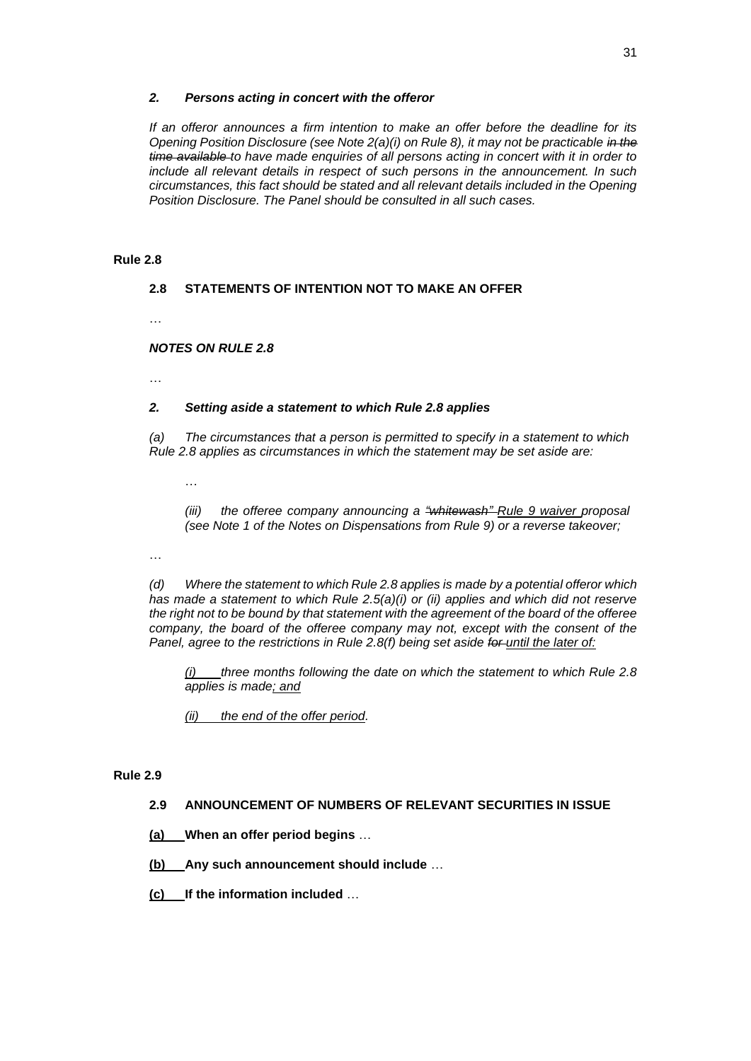***2. Persons acting in concert with the offeror***

*If an offeror announces a firm intention to make an offer before the deadline for its Opening Position Disclosure (see Note 2(a)(i) on Rule 8), it may not be practicable ~~in the time available~~ to have made enquiries of all persons acting in concert with it in order to include all relevant details in respect of such persons in the announcement. In such circumstances, this fact should be stated and all relevant details included in the Opening Position Disclosure. The Panel should be consulted in all such cases.*

**Rule 2.8**

**2.8 STATEMENTS OF INTENTION NOT TO MAKE AN OFFER**

…

***NOTES ON RULE 2.8***

…

***2. Setting aside a statement to which Rule 2.8 applies***

*(a) The circumstances that a person is permitted to specify in a statement to which Rule 2.8 applies as circumstances in which the statement may be set aside are:*

…

*(iii) the offeree company announcing a ~~"whitewash"~~ <u>Rule 9 waiver</u> proposal (see Note 1 of the Notes on Dispensations from Rule 9) or a reverse takeover;*

…

*(d) Where the statement to which Rule 2.8 applies is made by a potential offeror which has made a statement to which Rule 2.5(a)(i) or (ii) applies and which did not reserve the right not to be bound by that statement with the agreement of the board of the offeree company, the board of the offeree company may not, except with the consent of the Panel, agree to the restrictions in Rule 2.8(f) being set aside ~~for~~ <u>until the later of:</u>*

*<u>(i) three months following the date on which the statement to which Rule 2.8 applies is made; and</u>*

*<u>(ii) the end of the offer period.</u>*

**Rule 2.9**

**2.9 ANNOUNCEMENT OF NUMBERS OF RELEVANT SECURITIES IN ISSUE**

**<u>(a)</u> When an offer period begins** …

**<u>(b)</u> Any such announcement should include** …

**<u>(c)</u> If the information included** …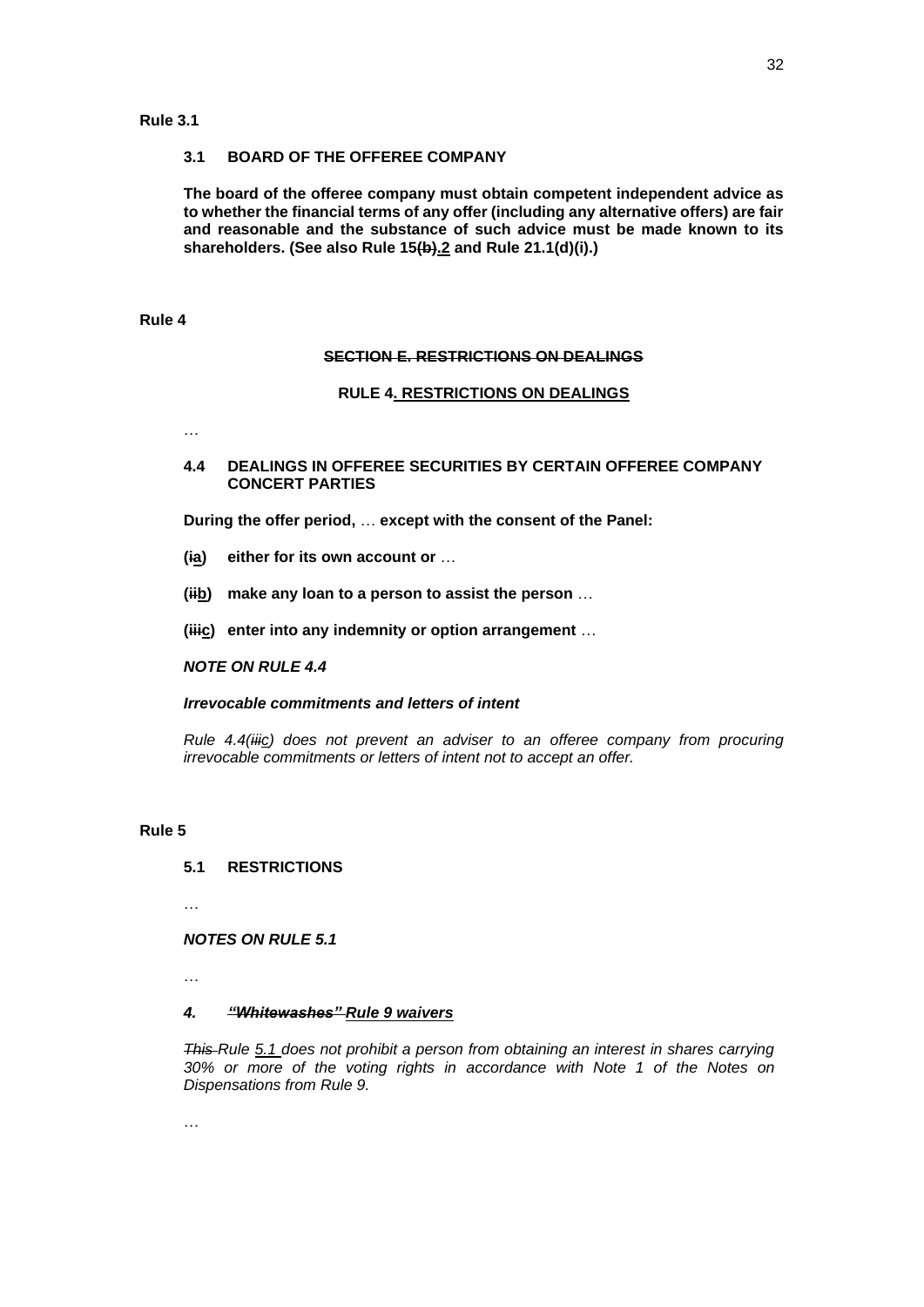**Rule 3.1**

**3.1 BOARD OF THE OFFEREE COMPANY**

**The board of the offeree company must obtain competent independent advice as to whether the financial terms of any offer (including any alternative offers) are fair and reasonable and the substance of such advice must be made known to its shareholders. (See also Rule 15~~(b)~~.2 and Rule 21.1(d)(i).)**

**Rule 4**

**~~SECTION E. RESTRICTIONS ON DEALINGS~~**

**RULE 4. RESTRICTIONS ON DEALINGS**

…

**4.4 DEALINGS IN OFFEREE SECURITIES BY CERTAIN OFFEREE COMPANY CONCERT PARTIES**

**During the offer period,** … **except with the consent of the Panel:**

**(~~i~~a) either for its own account or** …

**(~~ii~~b) make any loan to a person to assist the person** …

**(~~iii~~c) enter into any indemnity or option arrangement** …

***NOTE ON RULE 4.4***

***Irrevocable commitments and letters of intent***

*Rule 4.4(~~iii~~c) does not prevent an adviser to an offeree company from procuring irrevocable commitments or letters of intent not to accept an offer.*

**Rule 5**

**5.1 RESTRICTIONS**

…

***NOTES ON RULE 5.1***

…

***4. ~~"Whitewashes"~~ Rule 9 waivers***

*~~This~~ Rule 5.1 does not prohibit a person from obtaining an interest in shares carrying 30% or more of the voting rights in accordance with Note 1 of the Notes on Dispensations from Rule 9.*

…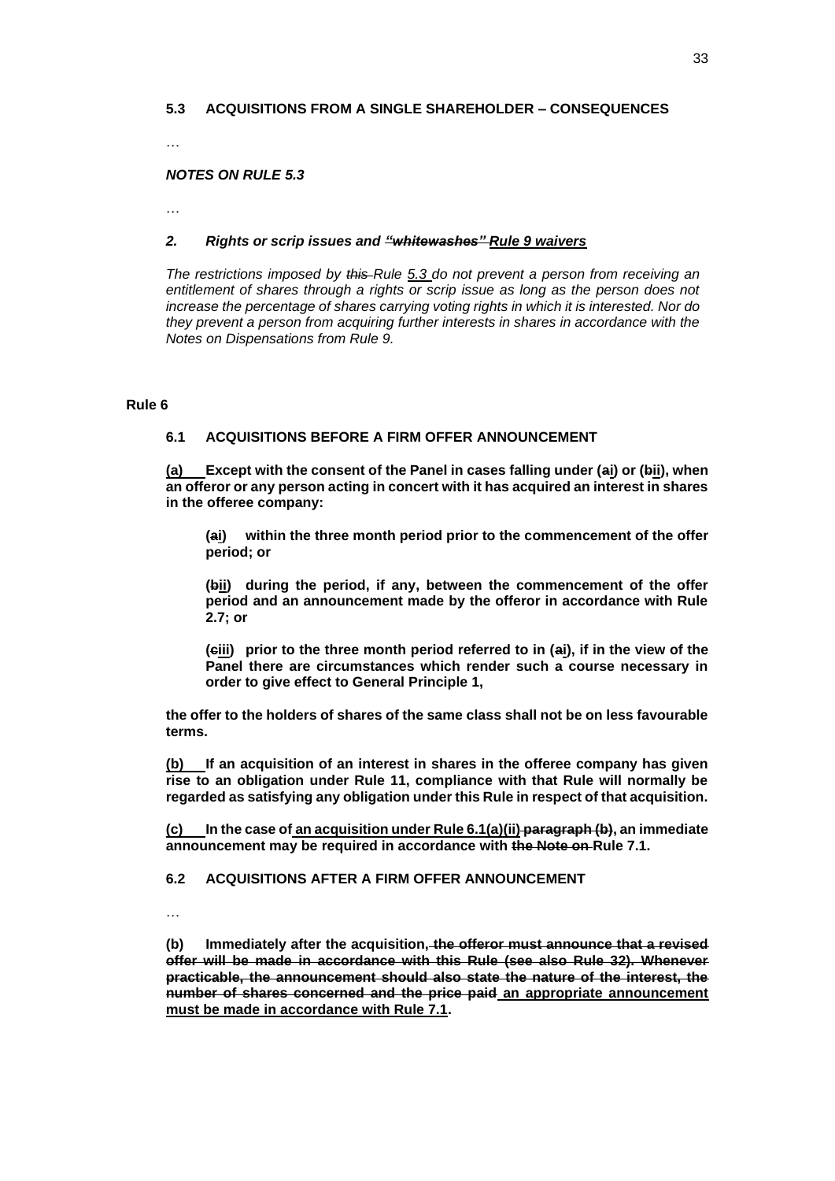**5.3 ACQUISITIONS FROM A SINGLE SHAREHOLDER – CONSEQUENCES**

…

***NOTES ON RULE 5.3***

…

***2. Rights or scrip issues and ~~"whitewashes"~~ <u>Rule 9 waivers</u>***

*The restrictions imposed by ~~this~~ Rule <u>5.3</u> do not prevent a person from receiving an entitlement of shares through a rights or scrip issue as long as the person does not increase the percentage of shares carrying voting rights in which it is interested. Nor do they prevent a person from acquiring further interests in shares in accordance with the Notes on Dispensations from Rule 9.*

**Rule 6**

**6.1 ACQUISITIONS BEFORE A FIRM OFFER ANNOUNCEMENT**

**<u>(a)</u> Except with the consent of the Panel in cases falling under (~~a~~<u>i</u>) or (~~b~~<u>ii</u>), when an offeror or any person acting in concert with it has acquired an interest in shares in the offeree company:**

> **(~~a~~<u>i</u>) within the three month period prior to the commencement of the offer period; or**
>
> **(~~b~~<u>ii</u>) during the period, if any, between the commencement of the offer period and an announcement made by the offeror in accordance with Rule 2.7; or**
>
> **(~~c~~<u>iii</u>) prior to the three month period referred to in (~~a~~<u>i</u>), if in the view of the Panel there are circumstances which render such a course necessary in order to give effect to General Principle 1,**

**the offer to the holders of shares of the same class shall not be on less favourable terms.**

**<u>(b)</u> If an acquisition of an interest in shares in the offeree company has given rise to an obligation under Rule 11, compliance with that Rule will normally be regarded as satisfying any obligation under this Rule in respect of that acquisition.**

**<u>(c)</u> In the case of <u>an acquisition under Rule 6.1(a)(ii)</u> ~~paragraph (b)~~, an immediate announcement may be required in accordance with ~~the Note on~~ Rule 7.1.**

**6.2 ACQUISITIONS AFTER A FIRM OFFER ANNOUNCEMENT**

…

**(b) Immediately after the acquisition, ~~the offeror must announce that a revised offer will be made in accordance with this Rule (see also Rule 32). Whenever practicable, the announcement should also state the nature of the interest, the number of shares concerned and the price paid~~ <u>an appropriate announcement must be made in accordance with Rule 7.1</u>.**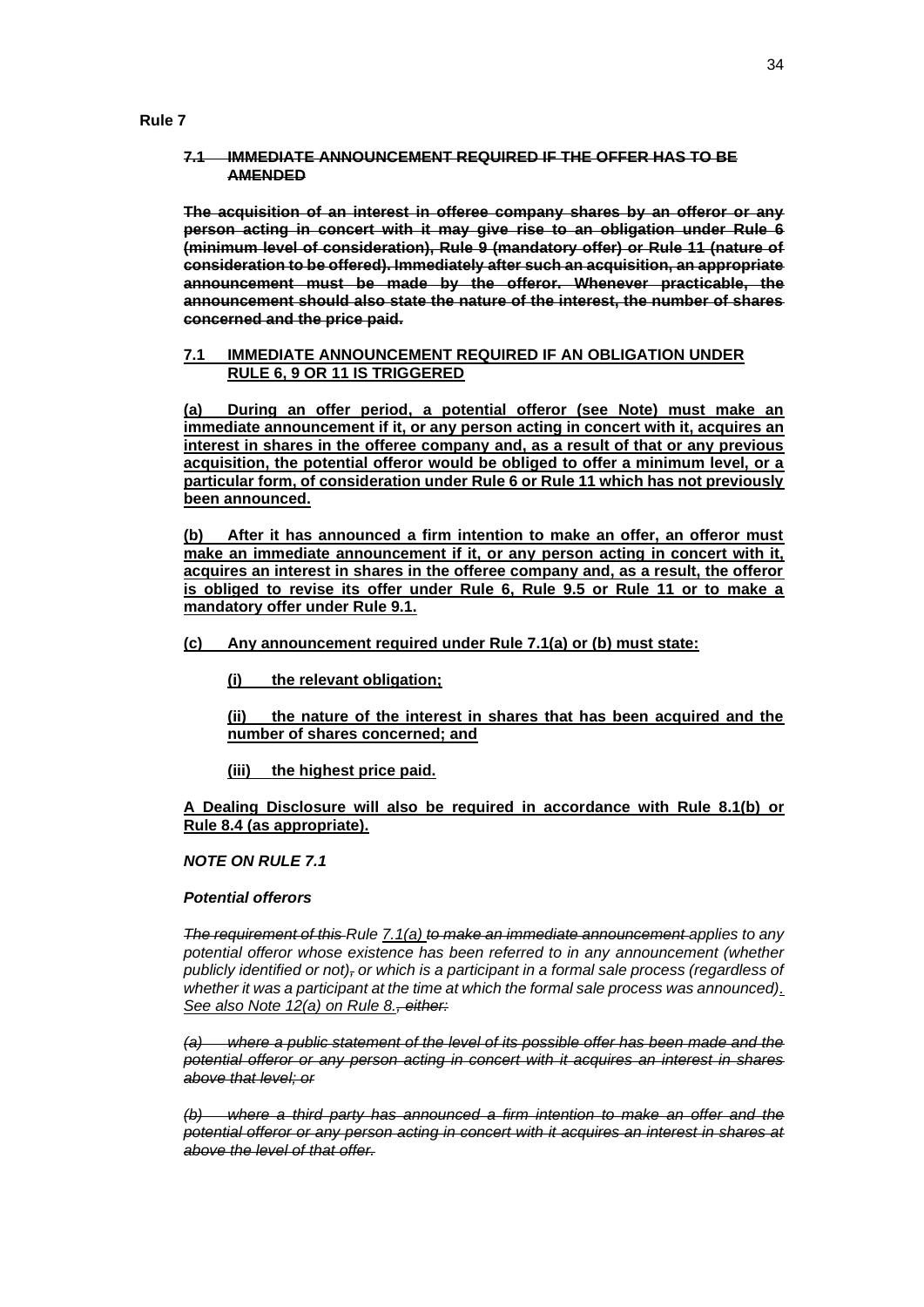**Rule 7**

**~~7.1 IMMEDIATE ANNOUNCEMENT REQUIRED IF THE OFFER HAS TO BE AMENDED~~**

**~~The acquisition of an interest in offeree company shares by an offeror or any person acting in concert with it may give rise to an obligation under Rule 6 (minimum level of consideration), Rule 9 (mandatory offer) or Rule 11 (nature of consideration to be offered). Immediately after such an acquisition, an appropriate announcement must be made by the offeror. Whenever practicable, the announcement should also state the nature of the interest, the number of shares concerned and the price paid.~~**

**7.1 IMMEDIATE ANNOUNCEMENT REQUIRED IF AN OBLIGATION UNDER RULE 6, 9 OR 11 IS TRIGGERED**

**(a) During an offer period, a potential offeror (see Note) must make an immediate announcement if it, or any person acting in concert with it, acquires an interest in shares in the offeree company and, as a result of that or any previous acquisition, the potential offeror would be obliged to offer a minimum level, or a particular form, of consideration under Rule 6 or Rule 11 which has not previously been announced.**

**(b) After it has announced a firm intention to make an offer, an offeror must make an immediate announcement if it, or any person acting in concert with it, acquires an interest in shares in the offeree company and, as a result, the offeror is obliged to revise its offer under Rule 6, Rule 9.5 or Rule 11 or to make a mandatory offer under Rule 9.1.**

**(c) Any announcement required under Rule 7.1(a) or (b) must state:**

**(i) the relevant obligation;**

**(ii) the nature of the interest in shares that has been acquired and the number of shares concerned; and**

**(iii) the highest price paid.**

**A Dealing Disclosure will also be required in accordance with Rule 8.1(b) or Rule 8.4 (as appropriate).**

***NOTE ON RULE 7.1***

***Potential offerors***

*~~The requirement of this~~ Rule 7.1(a) ~~to make an immediate announcement~~ applies to any potential offeror whose existence has been referred to in any announcement (whether publicly identified or not)~~,~~ or which is a participant in a formal sale process (regardless of whether it was a participant at the time at which the formal sale process was announced). See also Note 12(a) on Rule 8.~~, either:~~*

*~~(a) where a public statement of the level of its possible offer has been made and the potential offeror or any person acting in concert with it acquires an interest in shares above that level; or~~*

*~~(b) where a third party has announced a firm intention to make an offer and the potential offeror or any person acting in concert with it acquires an interest in shares at above the level of that offer.~~*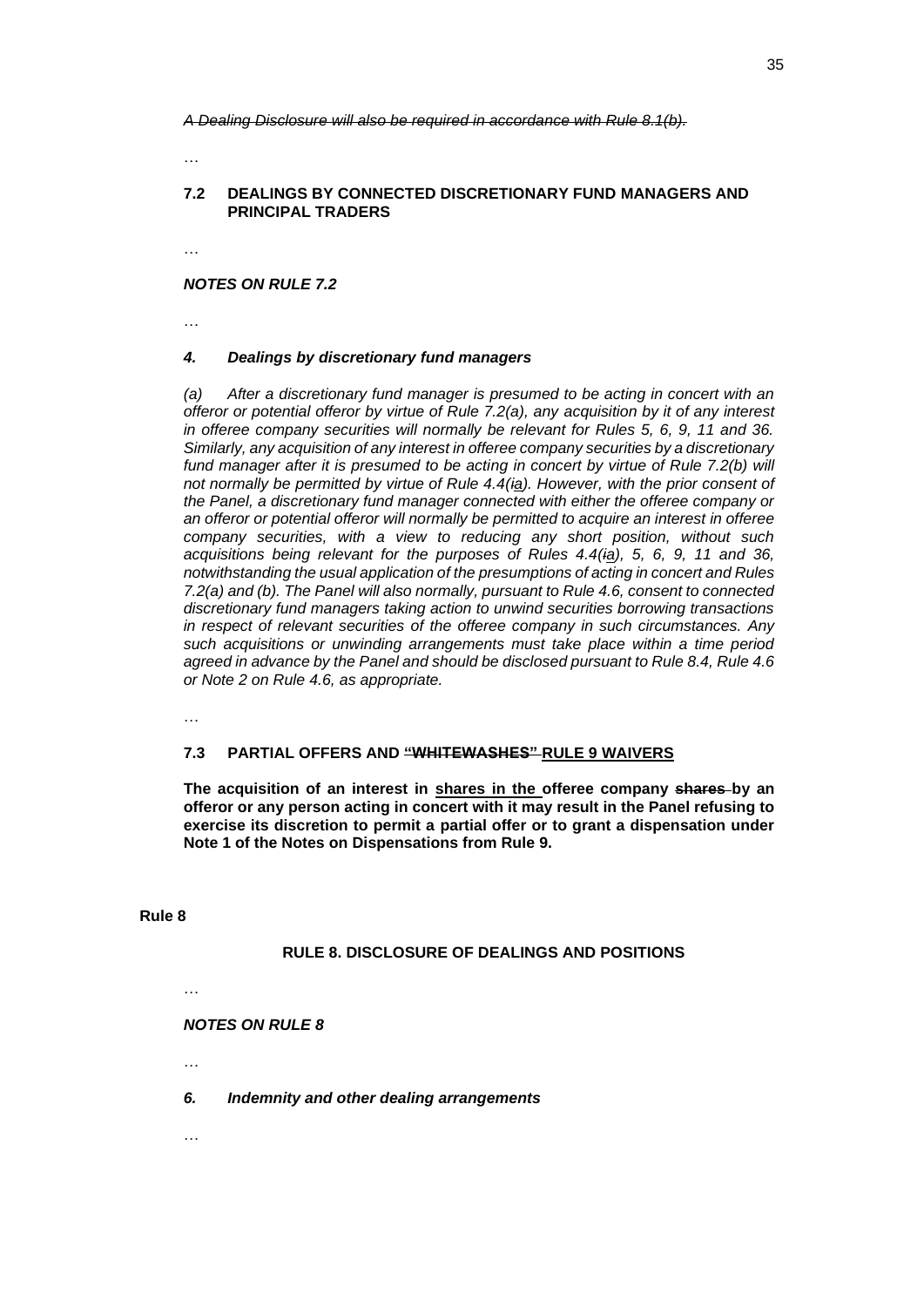~~*A Dealing Disclosure will also be required in accordance with Rule 8.1(b).*~~

…

**7.2 DEALINGS BY CONNECTED DISCRETIONARY FUND MANAGERS AND PRINCIPAL TRADERS**

…

***NOTES ON RULE 7.2***

…

***4. Dealings by discretionary fund managers***

*(a) After a discretionary fund manager is presumed to be acting in concert with an offeror or potential offeror by virtue of Rule 7.2(a), any acquisition by it of any interest in offeree company securities will normally be relevant for Rules 5, 6, 9, 11 and 36. Similarly, any acquisition of any interest in offeree company securities by a discretionary fund manager after it is presumed to be acting in concert by virtue of Rule 7.2(b) will not normally be permitted by virtue of Rule 4.4(~~i~~<u>a</u>). However, with the prior consent of the Panel, a discretionary fund manager connected with either the offeree company or an offeror or potential offeror will normally be permitted to acquire an interest in offeree company securities, with a view to reducing any short position, without such acquisitions being relevant for the purposes of Rules 4.4(~~i~~<u>a</u>), 5, 6, 9, 11 and 36, notwithstanding the usual application of the presumptions of acting in concert and Rules 7.2(a) and (b). The Panel will also normally, pursuant to Rule 4.6, consent to connected discretionary fund managers taking action to unwind securities borrowing transactions in respect of relevant securities of the offeree company in such circumstances. Any such acquisitions or unwinding arrangements must take place within a time period agreed in advance by the Panel and should be disclosed pursuant to Rule 8.4, Rule 4.6 or Note 2 on Rule 4.6, as appropriate.*

…

**7.3 PARTIAL OFFERS AND ~~"WHITEWASHES"~~ <u>RULE 9 WAIVERS</u>**

**The acquisition of an interest in <u>shares in the</u> offeree company ~~shares~~ by an offeror or any person acting in concert with it may result in the Panel refusing to exercise its discretion to permit a partial offer or to grant a dispensation under Note 1 of the Notes on Dispensations from Rule 9.**

**Rule 8**

**RULE 8. DISCLOSURE OF DEALINGS AND POSITIONS**

…

***NOTES ON RULE 8***

…

***6. Indemnity and other dealing arrangements***

…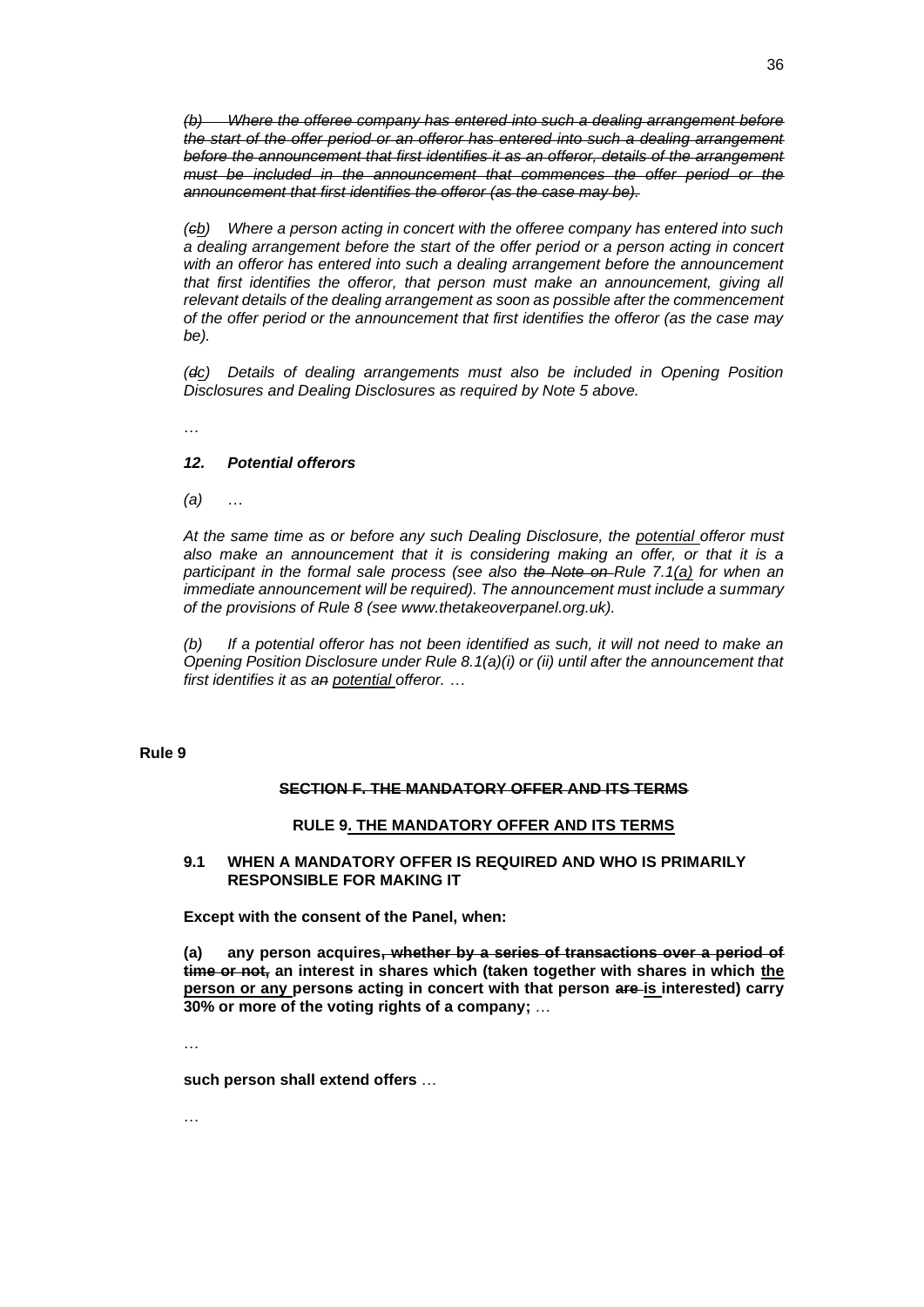*~~(b) Where the offeree company has entered into such a dealing arrangement before the start of the offer period or an offeror has entered into such a dealing arrangement before the announcement that first identifies it as an offeror, details of the arrangement must be included in the announcement that commences the offer period or the announcement that first identifies the offeror (as the case may be).~~*

*(~~c~~<u>b</u>) Where a person acting in concert with the offeree company has entered into such a dealing arrangement before the start of the offer period or a person acting in concert with an offeror has entered into such a dealing arrangement before the announcement that first identifies the offeror, that person must make an announcement, giving all relevant details of the dealing arrangement as soon as possible after the commencement of the offer period or the announcement that first identifies the offeror (as the case may be).*

*(~~d~~<u>c</u>) Details of dealing arrangements must also be included in Opening Position Disclosures and Dealing Disclosures as required by Note 5 above.*

…

***12. Potential offerors***

*(a) …*

*At the same time as or before any such Dealing Disclosure, the <u>potential</u> offeror must also make an announcement that it is considering making an offer, or that it is a participant in the formal sale process (see also ~~the Note on~~ Rule 7.1<u>(a)</u> for when an immediate announcement will be required). The announcement must include a summary of the provisions of Rule 8 (see www.thetakeoverpanel.org.uk).*

*(b) If a potential offeror has not been identified as such, it will not need to make an Opening Position Disclosure under Rule 8.1(a)(i) or (ii) until after the announcement that first identifies it as a~~n~~ <u>potential</u> offeror. …*

**Rule 9**

**~~SECTION F. THE MANDATORY OFFER AND ITS TERMS~~**

**<u>RULE 9. THE MANDATORY OFFER AND ITS TERMS</u>**

**9.1 WHEN A MANDATORY OFFER IS REQUIRED AND WHO IS PRIMARILY RESPONSIBLE FOR MAKING IT**

**Except with the consent of the Panel, when:**

**(a) any person acquires~~, whether by a series of transactions over a period of time or not,~~ an interest in shares which (taken together with shares in which <u>the person or any</u> person~~s~~ acting in concert with that person ~~are~~ <u>is</u> interested) carry 30% or more of the voting rights of a company;** …

…

**such person shall extend offers** …

…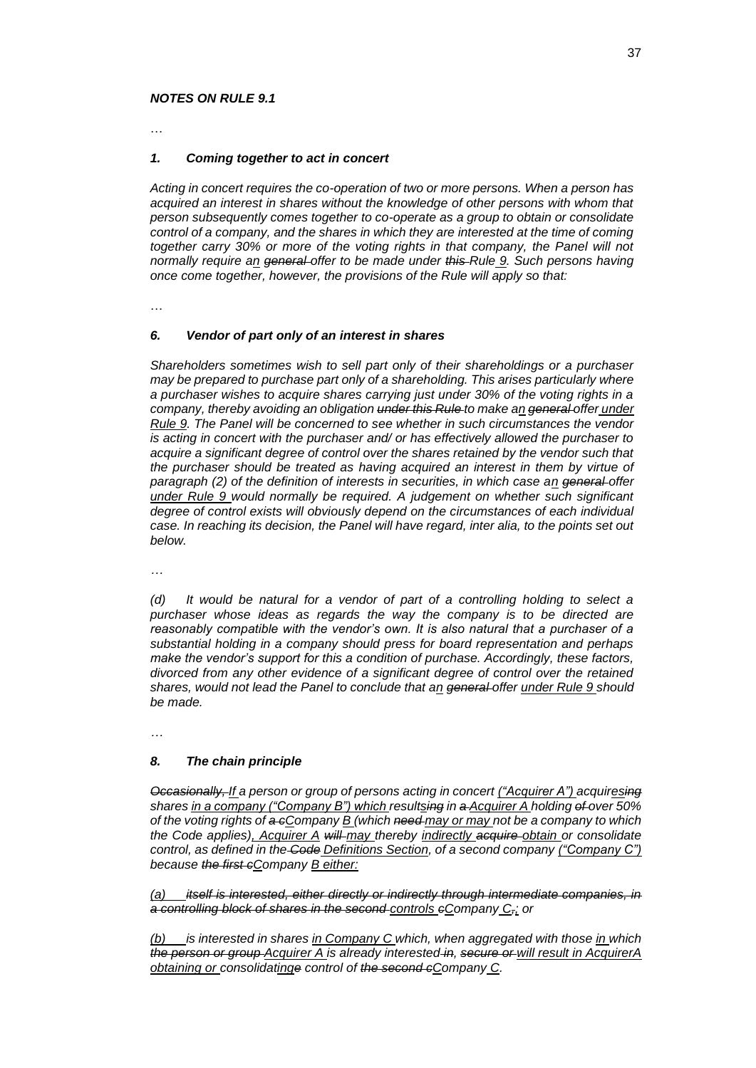### *NOTES ON RULE 9.1*

…

#### *1. Coming together to act in concert*

*Acting in concert requires the co-operation of two or more persons. When a person has acquired an interest in shares without the knowledge of other persons with whom that person subsequently comes together to co-operate as a group to obtain or consolidate control of a company, and the shares in which they are interested at the time of coming together carry 30% or more of the voting rights in that company, the Panel will not normally require a<u>n</u> ~~general~~ offer to be made under ~~this~~ Rule <u>9</u>. Such persons having once come together, however, the provisions of the Rule will apply so that:*

…

#### *6. Vendor of part only of an interest in shares*

*Shareholders sometimes wish to sell part only of their shareholdings or a purchaser may be prepared to purchase part only of a shareholding. This arises particularly where a purchaser wishes to acquire shares carrying just under 30% of the voting rights in a company, thereby avoiding an obligation ~~under this Rule~~ to make a<u>n</u> ~~general~~ offer <u>under Rule 9</u>. The Panel will be concerned to see whether in such circumstances the vendor is acting in concert with the purchaser and/ or has effectively allowed the purchaser to acquire a significant degree of control over the shares retained by the vendor such that the purchaser should be treated as having acquired an interest in them by virtue of paragraph (2) of the definition of interests in securities, in which case a<u>n</u> ~~general~~ offer <u>under Rule 9</u> would normally be required. A judgement on whether such significant degree of control exists will obviously depend on the circumstances of each individual case. In reaching its decision, the Panel will have regard, inter alia, to the points set out below.*

…

*(d) It would be natural for a vendor of part of a controlling holding to select a purchaser whose ideas as regards the way the company is to be directed are reasonably compatible with the vendor's own. It is also natural that a purchaser of a substantial holding in a company should press for board representation and perhaps make the vendor's support for this a condition of purchase. Accordingly, these factors, divorced from any other evidence of a significant degree of control over the retained shares, would not lead the Panel to conclude that a<u>n</u> ~~general~~ offer <u>under Rule 9</u> should be made.*

…

#### *8. The chain principle*

*~~Occasionally,~~ <u>If</u> a person or group of persons acting in concert <u>("Acquirer A")</u> acquir<u>es</u>~~ing~~ shares <u>in a company ("Company B") which</u> result<u>s</u>~~ing~~ in ~~a~~ <u>Acquirer A</u> holding ~~of~~ over 50% of the voting rights of ~~a c~~<u>C</u>ompany <u>B</u> (which ~~need~~ <u>may or may</u> not be a company to which the Code applies)<u>, Acquirer A</u> ~~will~~ <u>may</u> thereby <u>indirectly</u> ~~acquire~~ <u>obtain</u> or consolidate control, as defined in the ~~Code~~ <u>Definitions Section</u>, of a second company <u>("Company C")</u> because ~~the first c~~<u>C</u>ompany <u>B</u> <u>either</u>:*

*<u>(a)</u> ~~itself is interested, either directly or indirectly through intermediate companies, in a controlling block of shares in the second~~ <u>controls</u> ~~c~~<u>C</u>ompany <u>C</u>~~,~~<u>;</u> or*

*<u>(b)</u> is interested in shares <u>in Company C</u> which, when aggregated with those <u>in</u> which ~~the person or group~~ <u>Acquirer A</u> is already interested ~~in, secure or~~ <u>will result in AcquirerA obtaining or</u> consolidat<u>ing</u>~~e~~ control of ~~the second c~~<u>C</u>ompany <u>C</u>.*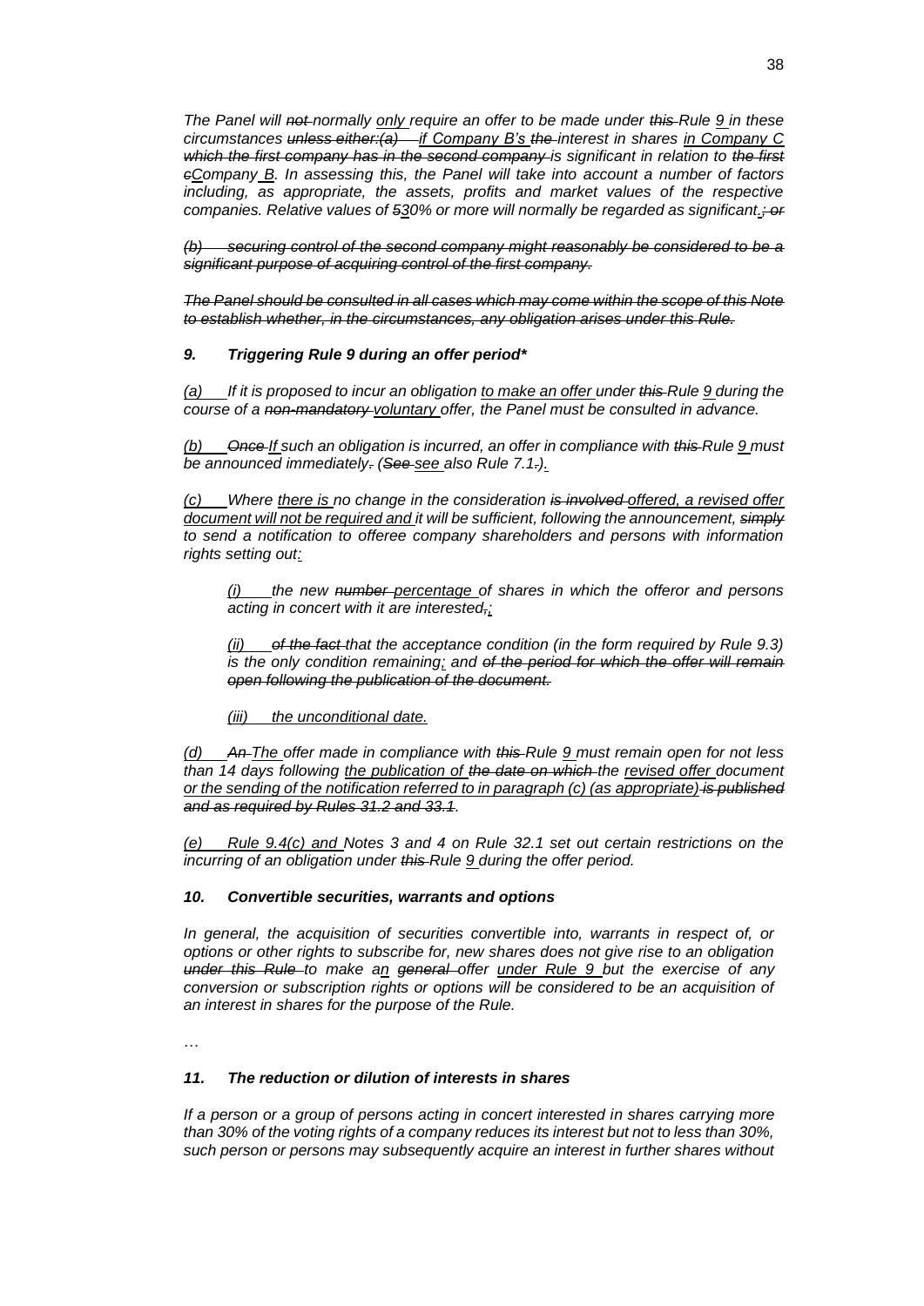*The Panel will ~~not~~ normally <u>only</u> require an offer to be made under ~~this~~ Rule <u>9</u> in these circumstances ~~unless either:(a)~~ <u>if Company B's</u> ~~the~~ interest in shares <u>in Company C</u> ~~which the first company has in the second company~~ is significant in relation to ~~the first c~~<u>C</u>ompany <u>B</u>. In assessing this, the Panel will take into account a number of factors including, as appropriate, the assets, profits and market values of the respective companies. Relative values of ~~5~~<u>3</u>0% or more will normally be regarded as significant<u>.</u>~~; or~~*

*~~(b) securing control of the second company might reasonably be considered to be a significant purpose of acquiring control of the first company.~~*

*~~The Panel should be consulted in all cases which may come within the scope of this Note to establish whether, in the circumstances, any obligation arises under this Rule.~~*

### *9. Triggering Rule 9 during an offer period\**

*<u>(a)</u> If it is proposed to incur an obligation <u>to make an offer</u> under ~~this~~ Rule <u>9</u> during the course of a ~~non-mandatory~~ <u>voluntary</u> offer, the Panel must be consulted in advance.*

*<u>(b)</u> ~~Once~~ <u>If</u> such an obligation is incurred, an offer in compliance with ~~this~~ Rule <u>9</u> must be announced immediately~~.~~ ~~(See~~ <u>see</u> also Rule 7.1~~.)~~<u>).</u>*

*<u>(c)</u> Where <u>there is</u> no change in the consideration ~~is involved~~ <u>offered, a revised offer document will not be required and</u> it will be sufficient, following the announcement, ~~simply~~ to send a notification to offeree company shareholders and persons with information rights setting out<u>:</u>*

*<u>(i)</u> the new ~~number~~ <u>percentage</u> of shares in which the offeror and persons acting in concert with it are interested~~,~~<u>;</u>*

*<u>(ii)</u> ~~of the fact~~ that the acceptance condition (in the form required by Rule 9.3) is the only condition remaining<u>;</u> and ~~of the period for which the offer will remain open following the publication of the document.~~*

*<u>(iii) the unconditional date.</u>*

*<u>(d)</u> ~~An~~ <u>The</u> offer made in compliance with ~~this~~ Rule <u>9</u> must remain open for not less than 14 days following <u>the publication of</u> ~~the date on which~~ the <u>revised offer</u> document <u>or the sending of the notification referred to in paragraph (c) (as appropriate)</u> ~~is published and as required by Rules 31.2 and 33.1~~.*

*<u>(e) Rule 9.4(c) and</u> Notes 3 and 4 on Rule 32.1 set out certain restrictions on the incurring of an obligation under ~~this~~ Rule <u>9</u> during the offer period.*

### *10. Convertible securities, warrants and options*

*In general, the acquisition of securities convertible into, warrants in respect of, or options or other rights to subscribe for, new shares does not give rise to an obligation ~~under this Rule~~ to make a<u>n</u> ~~general~~ offer <u>under Rule 9</u> but the exercise of any conversion or subscription rights or options will be considered to be an acquisition of an interest in shares for the purpose of the Rule.*

…

### *11. The reduction or dilution of interests in shares*

*If a person or a group of persons acting in concert interested in shares carrying more than 30% of the voting rights of a company reduces its interest but not to less than 30%, such person or persons may subsequently acquire an interest in further shares without*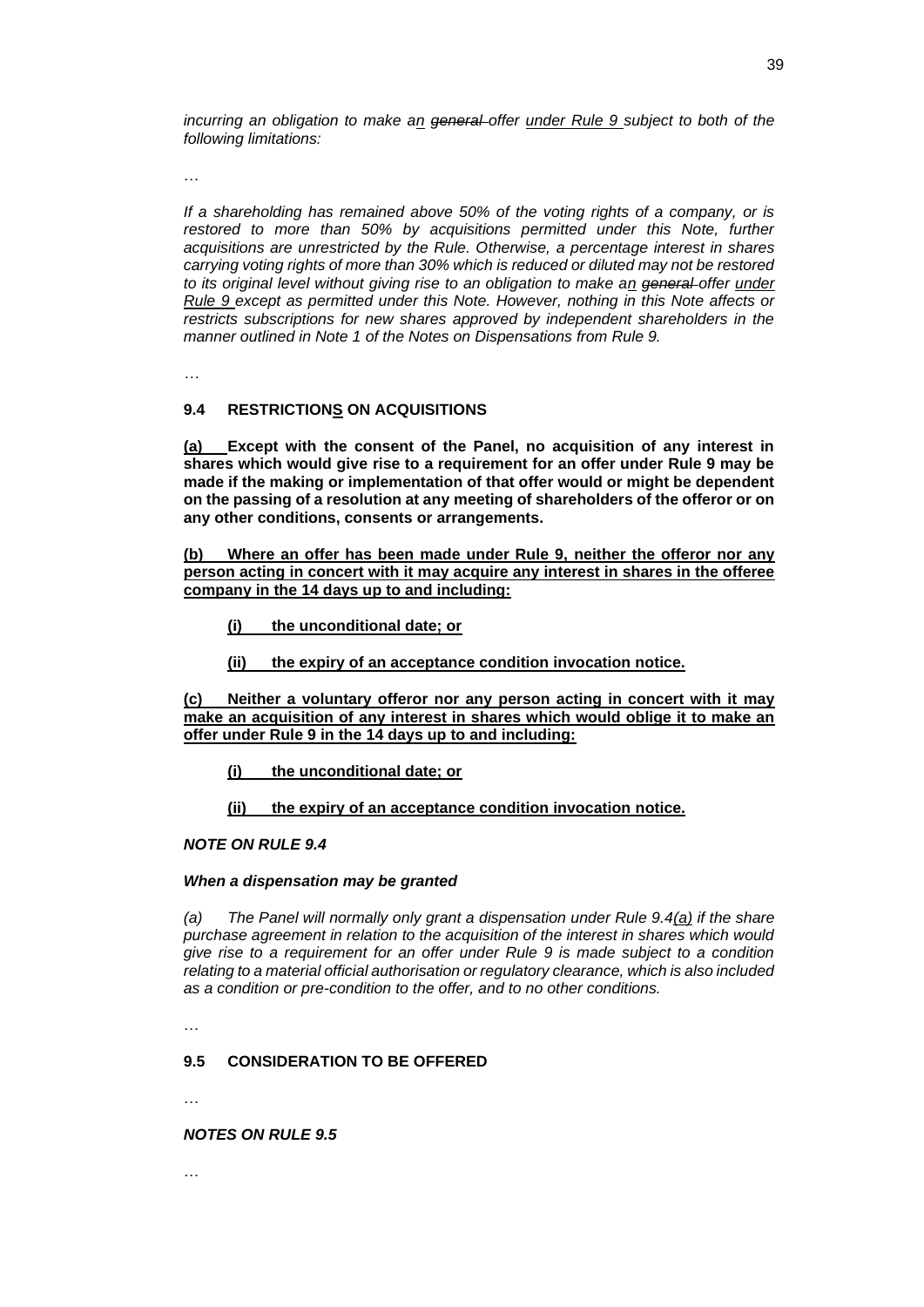*incurring an obligation to make a<u>n</u> ~~general~~ offer <u>under Rule 9</u> subject to both of the following limitations:*

…

*If a shareholding has remained above 50% of the voting rights of a company, or is restored to more than 50% by acquisitions permitted under this Note, further acquisitions are unrestricted by the Rule. Otherwise, a percentage interest in shares carrying voting rights of more than 30% which is reduced or diluted may not be restored to its original level without giving rise to an obligation to make a<u>n</u> ~~general~~ offer <u>under Rule 9</u> except as permitted under this Note. However, nothing in this Note affects or restricts subscriptions for new shares approved by independent shareholders in the manner outlined in Note 1 of the Notes on Dispensations from Rule 9.*

…

### 9.4 RESTRICTION<u>S</u> ON ACQUISITIONS

**<u>(a)</u> Except with the consent of the Panel, no acquisition of any interest in shares which would give rise to a requirement for an offer under Rule 9 may be made if the making or implementation of that offer would or might be dependent on the passing of a resolution at any meeting of shareholders of the offeror or on any other conditions, consents or arrangements.**

**<u>(b) Where an offer has been made under Rule 9, neither the offeror nor any person acting in concert with it may acquire any interest in shares in the offeree company in the 14 days up to and including:</u>**

**<u>(i) the unconditional date; or</u>**

**<u>(ii) the expiry of an acceptance condition invocation notice.</u>**

**<u>(c) Neither a voluntary offeror nor any person acting in concert with it may make an acquisition of any interest in shares which would oblige it to make an offer under Rule 9 in the 14 days up to and including:</u>**

**<u>(i) the unconditional date; or</u>**

**<u>(ii) the expiry of an acceptance condition invocation notice.</u>**

***NOTE ON RULE 9.4***

***When a dispensation may be granted***

*(a) The Panel will normally only grant a dispensation under Rule 9.4<u>(a)</u> if the share purchase agreement in relation to the acquisition of the interest in shares which would give rise to a requirement for an offer under Rule 9 is made subject to a condition relating to a material official authorisation or regulatory clearance, which is also included as a condition or pre-condition to the offer, and to no other conditions.*

…

### 9.5 CONSIDERATION TO BE OFFERED

…

***NOTES ON RULE 9.5***

…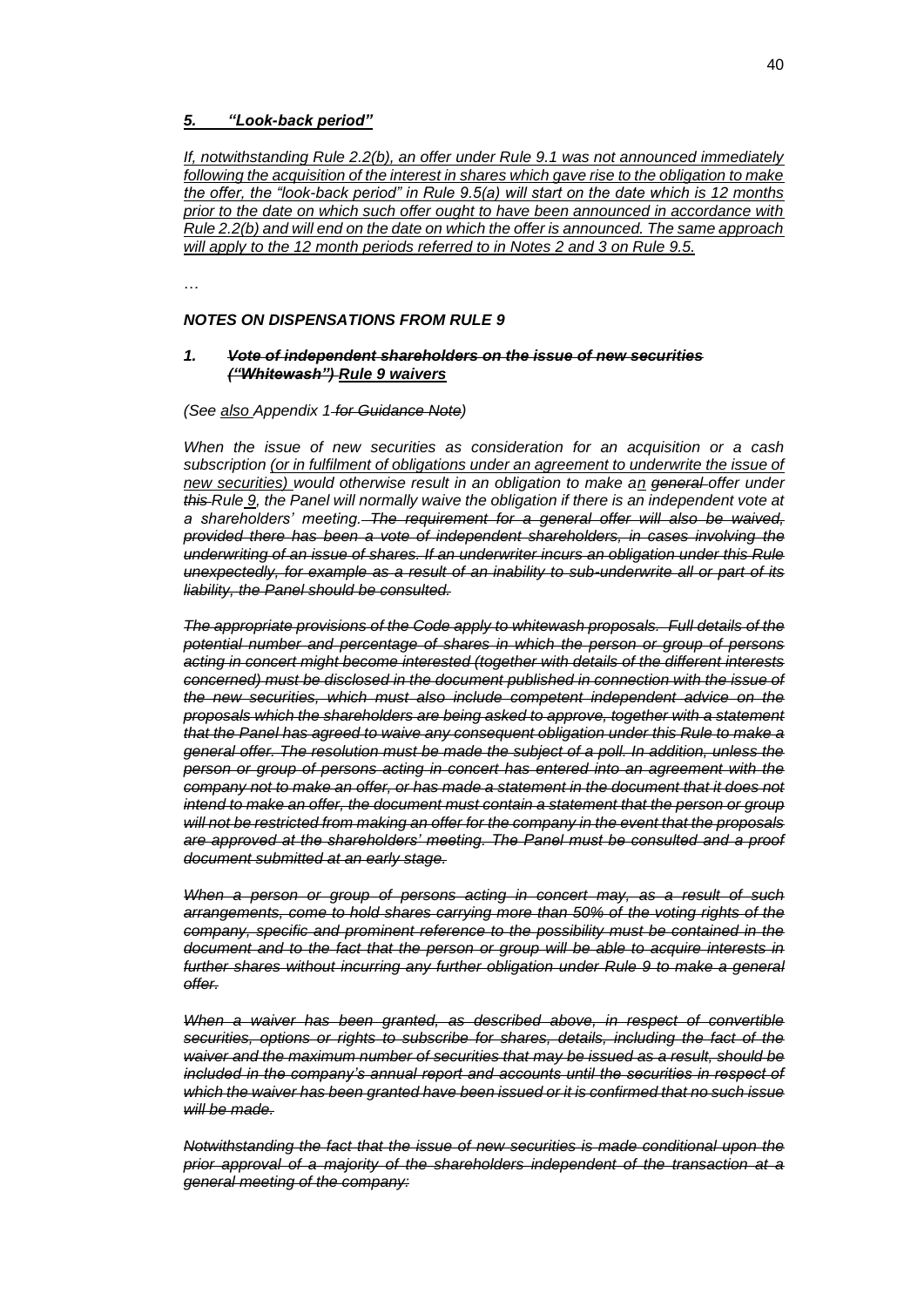### *<u>5. “Look-back period”</u>*

*<u>If, notwithstanding Rule 2.2(b), an offer under Rule 9.1 was not announced immediately following the acquisition of the interest in shares which gave rise to the obligation to make the offer, the “look-back period” in Rule 9.5(a) will start on the date which is 12 months prior to the date on which such offer ought to have been announced in accordance with Rule 2.2(b) and will end on the date on which the offer is announced. The same approach will apply to the 12 month periods referred to in Notes 2 and 3 on Rule 9.5.</u>*

…

### ***NOTES ON DISPENSATIONS FROM RULE 9***

#### ***1. ~~Vote of independent shareholders on the issue of new securities (“Whitewash”)~~ <u>Rule 9 waivers</u>***

*(See <u>also</u> Appendix 1 ~~for Guidance Note~~)*

*When the issue of new securities as consideration for an acquisition or a cash subscription <u>(or in fulfilment of obligations under an agreement to underwrite the issue of new securities)</u> would otherwise result in an obligation to make a<u>n</u> ~~general~~ offer under ~~this~~ Rule <u>9</u>, the Panel will normally waive the obligation if there is an independent vote at a shareholders’ meeting. ~~The requirement for a general offer will also be waived, provided there has been a vote of independent shareholders, in cases involving the underwriting of an issue of shares. If an underwriter incurs an obligation under this Rule unexpectedly, for example as a result of an inability to sub-underwrite all or part of its liability, the Panel should be consulted.~~*

*~~The appropriate provisions of the Code apply to whitewash proposals. Full details of the potential number and percentage of shares in which the person or group of persons acting in concert might become interested (together with details of the different interests concerned) must be disclosed in the document published in connection with the issue of the new securities, which must also include competent independent advice on the proposals which the shareholders are being asked to approve, together with a statement that the Panel has agreed to waive any consequent obligation under this Rule to make a general offer. The resolution must be made the subject of a poll. In addition, unless the person or group of persons acting in concert has entered into an agreement with the company not to make an offer, or has made a statement in the document that it does not intend to make an offer, the document must contain a statement that the person or group will not be restricted from making an offer for the company in the event that the proposals are approved at the shareholders’ meeting. The Panel must be consulted and a proof document submitted at an early stage.~~*

*~~When a person or group of persons acting in concert may, as a result of such arrangements, come to hold shares carrying more than 50% of the voting rights of the company, specific and prominent reference to the possibility must be contained in the document and to the fact that the person or group will be able to acquire interests in further shares without incurring any further obligation under Rule 9 to make a general offer.~~*

*~~When a waiver has been granted, as described above, in respect of convertible securities, options or rights to subscribe for shares, details, including the fact of the waiver and the maximum number of securities that may be issued as a result, should be included in the company’s annual report and accounts until the securities in respect of which the waiver has been granted have been issued or it is confirmed that no such issue will be made.~~*

*~~Notwithstanding the fact that the issue of new securities is made conditional upon the prior approval of a majority of the shareholders independent of the transaction at a general meeting of the company:~~*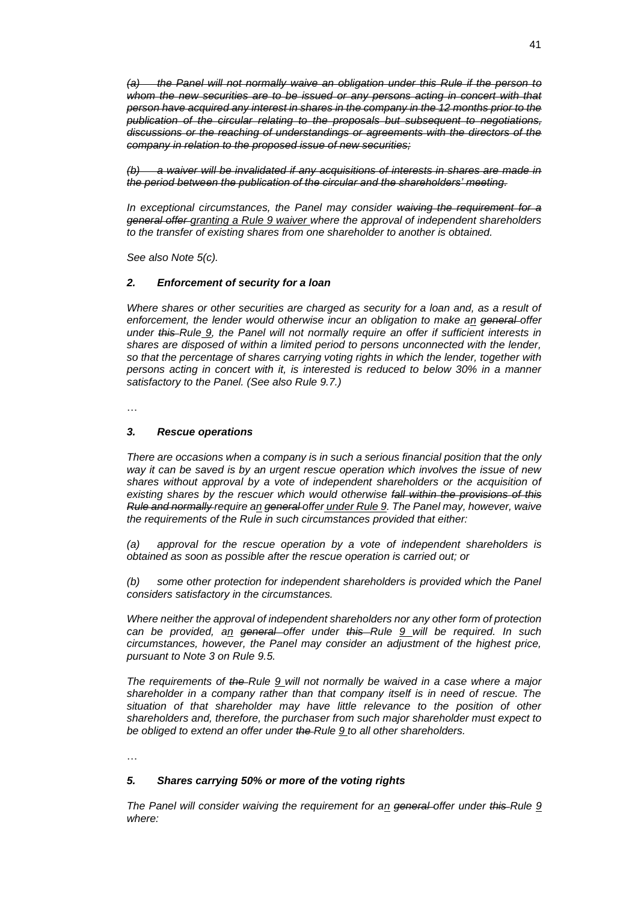*~~(a) the Panel will not normally waive an obligation under this Rule if the person to whom the new securities are to be issued or any persons acting in concert with that person have acquired any interest in shares in the company in the 12 months prior to the publication of the circular relating to the proposals but subsequent to negotiations, discussions or the reaching of understandings or agreements with the directors of the company in relation to the proposed issue of new securities;~~*

*~~(b) a waiver will be invalidated if any acquisitions of interests in shares are made in the period between the publication of the circular and the shareholders' meeting.~~*

*In exceptional circumstances, the Panel may consider ~~waiving the requirement for a general offer~~ <u>granting a Rule 9 waiver</u> where the approval of independent shareholders to the transfer of existing shares from one shareholder to another is obtained.*

*See also Note 5(c).*

***2. Enforcement of security for a loan***

*Where shares or other securities are charged as security for a loan and, as a result of enforcement, the lender would otherwise incur an obligation to make a<u>n</u> ~~general~~ offer under ~~this~~ Rule <u>9</u>, the Panel will not normally require an offer if sufficient interests in shares are disposed of within a limited period to persons unconnected with the lender, so that the percentage of shares carrying voting rights in which the lender, together with persons acting in concert with it, is interested is reduced to below 30% in a manner satisfactory to the Panel. (See also Rule 9.7.)*

…

***3. Rescue operations***

*There are occasions when a company is in such a serious financial position that the only way it can be saved is by an urgent rescue operation which involves the issue of new shares without approval by a vote of independent shareholders or the acquisition of existing shares by the rescuer which would otherwise ~~fall within the provisions of this Rule and normally~~ require a<u>n</u> ~~general~~ offer <u>under Rule 9</u>. The Panel may, however, waive the requirements of the Rule in such circumstances provided that either:*

*(a) approval for the rescue operation by a vote of independent shareholders is obtained as soon as possible after the rescue operation is carried out; or*

*(b) some other protection for independent shareholders is provided which the Panel considers satisfactory in the circumstances.*

*Where neither the approval of independent shareholders nor any other form of protection can be provided, a<u>n</u> ~~general~~ offer under ~~this~~ Rule <u>9</u> will be required. In such circumstances, however, the Panel may consider an adjustment of the highest price, pursuant to Note 3 on Rule 9.5.*

*The requirements of ~~the~~ Rule <u>9</u> will not normally be waived in a case where a major shareholder in a company rather than that company itself is in need of rescue. The situation of that shareholder may have little relevance to the position of other shareholders and, therefore, the purchaser from such major shareholder must expect to be obliged to extend an offer under ~~the~~ Rule <u>9</u> to all other shareholders.*

…

***5. Shares carrying 50% or more of the voting rights***

*The Panel will consider waiving the requirement for a<u>n</u> ~~general~~ offer under ~~this~~ Rule <u>9</u> where:*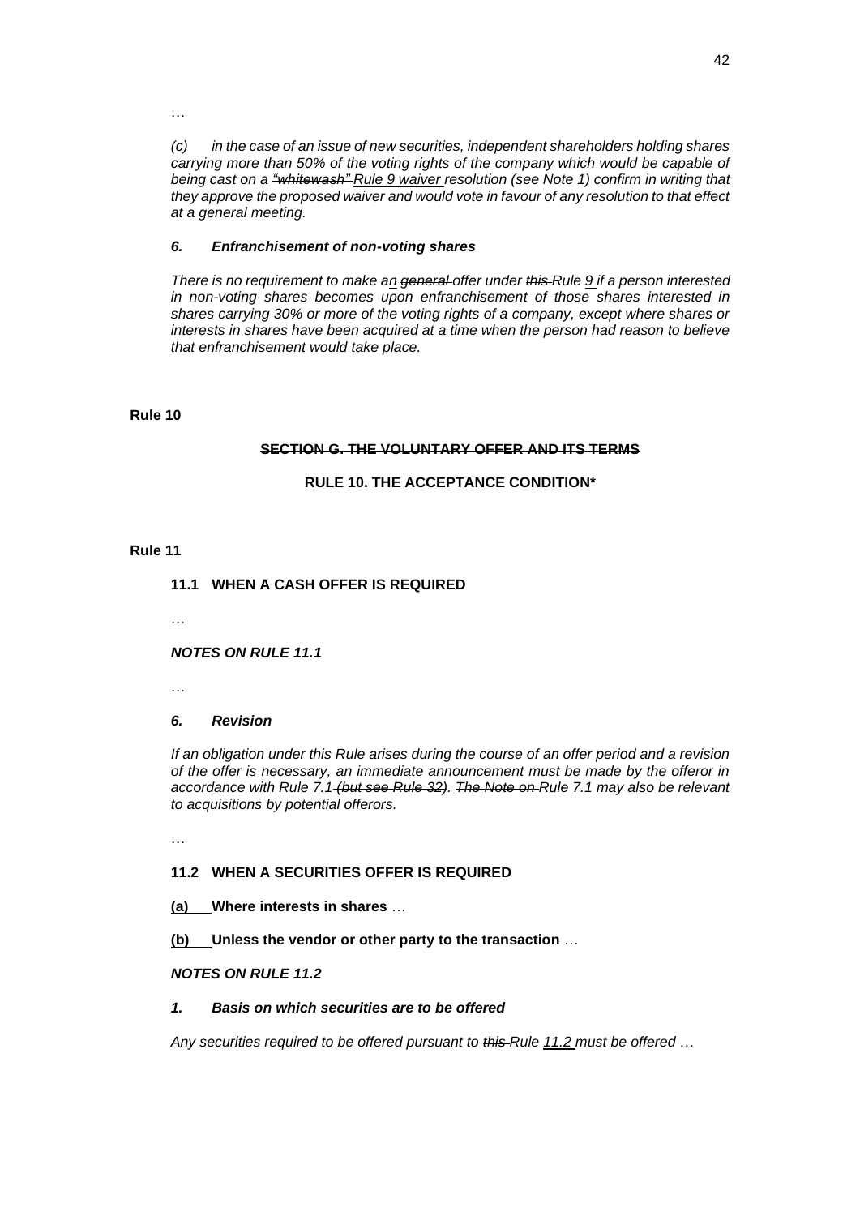…

*(c) in the case of an issue of new securities, independent shareholders holding shares carrying more than 50% of the voting rights of the company which would be capable of being cast on a ~~"whitewash"~~ <u>Rule 9 waiver</u> resolution (see Note 1) confirm in writing that they approve the proposed waiver and would vote in favour of any resolution to that effect at a general meeting.*

***6. Enfranchisement of non-voting shares***

*There is no requirement to make a<u>n</u> ~~general~~ offer under ~~this~~ Rule <u>9</u> if a person interested in non-voting shares becomes upon enfranchisement of those shares interested in shares carrying 30% or more of the voting rights of a company, except where shares or interests in shares have been acquired at a time when the person had reason to believe that enfranchisement would take place.*

**Rule 10**

**~~SECTION G. THE VOLUNTARY OFFER AND ITS TERMS~~**

**RULE 10. THE ACCEPTANCE CONDITION\***

**Rule 11**

**11.1 WHEN A CASH OFFER IS REQUIRED**

…

***NOTES ON RULE 11.1***

…

***6. Revision***

*If an obligation under this Rule arises during the course of an offer period and a revision of the offer is necessary, an immediate announcement must be made by the offeror in accordance with Rule 7.1 ~~(but see Rule 32)~~. ~~The Note on~~ Rule 7.1 may also be relevant to acquisitions by potential offerors.*

…

**11.2 WHEN A SECURITIES OFFER IS REQUIRED**

**<u>(a)</u> Where interests in shares** …

**<u>(b)</u> Unless the vendor or other party to the transaction** …

***NOTES ON RULE 11.2***

***1. Basis on which securities are to be offered***

*Any securities required to be offered pursuant to ~~this~~ Rule <u>11.2</u> must be offered …*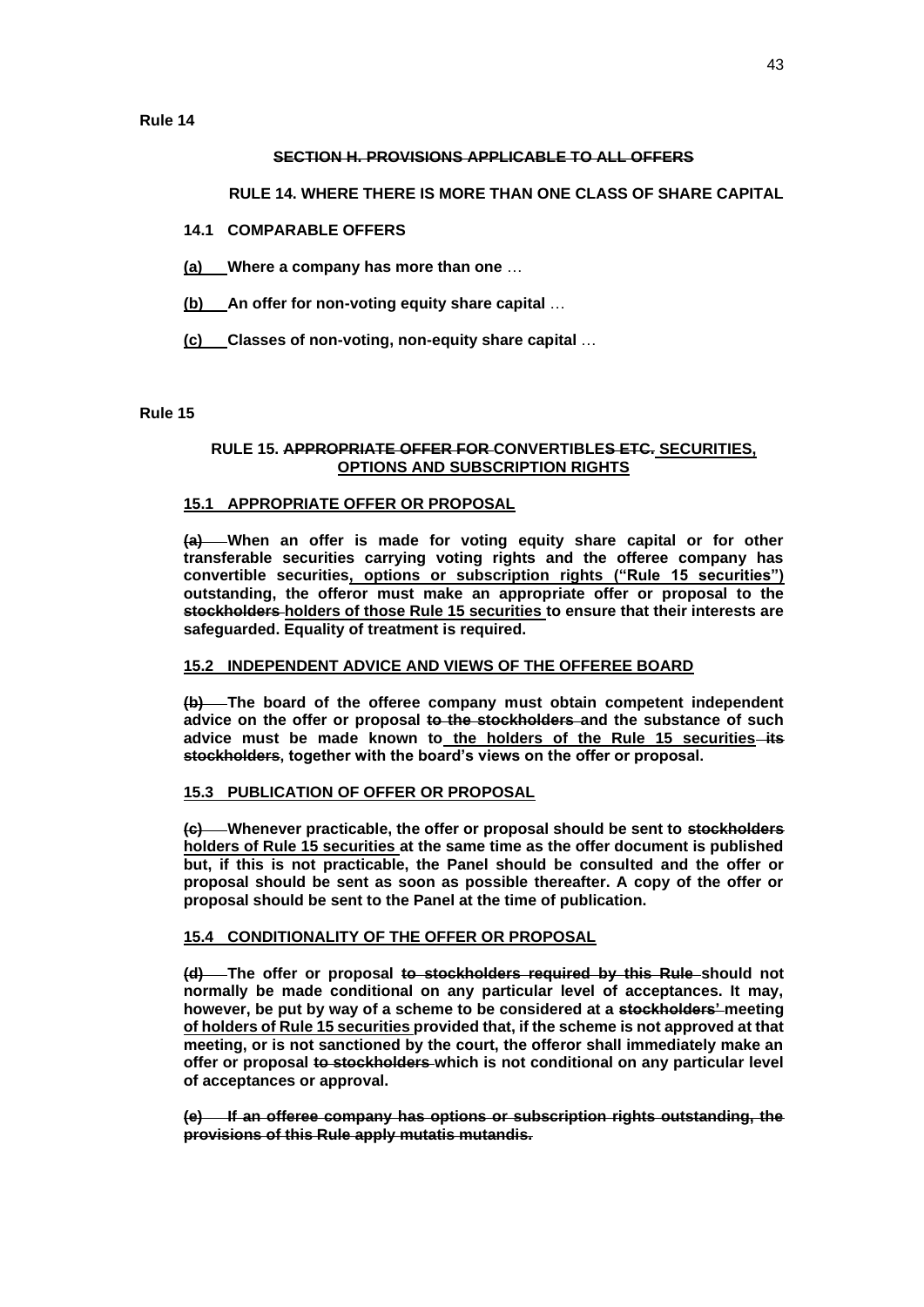Rule 14

~~**SECTION H. PROVISIONS APPLICABLE TO ALL OFFERS**~~

**RULE 14. WHERE THERE IS MORE THAN ONE CLASS OF SHARE CAPITAL**

**14.1 COMPARABLE OFFERS**

**(a) Where a company has more than one** …

**(b) An offer for non-voting equity share capital** …

**(c) Classes of non-voting, non-equity share capital** …

Rule 15

**RULE 15. ~~APPROPRIATE OFFER FOR~~ CONVERTIBLE~~S ETC.~~ SECURITIES, OPTIONS AND SUBSCRIPTION RIGHTS**

**15.1 APPROPRIATE OFFER OR PROPOSAL**

**~~(a)~~ When an offer is made for voting equity share capital or for other transferable securities carrying voting rights and the offeree company has convertible securities, options or subscription rights ("Rule 15 securities") outstanding, the offeror must make an appropriate offer or proposal to the ~~stockholders~~ holders of those Rule 15 securities to ensure that their interests are safeguarded. Equality of treatment is required.**

**15.2 INDEPENDENT ADVICE AND VIEWS OF THE OFFEREE BOARD**

**~~(b)~~ The board of the offeree company must obtain competent independent advice on the offer or proposal ~~to the stockholders~~ and the substance of such advice must be made known to the holders of the Rule 15 securities ~~its stockholders~~, together with the board's views on the offer or proposal.**

**15.3 PUBLICATION OF OFFER OR PROPOSAL**

**~~(c)~~ Whenever practicable, the offer or proposal should be sent to ~~stockholders~~ holders of Rule 15 securities at the same time as the offer document is published but, if this is not practicable, the Panel should be consulted and the offer or proposal should be sent as soon as possible thereafter. A copy of the offer or proposal should be sent to the Panel at the time of publication.**

**15.4 CONDITIONALITY OF THE OFFER OR PROPOSAL**

**~~(d)~~ The offer or proposal ~~to stockholders required by this Rule~~ should not normally be made conditional on any particular level of acceptances. It may, however, be put by way of a scheme to be considered at a ~~stockholders'~~ meeting of holders of Rule 15 securities provided that, if the scheme is not approved at that meeting, or is not sanctioned by the court, the offeror shall immediately make an offer or proposal ~~to stockholders~~ which is not conditional on any particular level of acceptances or approval.**

~~**(e) If an offeree company has options or subscription rights outstanding, the provisions of this Rule apply mutatis mutandis.**~~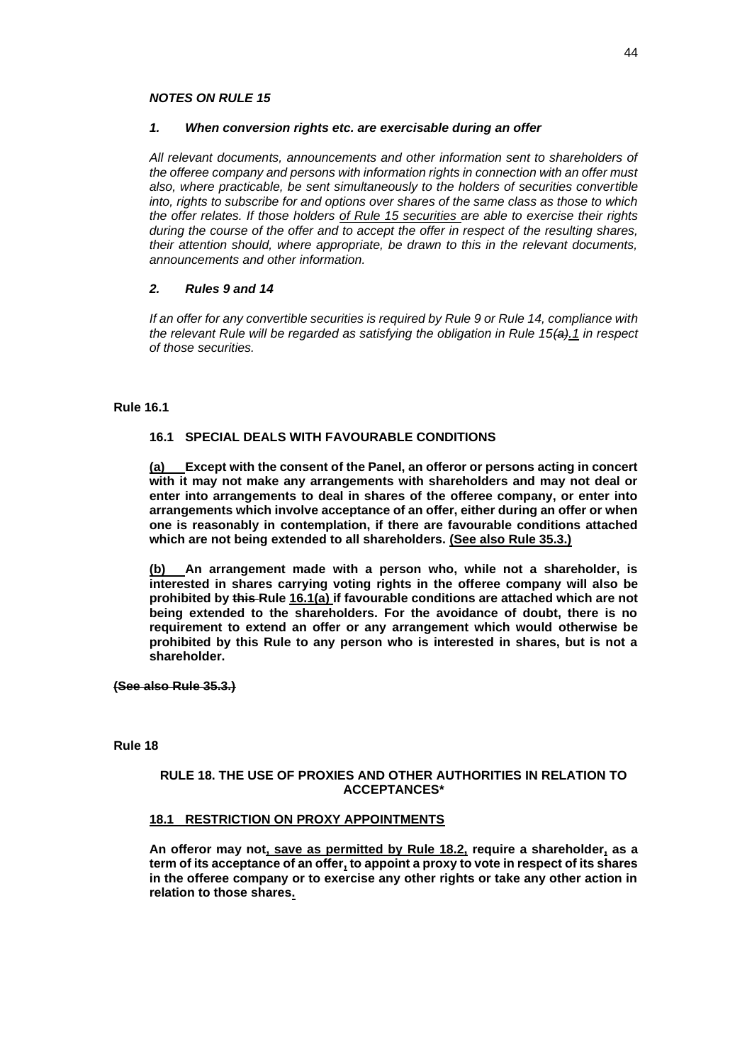***NOTES ON RULE 15***

***1. When conversion rights etc. are exercisable during an offer***

*All relevant documents, announcements and other information sent to shareholders of the offeree company and persons with information rights in connection with an offer must also, where practicable, be sent simultaneously to the holders of securities convertible into, rights to subscribe for and options over shares of the same class as those to which the offer relates. If those holders of Rule 15 securities are able to exercise their rights during the course of the offer and to accept the offer in respect of the resulting shares, their attention should, where appropriate, be drawn to this in the relevant documents, announcements and other information.*

***2. Rules 9 and 14***

*If an offer for any convertible securities is required by Rule 9 or Rule 14, compliance with the relevant Rule will be regarded as satisfying the obligation in Rule 15~~(a)~~.1 in respect of those securities.*

**Rule 16.1**

**16.1 SPECIAL DEALS WITH FAVOURABLE CONDITIONS**

**(a) Except with the consent of the Panel, an offeror or persons acting in concert with it may not make any arrangements with shareholders and may not deal or enter into arrangements to deal in shares of the offeree company, or enter into arrangements which involve acceptance of an offer, either during an offer or when one is reasonably in contemplation, if there are favourable conditions attached which are not being extended to all shareholders. (See also Rule 35.3.)**

**(b) An arrangement made with a person who, while not a shareholder, is interested in shares carrying voting rights in the offeree company will also be prohibited by ~~this~~ Rule 16.1(a) if favourable conditions are attached which are not being extended to the shareholders. For the avoidance of doubt, there is no requirement to extend an offer or any arrangement which would otherwise be prohibited by this Rule to any person who is interested in shares, but is not a shareholder.**

**~~(See also Rule 35.3.)~~**

**Rule 18**

**RULE 18. THE USE OF PROXIES AND OTHER AUTHORITIES IN RELATION TO ACCEPTANCES***

**18.1 RESTRICTION ON PROXY APPOINTMENTS**

**An offeror may not, save as permitted by Rule 18.2, require a shareholder, as a term of its acceptance of an offer, to appoint a proxy to vote in respect of its shares in the offeree company or to exercise any other rights or take any other action in relation to those shares.**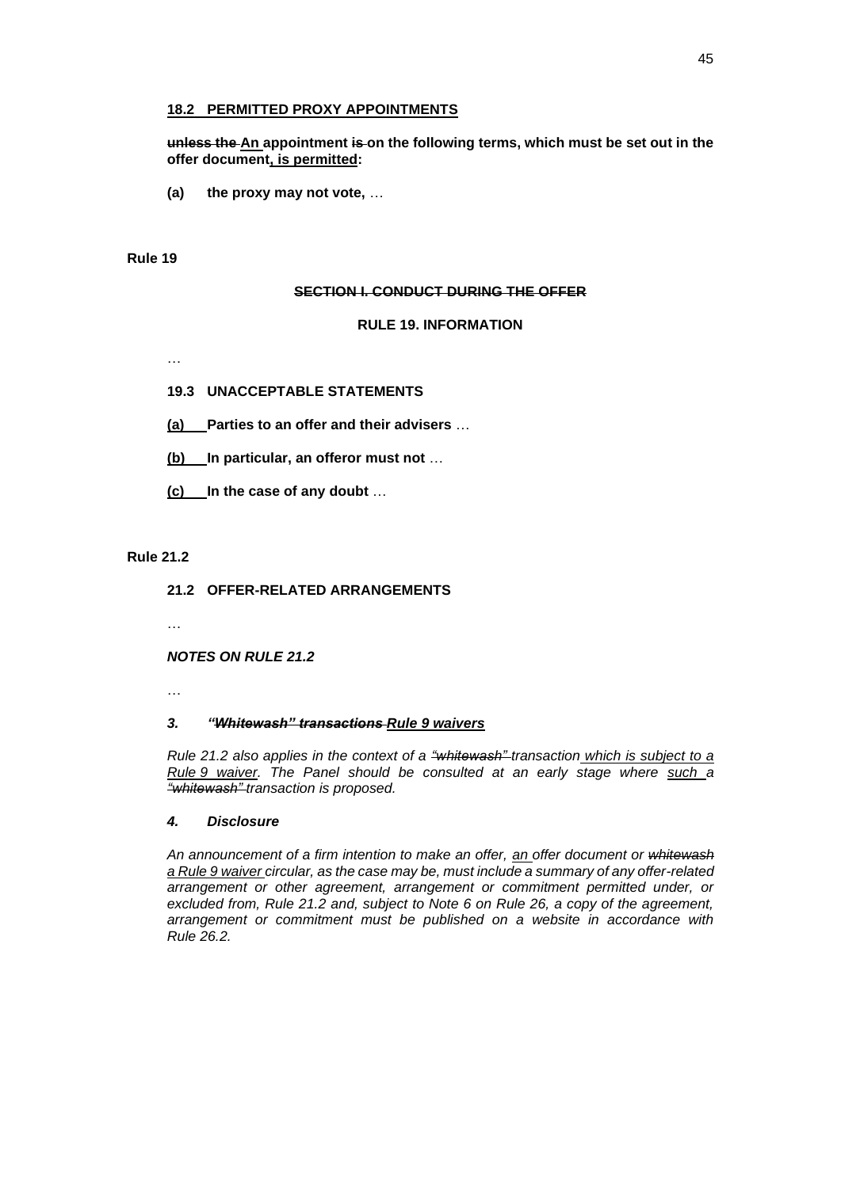**18.2 PERMITTED PROXY APPOINTMENTS**

**~~unless the~~ An appointment ~~is~~ on the following terms, which must be set out in the offer document, is permitted:**

**(a) the proxy may not vote,** …

**Rule 19**

**~~SECTION I. CONDUCT DURING THE OFFER~~**

**RULE 19. INFORMATION**

…

**19.3 UNACCEPTABLE STATEMENTS**

**(a) Parties to an offer and their advisers** …

**(b) In particular, an offeror must not** …

**(c) In the case of any doubt** …

**Rule 21.2**

**21.2 OFFER-RELATED ARRANGEMENTS**

…

***NOTES ON RULE 21.2***

…

***3. ~~"Whitewash" transactions~~ Rule 9 waivers***

*Rule 21.2 also applies in the context of a ~~"whitewash"~~ transaction which is subject to a Rule 9 waiver. The Panel should be consulted at an early stage where such a ~~"whitewash"~~ transaction is proposed.*

***4. Disclosure***

*An announcement of a firm intention to make an offer, an offer document or ~~whitewash~~ a Rule 9 waiver circular, as the case may be, must include a summary of any offer-related arrangement or other agreement, arrangement or commitment permitted under, or excluded from, Rule 21.2 and, subject to Note 6 on Rule 26, a copy of the agreement, arrangement or commitment must be published on a website in accordance with Rule 26.2.*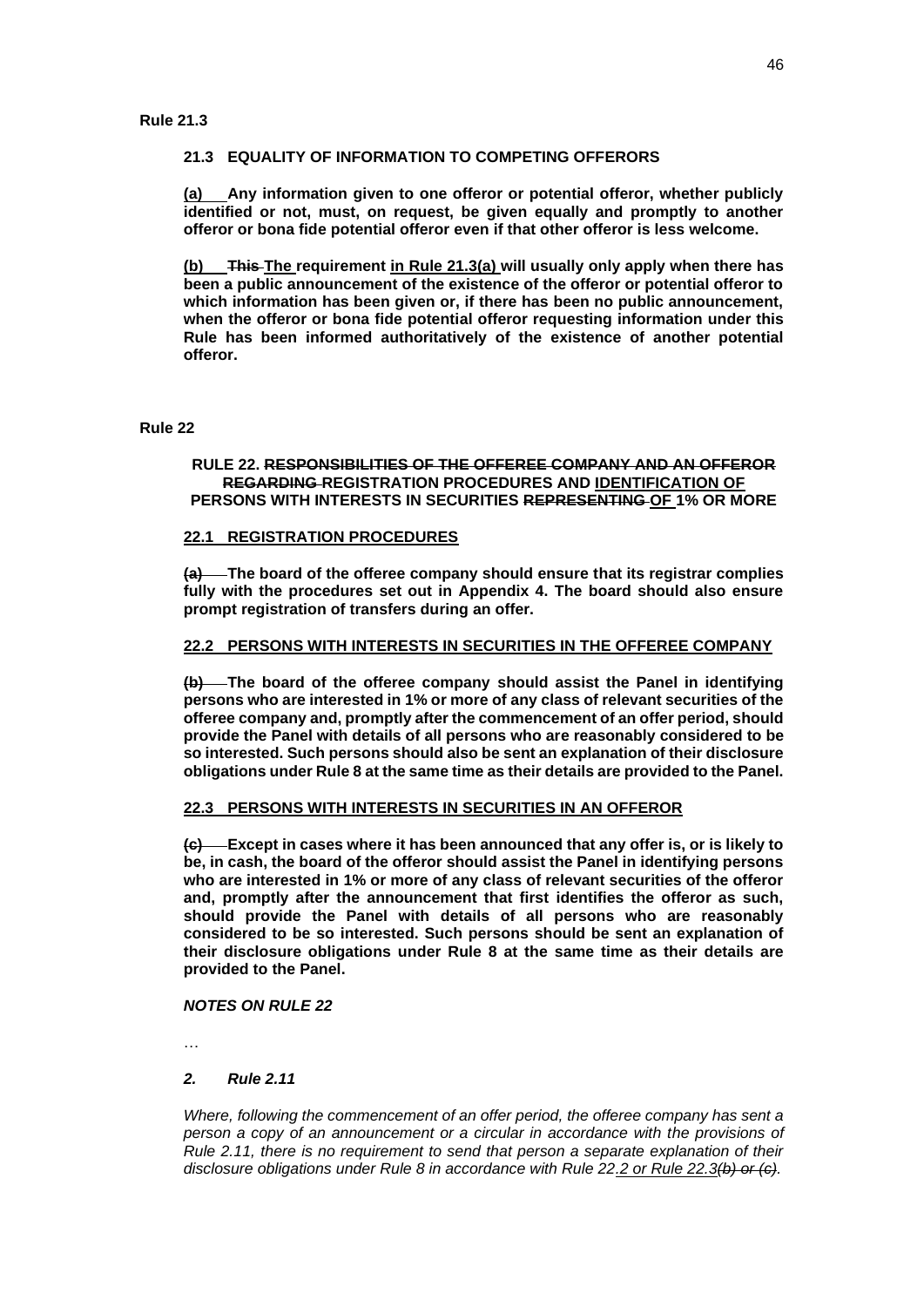**Rule 21.3**

**21.3 EQUALITY OF INFORMATION TO COMPETING OFFERORS**

**(a) Any information given to one offeror or potential offeror, whether publicly identified or not, must, on request, be given equally and promptly to another offeror or bona fide potential offeror even if that other offeror is less welcome.**

**(b) ~~This~~ The requirement in Rule 21.3(a) will usually only apply when there has been a public announcement of the existence of the offeror or potential offeror to which information has been given or, if there has been no public announcement, when the offeror or bona fide potential offeror requesting information under this Rule has been informed authoritatively of the existence of another potential offeror.**

**Rule 22**

**RULE 22. ~~RESPONSIBILITIES OF THE OFFEREE COMPANY AND AN OFFEROR REGARDING~~ REGISTRATION PROCEDURES AND IDENTIFICATION OF PERSONS WITH INTERESTS IN SECURITIES ~~REPRESENTING~~ OF 1% OR MORE**

**22.1 REGISTRATION PROCEDURES**

**~~(a)~~ The board of the offeree company should ensure that its registrar complies fully with the procedures set out in Appendix 4. The board should also ensure prompt registration of transfers during an offer.**

**22.2 PERSONS WITH INTERESTS IN SECURITIES IN THE OFFEREE COMPANY**

**~~(b)~~ The board of the offeree company should assist the Panel in identifying persons who are interested in 1% or more of any class of relevant securities of the offeree company and, promptly after the commencement of an offer period, should provide the Panel with details of all persons who are reasonably considered to be so interested. Such persons should also be sent an explanation of their disclosure obligations under Rule 8 at the same time as their details are provided to the Panel.**

**22.3 PERSONS WITH INTERESTS IN SECURITIES IN AN OFFEROR**

**~~(c)~~ Except in cases where it has been announced that any offer is, or is likely to be, in cash, the board of the offeror should assist the Panel in identifying persons who are interested in 1% or more of any class of relevant securities of the offeror and, promptly after the announcement that first identifies the offeror as such, should provide the Panel with details of all persons who are reasonably considered to be so interested. Such persons should be sent an explanation of their disclosure obligations under Rule 8 at the same time as their details are provided to the Panel.**

***NOTES ON RULE 22***

…

***2. Rule 2.11***

*Where, following the commencement of an offer period, the offeree company has sent a person a copy of an announcement or a circular in accordance with the provisions of Rule 2.11, there is no requirement to send that person a separate explanation of their disclosure obligations under Rule 8 in accordance with Rule 22.2 or Rule 22.3~~(b) or (c)~~.*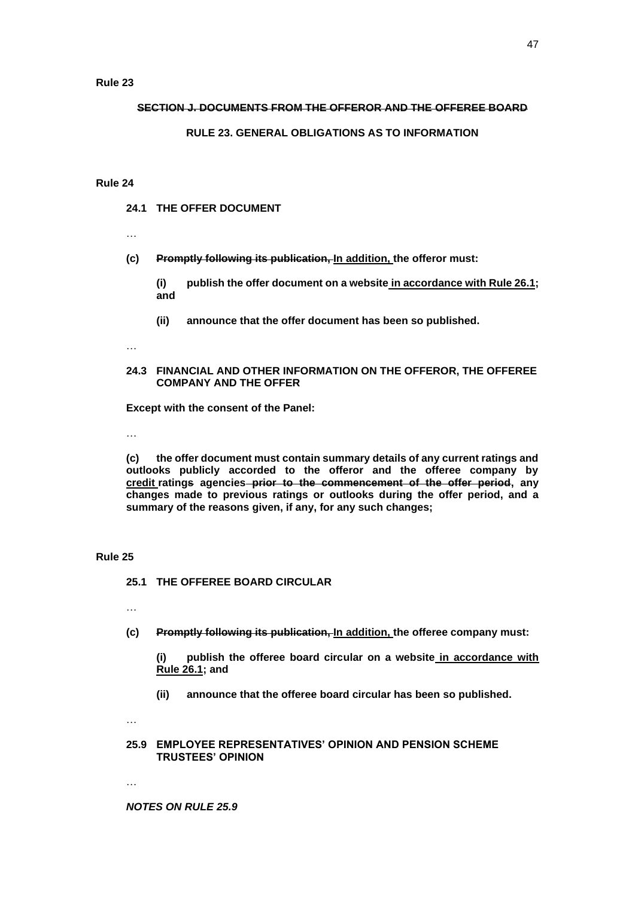**Rule 23**

**~~SECTION J. DOCUMENTS FROM THE OFFEROR AND THE OFFEREE BOARD~~**

**RULE 23. GENERAL OBLIGATIONS AS TO INFORMATION**

**Rule 24**

**24.1 THE OFFER DOCUMENT**

…

**(c) ~~Promptly following its publication,~~ <u>In addition,</u> the offeror must:**

**(i) publish the offer document on a website <u>in accordance with Rule 26.1</u>; and**

**(ii) announce that the offer document has been so published.**

…

**24.3 FINANCIAL AND OTHER INFORMATION ON THE OFFEROR, THE OFFEREE COMPANY AND THE OFFER**

**Except with the consent of the Panel:**

…

**(c) the offer document must contain summary details of any current ratings and outlooks publicly accorded to the offeror and the offeree company by <u>credit</u> rating~~s~~ agencies ~~prior to the commencement of the offer period~~, any changes made to previous ratings or outlooks during the offer period, and a summary of the reasons given, if any, for any such changes;**

**Rule 25**

**25.1 THE OFFEREE BOARD CIRCULAR**

…

**(c) ~~Promptly following its publication,~~ <u>In addition,</u> the offeree company must:**

**(i) publish the offeree board circular on a website <u>in accordance with Rule 26.1</u>; and**

**(ii) announce that the offeree board circular has been so published.**

…

**25.9 EMPLOYEE REPRESENTATIVES' OPINION AND PENSION SCHEME TRUSTEES' OPINION**

…

***NOTES ON RULE 25.9***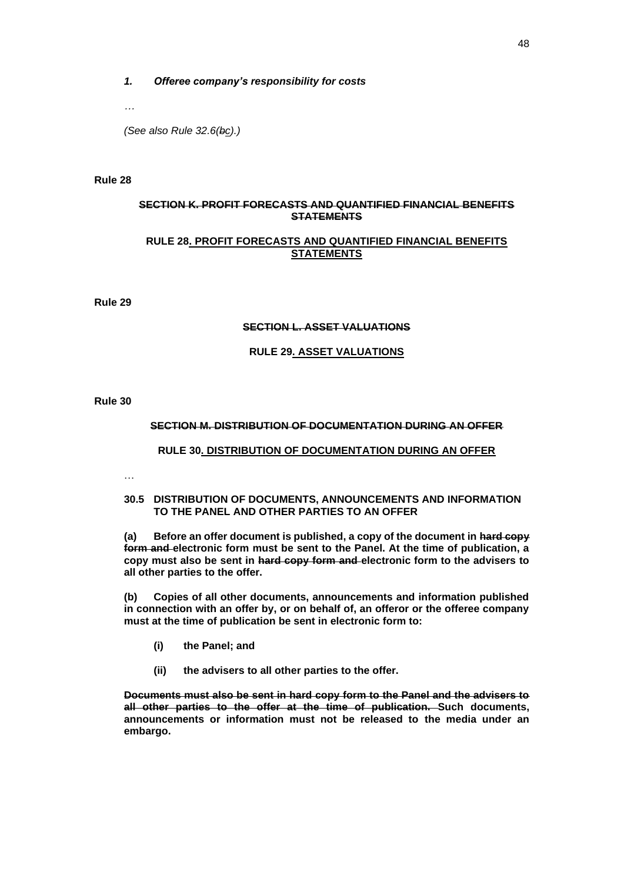***1. Offeree company's responsibility for costs***

*…*

*(See also Rule 32.6(~~b~~c).)*

**Rule 28**

**~~SECTION K. PROFIT FORECASTS AND QUANTIFIED FINANCIAL BENEFITS STATEMENTS~~**

**RULE 28. PROFIT FORECASTS AND QUANTIFIED FINANCIAL BENEFITS STATEMENTS**

**Rule 29**

**~~SECTION L. ASSET VALUATIONS~~**

**RULE 29. ASSET VALUATIONS**

**Rule 30**

**~~SECTION M. DISTRIBUTION OF DOCUMENTATION DURING AN OFFER~~**

**RULE 30. DISTRIBUTION OF DOCUMENTATION DURING AN OFFER**

…

**30.5 DISTRIBUTION OF DOCUMENTS, ANNOUNCEMENTS AND INFORMATION TO THE PANEL AND OTHER PARTIES TO AN OFFER**

**(a) Before an offer document is published, a copy of the document in ~~hard copy form and~~ electronic form must be sent to the Panel. At the time of publication, a copy must also be sent in ~~hard copy form and~~ electronic form to the advisers to all other parties to the offer.**

**(b) Copies of all other documents, announcements and information published in connection with an offer by, or on behalf of, an offeror or the offeree company must at the time of publication be sent in electronic form to:**

**(i) the Panel; and**

**(ii) the advisers to all other parties to the offer.**

**~~Documents must also be sent in hard copy form to the Panel and the advisers to all other parties to the offer at the time of publication.~~ Such documents, announcements or information must not be released to the media under an embargo.**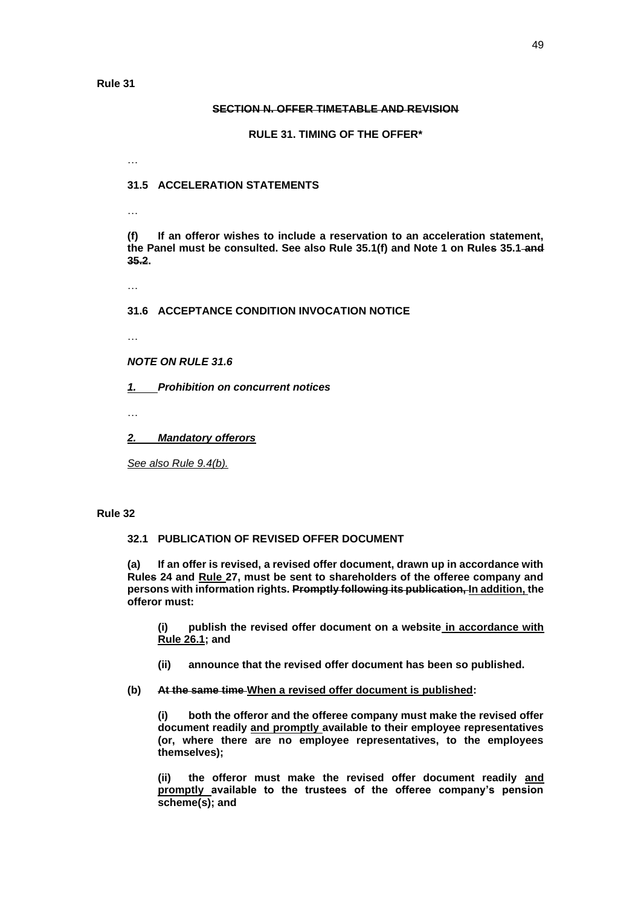**Rule 31**

**~~SECTION N. OFFER TIMETABLE AND REVISION~~**

**RULE 31. TIMING OF THE OFFER\***

…

**31.5 ACCELERATION STATEMENTS**

…

**(f) If an offeror wishes to include a reservation to an acceleration statement, the Panel must be consulted. See also Rule 35.1(f) and Note 1 on Rule~~s~~ 35.1~~ and 35.2~~.**

…

**31.6 ACCEPTANCE CONDITION INVOCATION NOTICE**

…

***NOTE ON RULE 31.6***

***<u>1.</u> Prohibition on concurrent notices***

…

***<u>2. Mandatory offerors</u>***

*<u>See also Rule 9.4(b).</u>*

**Rule 32**

**32.1 PUBLICATION OF REVISED OFFER DOCUMENT**

**(a) If an offer is revised, a revised offer document, drawn up in accordance with Rule~~s~~ 24 and <u>Rule</u> 27, must be sent to shareholders of the offeree company and persons with information rights. ~~Promptly following its publication,~~ <u>In addition,</u> the offeror must:**

> **(i) publish the revised offer document on a website<u> in accordance with Rule 26.1</u>; and**
>
> **(ii) announce that the revised offer document has been so published.**

**(b) ~~At the same time~~ <u>When a revised offer document is published</u>:**

> **(i) both the offeror and the offeree company must make the revised offer document readily <u>and promptly</u> available to their employee representatives (or, where there are no employee representatives, to the employees themselves);**
>
> **(ii) the offeror must make the revised offer document readily <u>and promptly</u> available to the trustees of the offeree company's pension scheme(s); and**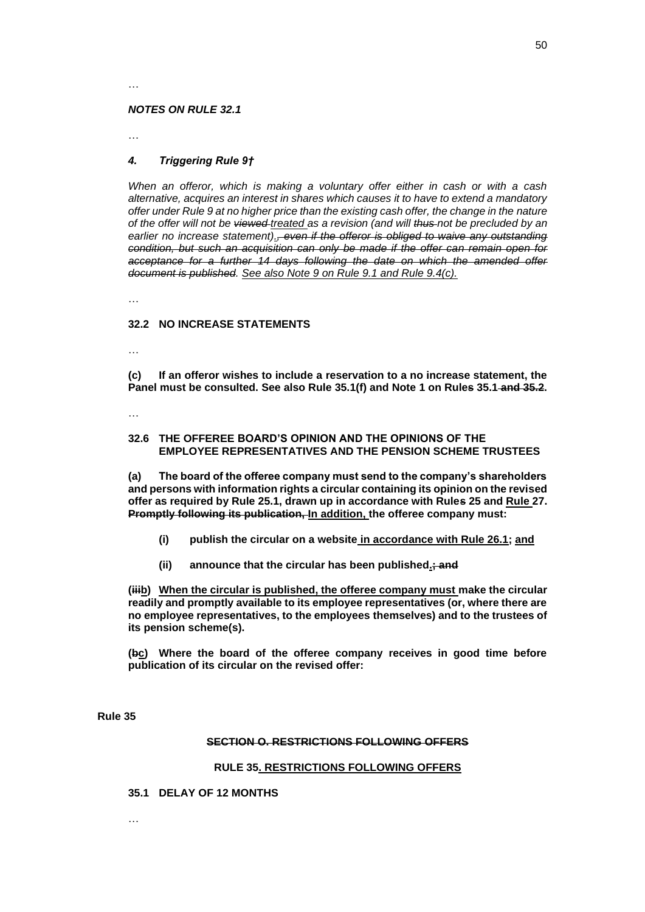…

***NOTES ON RULE 32.1***

…

### *4. Triggering Rule 9†*

*When an offeror, which is making a voluntary offer either in cash or with a cash alternative, acquires an interest in shares which causes it to have to extend a mandatory offer under Rule 9 at no higher price than the existing cash offer, the change in the nature of the offer will not be ~~viewed~~ treated as a revision (and will ~~thus~~ not be precluded by an earlier no increase statement)~~, even if the offeror is obliged to waive any outstanding condition, but such an acquisition can only be made if the offer can remain open for acceptance for a further 14 days following the date on which the amended offer document is published~~. See also Note 9 on Rule 9.1 and Rule 9.4(c).*

…

### 32.2 NO INCREASE STATEMENTS

…

**(c) If an offeror wishes to include a reservation to a no increase statement, the Panel must be consulted. See also Rule 35.1(f) and Note 1 on Rule~~s~~ 35.1 ~~and 35.2~~.**

…

### 32.6 THE OFFEREE BOARD'S OPINION AND THE OPINIONS OF THE EMPLOYEE REPRESENTATIVES AND THE PENSION SCHEME TRUSTEES

**(a) The board of the offeree company must send to the company's shareholders and persons with information rights a circular containing its opinion on the revised offer as required by Rule 25.1, drawn up in accordance with Rule~~s~~ 25 and Rule 27. ~~Promptly following its publication,~~ In addition, the offeree company must:**

- **(i) publish the circular on a website in accordance with Rule 26.1; and**
- **(ii) announce that the circular has been published.~~; and~~**

**(~~iii~~b) When the circular is published, the offeree company must make the circular readily and promptly available to its employee representatives (or, where there are no employee representatives, to the employees themselves) and to the trustees of its pension scheme(s).**

**(~~b~~c) Where the board of the offeree company receives in good time before publication of its circular on the revised offer:**

**Rule 35**

## ~~SECTION O. RESTRICTIONS FOLLOWING OFFERS~~

## RULE 35. RESTRICTIONS FOLLOWING OFFERS

### 35.1 DELAY OF 12 MONTHS

…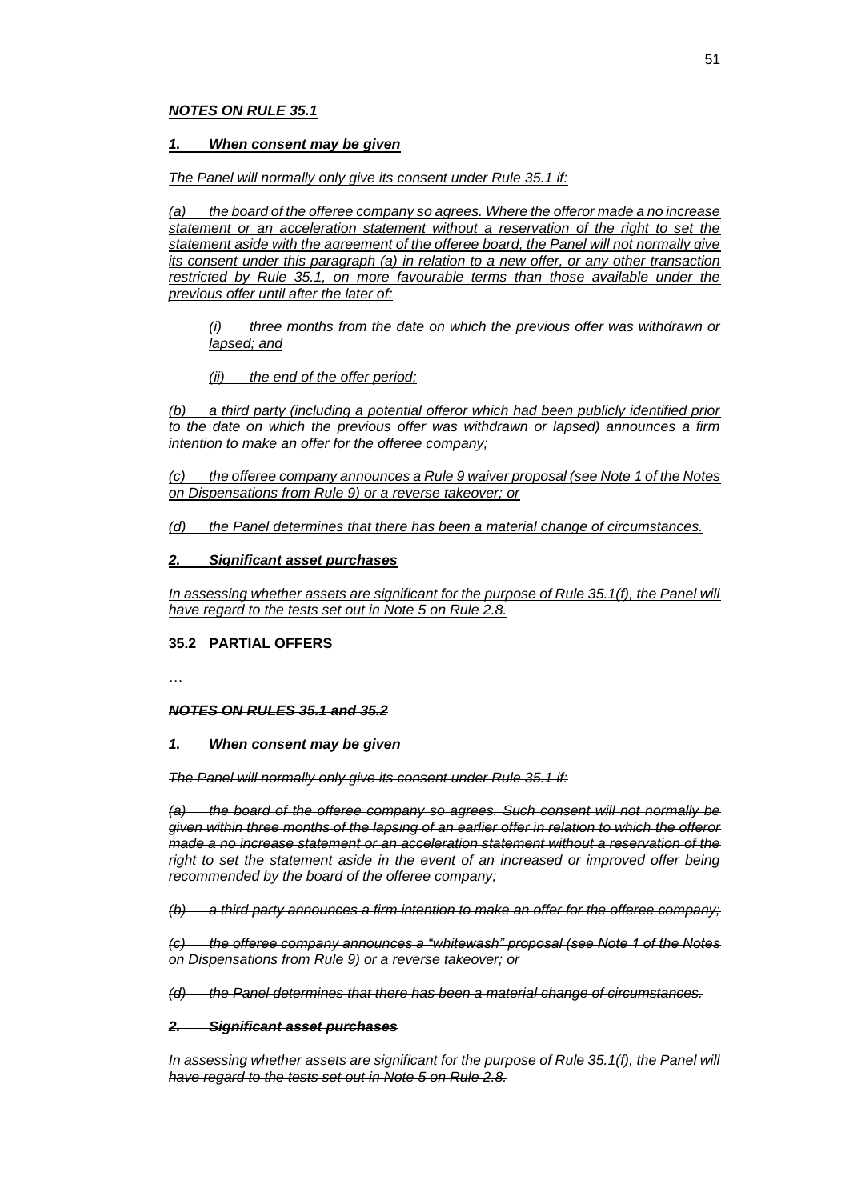***NOTES ON RULE 35.1***

***1. When consent may be given***

*The Panel will normally only give its consent under Rule 35.1 if:*

*(a) the board of the offeree company so agrees. Where the offeror made a no increase statement or an acceleration statement without a reservation of the right to set the statement aside with the agreement of the offeree board, the Panel will not normally give its consent under this paragraph (a) in relation to a new offer, or any other transaction restricted by Rule 35.1, on more favourable terms than those available under the previous offer until after the later of:*

*(i) three months from the date on which the previous offer was withdrawn or lapsed; and*

*(ii) the end of the offer period;*

*(b) a third party (including a potential offeror which had been publicly identified prior to the date on which the previous offer was withdrawn or lapsed) announces a firm intention to make an offer for the offeree company;*

*(c) the offeree company announces a Rule 9 waiver proposal (see Note 1 of the Notes on Dispensations from Rule 9) or a reverse takeover; or*

*(d) the Panel determines that there has been a material change of circumstances.*

***2. Significant asset purchases***

*In assessing whether assets are significant for the purpose of Rule 35.1(f), the Panel will have regard to the tests set out in Note 5 on Rule 2.8.*

**35.2 PARTIAL OFFERS**

…

~~***NOTES ON RULES 35.1 and 35.2***~~

~~***1. When consent may be given***~~

~~*The Panel will normally only give its consent under Rule 35.1 if:*~~

~~*(a) the board of the offeree company so agrees. Such consent will not normally be given within three months of the lapsing of an earlier offer in relation to which the offeror made a no increase statement or an acceleration statement without a reservation of the right to set the statement aside in the event of an increased or improved offer being recommended by the board of the offeree company;*~~

~~*(b) a third party announces a firm intention to make an offer for the offeree company;*~~

~~*(c) the offeree company announces a "whitewash" proposal (see Note 1 of the Notes on Dispensations from Rule 9) or a reverse takeover; or*~~

~~*(d) the Panel determines that there has been a material change of circumstances.*~~

~~***2. Significant asset purchases***~~

~~*In assessing whether assets are significant for the purpose of Rule 35.1(f), the Panel will have regard to the tests set out in Note 5 on Rule 2.8.*~~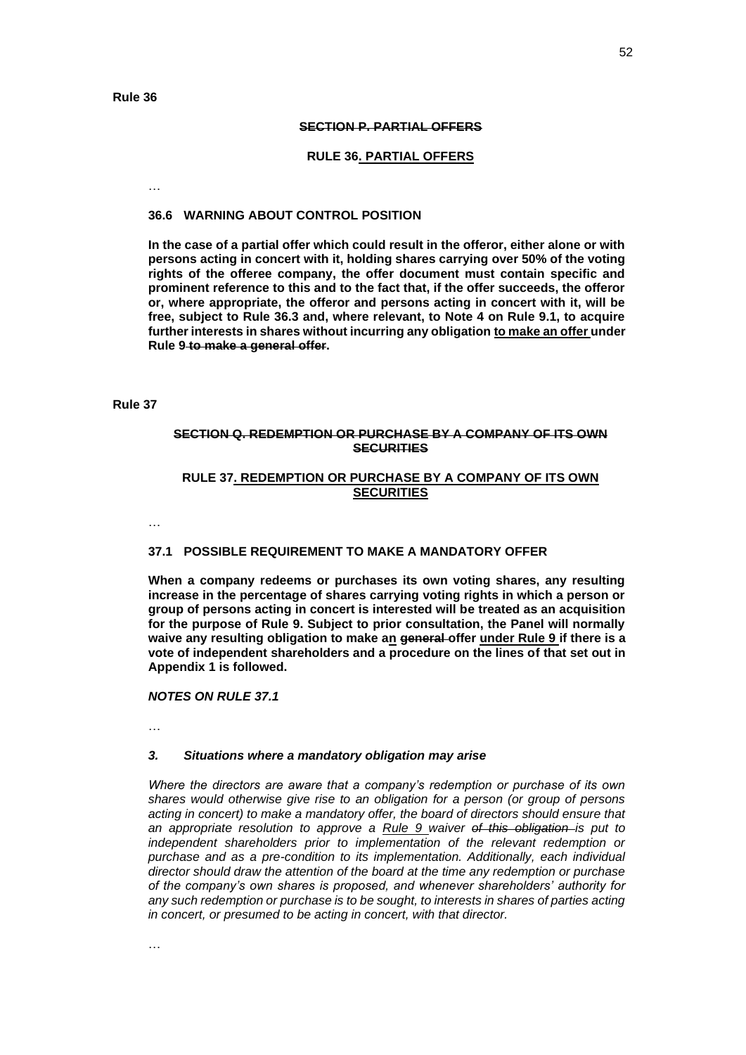**Rule 36**

**~~SECTION P. PARTIAL OFFERS~~**

**RULE 36. PARTIAL OFFERS**

…

**36.6 WARNING ABOUT CONTROL POSITION**

**In the case of a partial offer which could result in the offeror, either alone or with persons acting in concert with it, holding shares carrying over 50% of the voting rights of the offeree company, the offer document must contain specific and prominent reference to this and to the fact that, if the offer succeeds, the offeror or, where appropriate, the offeror and persons acting in concert with it, will be free, subject to Rule 36.3 and, where relevant, to Note 4 on Rule 9.1, to acquire further interests in shares without incurring any obligation to make an offer under Rule 9 ~~to make a general offer~~.**

**Rule 37**

**~~SECTION Q. REDEMPTION OR PURCHASE BY A COMPANY OF ITS OWN SECURITIES~~**

**RULE 37. REDEMPTION OR PURCHASE BY A COMPANY OF ITS OWN SECURITIES**

…

**37.1 POSSIBLE REQUIREMENT TO MAKE A MANDATORY OFFER**

**When a company redeems or purchases its own voting shares, any resulting increase in the percentage of shares carrying voting rights in which a person or group of persons acting in concert is interested will be treated as an acquisition for the purpose of Rule 9. Subject to prior consultation, the Panel will normally waive any resulting obligation to make an ~~general~~ offer under Rule 9 if there is a vote of independent shareholders and a procedure on the lines of that set out in Appendix 1 is followed.**

***NOTES ON RULE 37.1***

…

***3. Situations where a mandatory obligation may arise***

*Where the directors are aware that a company's redemption or purchase of its own shares would otherwise give rise to an obligation for a person (or group of persons acting in concert) to make a mandatory offer, the board of directors should ensure that an appropriate resolution to approve a Rule 9 waiver ~~of this obligation~~ is put to independent shareholders prior to implementation of the relevant redemption or purchase and as a pre-condition to its implementation. Additionally, each individual director should draw the attention of the board at the time any redemption or purchase of the company's own shares is proposed, and whenever shareholders' authority for any such redemption or purchase is to be sought, to interests in shares of parties acting in concert, or presumed to be acting in concert, with that director.*

…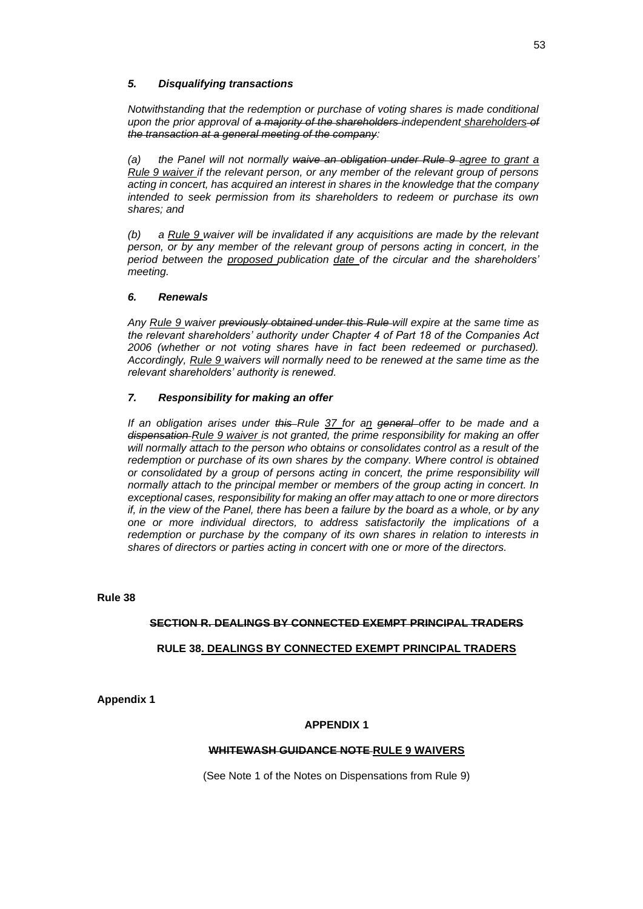### *5. Disqualifying transactions*

*Notwithstanding that the redemption or purchase of voting shares is made conditional upon the prior approval of ~~a majority of the shareholders~~ independent shareholders ~~of the transaction at a general meeting of the company~~:*

*(a) the Panel will not normally ~~waive an obligation under Rule 9~~ agree to grant a Rule 9 waiver if the relevant person, or any member of the relevant group of persons acting in concert, has acquired an interest in shares in the knowledge that the company intended to seek permission from its shareholders to redeem or purchase its own shares; and*

*(b) a Rule 9 waiver will be invalidated if any acquisitions are made by the relevant person, or by any member of the relevant group of persons acting in concert, in the period between the proposed publication date of the circular and the shareholders' meeting.*

### *6. Renewals*

*Any Rule 9 waiver ~~previously obtained under this Rule~~ will expire at the same time as the relevant shareholders' authority under Chapter 4 of Part 18 of the Companies Act 2006 (whether or not voting shares have in fact been redeemed or purchased). Accordingly, Rule 9 waivers will normally need to be renewed at the same time as the relevant shareholders' authority is renewed.*

### *7. Responsibility for making an offer*

*If an obligation arises under ~~this~~ Rule 37 for an ~~general~~ offer to be made and a ~~dispensation~~ Rule 9 waiver is not granted, the prime responsibility for making an offer will normally attach to the person who obtains or consolidates control as a result of the redemption or purchase of its own shares by the company. Where control is obtained or consolidated by a group of persons acting in concert, the prime responsibility will normally attach to the principal member or members of the group acting in concert. In exceptional cases, responsibility for making an offer may attach to one or more directors if, in the view of the Panel, there has been a failure by the board as a whole, or by any one or more individual directors, to address satisfactorily the implications of a redemption or purchase by the company of its own shares in relation to interests in shares of directors or parties acting in concert with one or more of the directors.*

**Rule 38**

**~~SECTION R. DEALINGS BY CONNECTED EXEMPT PRINCIPAL TRADERS~~**

**RULE 38. DEALINGS BY CONNECTED EXEMPT PRINCIPAL TRADERS**

**Appendix 1**

**APPENDIX 1**

**~~WHITEWASH GUIDANCE NOTE~~ RULE 9 WAIVERS**

(See Note 1 of the Notes on Dispensations from Rule 9)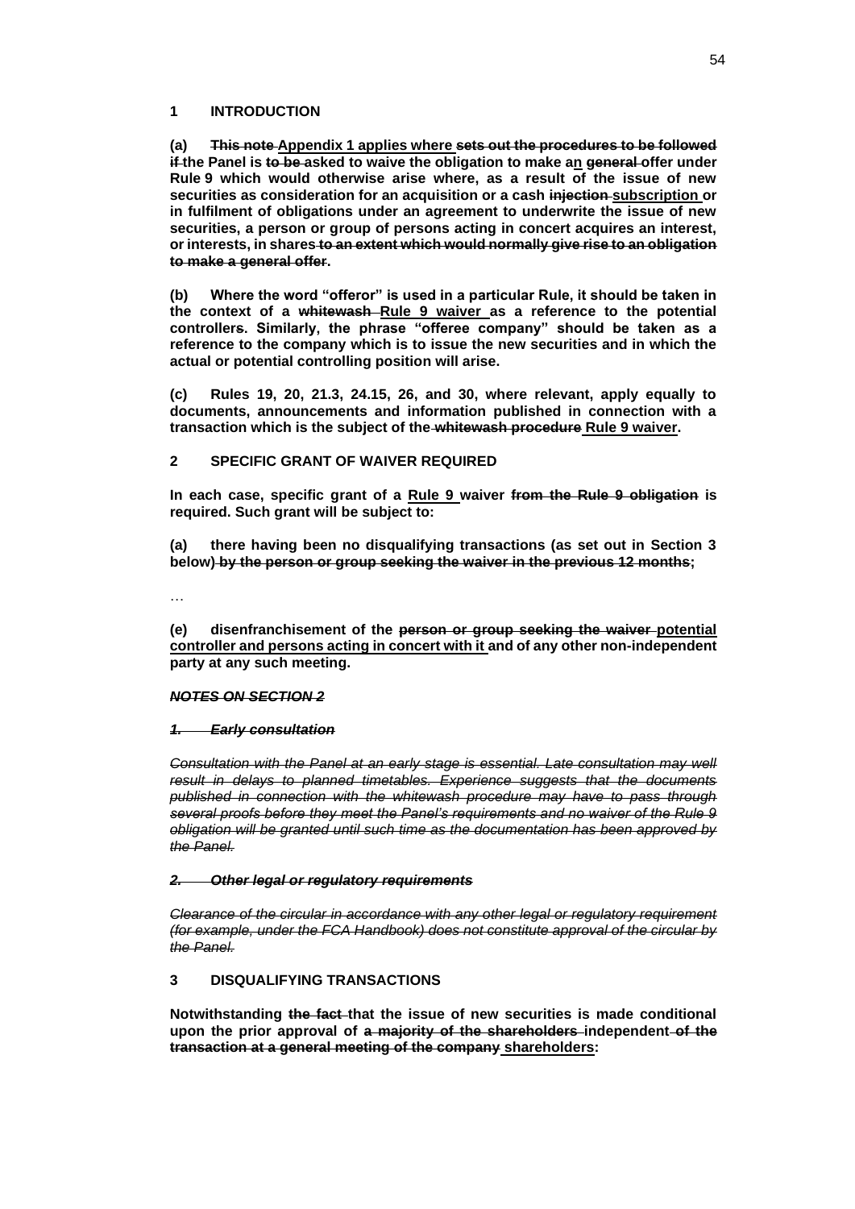**1 INTRODUCTION**

**(a) ~~This note~~ <u>Appendix 1 applies where</u> ~~sets out the procedures to be followed if~~ the Panel is ~~to be~~ asked to waive the obligation to make a<u>n</u> ~~general~~ offer under Rule 9 which would otherwise arise where, as a result of the issue of new securities as consideration for an acquisition or a cash ~~injection~~ <u>subscription</u> or in fulfilment of obligations under an agreement to underwrite the issue of new securities, a person or group of persons acting in concert acquires an interest, or interests, in shares ~~to an extent which would normally give rise to an obligation to make a general offer~~.**

**(b) Where the word "offeror" is used in a particular Rule, it should be taken in the context of a ~~whitewash~~ <u>Rule 9 waiver</u> as a reference to the potential controllers. Similarly, the phrase "offeree company" should be taken as a reference to the company which is to issue the new securities and in which the actual or potential controlling position will arise.**

**(c) Rules 19, 20, 21.3, 24.15, 26, and 30, where relevant, apply equally to documents, announcements and information published in connection with a transaction which is the subject of the ~~whitewash procedure~~ <u>Rule 9 waiver</u>.**

**2 SPECIFIC GRANT OF WAIVER REQUIRED**

**In each case, specific grant of a <u>Rule 9</u> waiver ~~from the Rule 9 obligation~~ is required. Such grant will be subject to:**

**(a) there having been no disqualifying transactions (as set out in Section 3 below) ~~by the person or group seeking the waiver in the previous 12 months~~;**

…

**(e) disenfranchisement of the ~~person or group seeking the waiver~~ <u>potential controller and persons acting in concert with it</u> and of any other non-independent party at any such meeting.**

***~~NOTES ON SECTION 2~~***

***~~1. Early consultation~~***

*~~Consultation with the Panel at an early stage is essential. Late consultation may well result in delays to planned timetables. Experience suggests that the documents published in connection with the whitewash procedure may have to pass through several proofs before they meet the Panel's requirements and no waiver of the Rule 9 obligation will be granted until such time as the documentation has been approved by the Panel.~~*

***~~2. Other legal or regulatory requirements~~***

*~~Clearance of the circular in accordance with any other legal or regulatory requirement (for example, under the FCA Handbook) does not constitute approval of the circular by the Panel.~~*

**3 DISQUALIFYING TRANSACTIONS**

**Notwithstanding ~~the fact~~ that the issue of new securities is made conditional upon the prior approval of ~~a majority of the shareholders~~ independent ~~of the transaction at a general meeting of the company~~ <u>shareholders</u>:**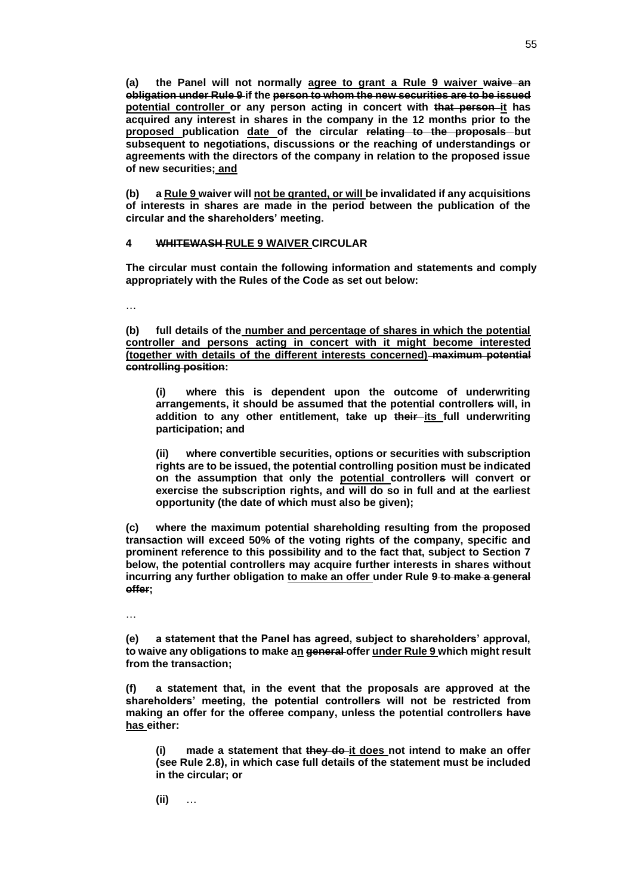**(a) the Panel will not normally <u>agree to grant a Rule 9 waiver</u> ~~waive an obligation under Rule 9~~ if the ~~person to whom the new securities are to be issued~~ <u>potential controller</u> or any person acting in concert with ~~that person~~ <u>it</u> has acquired any interest in shares in the company in the 12 months prior to the <u>proposed</u> publication <u>date</u> of the circular ~~relating to the proposals~~ but subsequent to negotiations, discussions or the reaching of understandings or agreements with the directors of the company in relation to the proposed issue of new securities<u>; and</u>**

**(b) a <u>Rule 9</u> waiver will <u>not be granted, or will</u> be invalidated if any acquisitions of interests in shares are made in the period between the publication of the circular and the shareholders' meeting.**

**4 ~~WHITEWASH~~ <u>RULE 9 WAIVER</u> CIRCULAR**

**The circular must contain the following information and statements and comply appropriately with the Rules of the Code as set out below:**

…

**(b) full details of the <u>number and percentage of shares in which the potential controller and persons acting in concert with it might become interested (together with details of the different interests concerned)</u> ~~maximum potential controlling position~~:**

> **(i) where this is dependent upon the outcome of underwriting arrangements, it should be assumed that the potential controller~~s~~ will, in addition to any other entitlement, take up ~~their~~ <u>its</u> full underwriting participation; and**
>
> **(ii) where convertible securities, options or securities with subscription rights are to be issued, the potential controlling position must be indicated on the assumption that only the <u>potential</u> controller~~s~~ will convert or exercise the subscription rights, and will do so in full and at the earliest opportunity (the date of which must also be given);**

**(c) where the maximum potential shareholding resulting from the proposed transaction will exceed 50% of the voting rights of the company, specific and prominent reference to this possibility and to the fact that, subject to Section 7 below, the potential controller~~s~~ may acquire further interests in shares without incurring any further obligation <u>to make an offer</u> under Rule 9 ~~to make a general offer~~;**

…

**(e) a statement that the Panel has agreed, subject to shareholders' approval, to waive any obligations to make a<u>n</u> ~~general~~ offer <u>under Rule 9</u> which might result from the transaction;**

**(f) a statement that, in the event that the proposals are approved at the shareholders' meeting, the potential controller~~s~~ will not be restricted from making an offer for the offeree company, unless the potential controller~~s~~ ~~have~~ <u>has</u> either:**

> **(i) made a statement that ~~they do~~ <u>it does</u> not intend to make an offer (see Rule 2.8), in which case full details of the statement must be included in the circular; or**
>
> **(ii) …**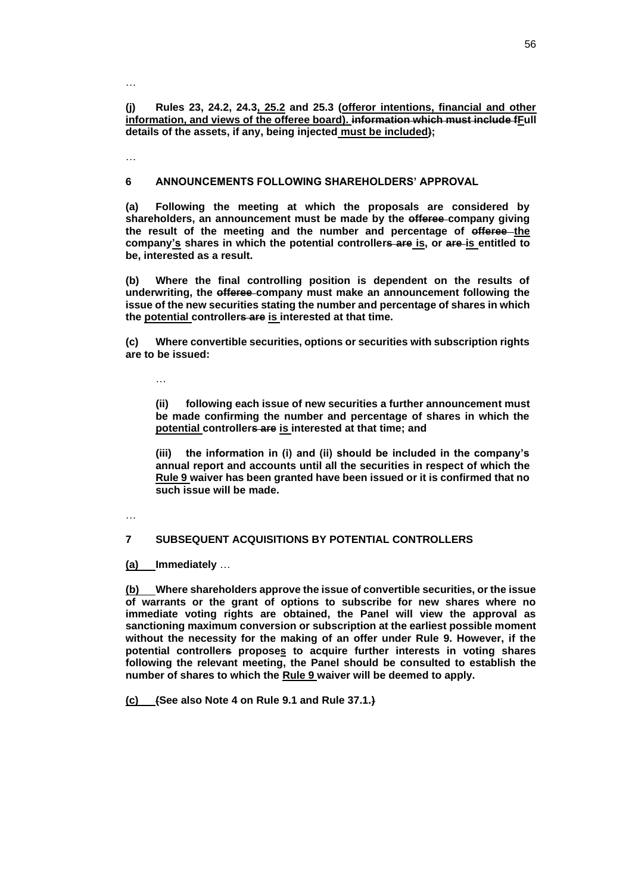…

**(j) Rules 23, 24.2, 24.3, 25.2 and 25.3 (offeror intentions, financial and other information, and views of the offeree board). ~~information which must include f~~Full details of the assets, if any, being injected must be included~~)~~;**

…

**6 ANNOUNCEMENTS FOLLOWING SHAREHOLDERS' APPROVAL**

**(a) Following the meeting at which the proposals are considered by shareholders, an announcement must be made by the ~~offeree~~ company giving the result of the meeting and the number and percentage of ~~offeree~~ the company's shares in which the potential controller~~s are~~ is, or ~~are~~ is entitled to be, interested as a result.**

**(b) Where the final controlling position is dependent on the results of underwriting, the ~~offeree~~ company must make an announcement following the issue of the new securities stating the number and percentage of shares in which the potential controller~~s are~~ is interested at that time.**

**(c) Where convertible securities, options or securities with subscription rights are to be issued:**

…

**(ii) following each issue of new securities a further announcement must be made confirming the number and percentage of shares in which the potential controller~~s are~~ is interested at that time; and**

**(iii) the information in (i) and (ii) should be included in the company's annual report and accounts until all the securities in respect of which the Rule 9 waiver has been granted have been issued or it is confirmed that no such issue will be made.**

…

**7 SUBSEQUENT ACQUISITIONS BY POTENTIAL CONTROLLERS**

**(a) Immediately** …

**(b) Where shareholders approve the issue of convertible securities, or the issue of warrants or the grant of options to subscribe for new shares where no immediate voting rights are obtained, the Panel will view the approval as sanctioning maximum conversion or subscription at the earliest possible moment without the necessity for the making of an offer under Rule 9. However, if the potential controller~~s~~ proposes to acquire further interests in voting shares following the relevant meeting, the Panel should be consulted to establish the number of shares to which the Rule 9 waiver will be deemed to apply.**

**(c) ~~(~~See also Note 4 on Rule 9.1 and Rule 37.1.~~)~~**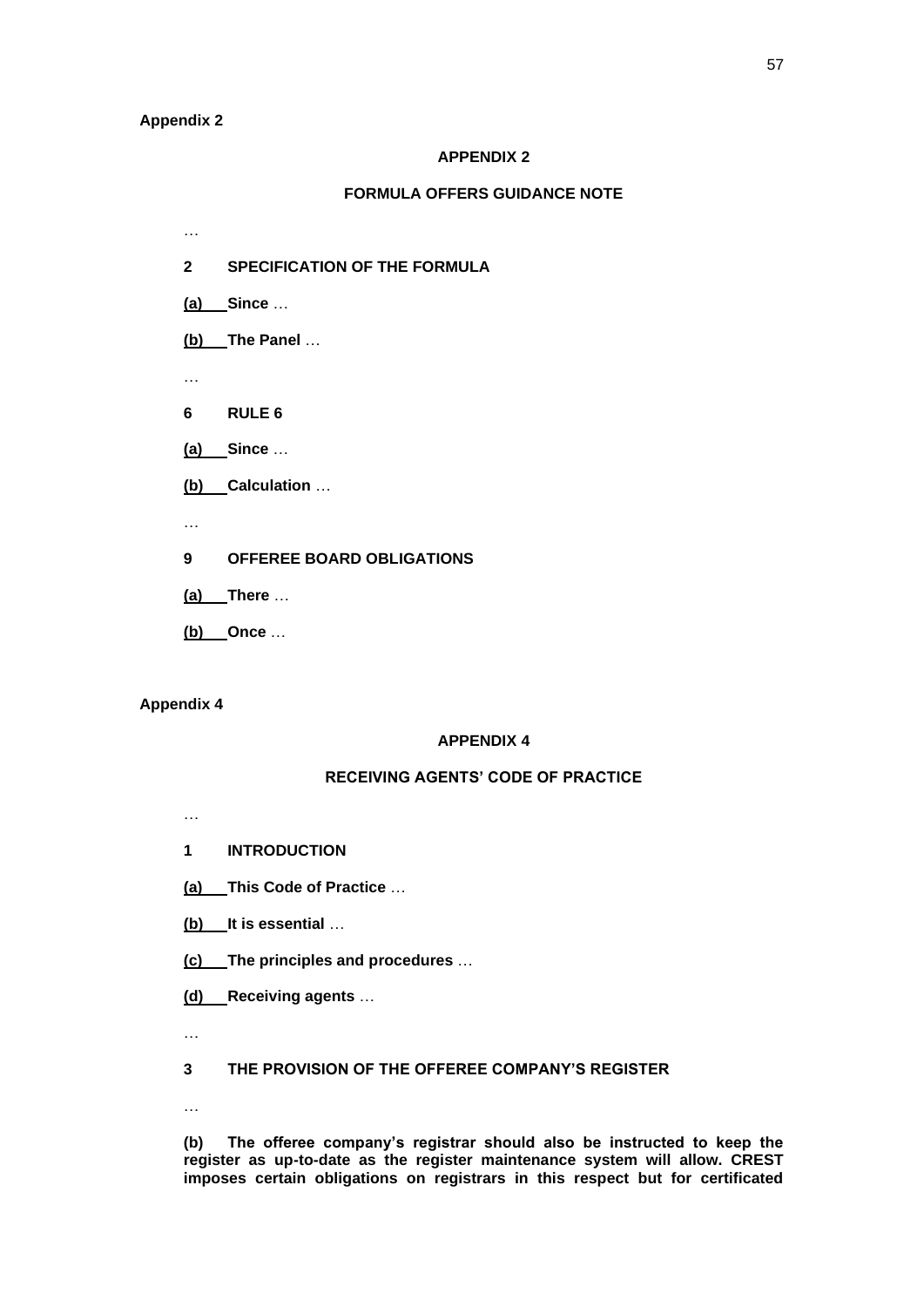**Appendix 2**

**APPENDIX 2**

**FORMULA OFFERS GUIDANCE NOTE**

…

**2 SPECIFICATION OF THE FORMULA**

**(a) Since** …

**(b) The Panel** …

…

**6 RULE 6**

**(a) Since** …

**(b) Calculation** …

…

**9 OFFEREE BOARD OBLIGATIONS**

**(a) There** …

**(b) Once** …

**Appendix 4**

**APPENDIX 4**

**RECEIVING AGENTS' CODE OF PRACTICE**

…

**1 INTRODUCTION**

**(a) This Code of Practice** …

**(b) It is essential** …

**(c) The principles and procedures** …

**(d) Receiving agents** …

…

**3 THE PROVISION OF THE OFFEREE COMPANY'S REGISTER**

…

**(b) The offeree company's registrar should also be instructed to keep the register as up-to-date as the register maintenance system will allow. CREST imposes certain obligations on registrars in this respect but for certificated**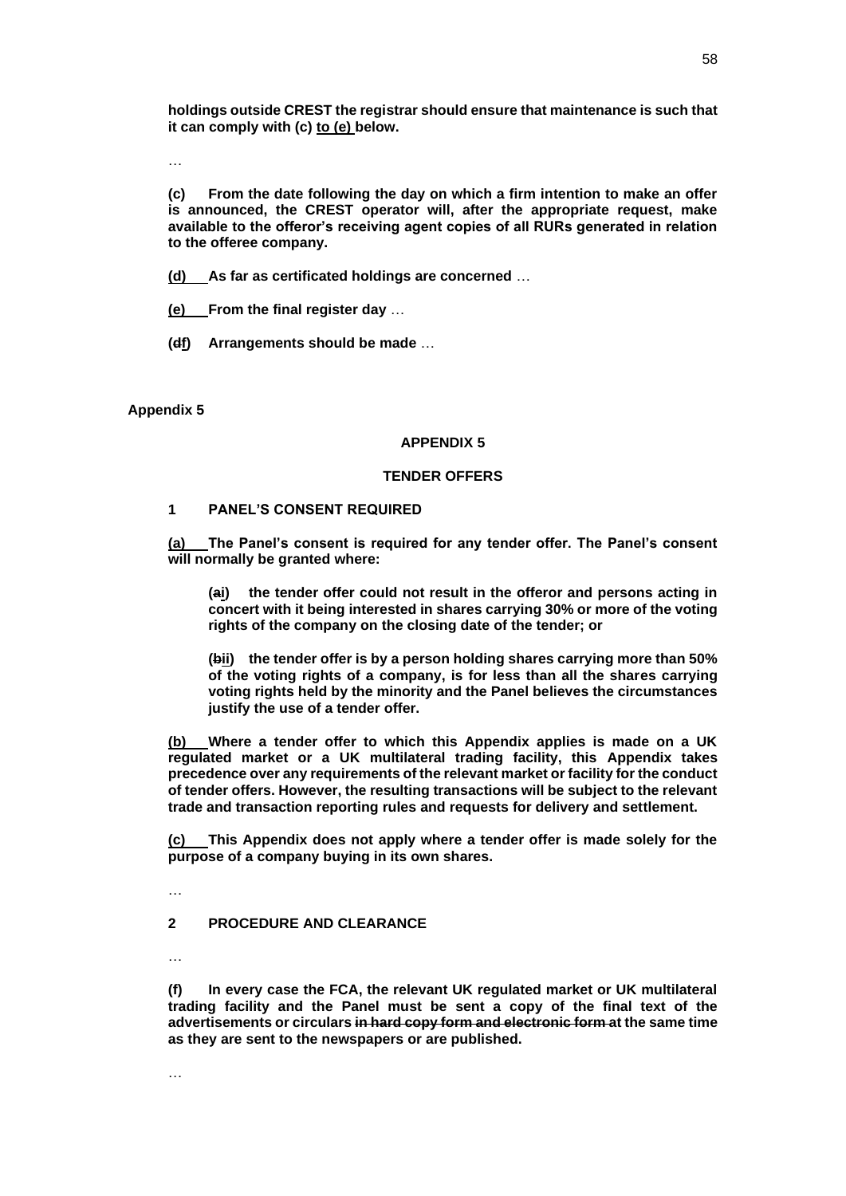**holdings outside CREST the registrar should ensure that maintenance is such that it can comply with (c) <u>to (e)</u> below.**

…

**(c) From the date following the day on which a firm intention to make an offer is announced, the CREST operator will, after the appropriate request, make available to the offeror's receiving agent copies of all RURs generated in relation to the offeree company.**

<u>**(d)**</u> **As far as certificated holdings are concerned** …

<u>**(e)**</u> **From the final register day** …

**(~~d~~<u>f</u>) Arrangements should be made** …

**Appendix 5**

**APPENDIX 5**

**TENDER OFFERS**

**1 PANEL'S CONSENT REQUIRED**

<u>**(a)**</u> **The Panel's consent is required for any tender offer. The Panel's consent will normally be granted where:**

> **(~~a~~<u>i</u>) the tender offer could not result in the offeror and persons acting in concert with it being interested in shares carrying 30% or more of the voting rights of the company on the closing date of the tender; or**
>
> **(~~b~~<u>ii</u>) the tender offer is by a person holding shares carrying more than 50% of the voting rights of a company, is for less than all the shares carrying voting rights held by the minority and the Panel believes the circumstances justify the use of a tender offer.**

<u>**(b)**</u> **Where a tender offer to which this Appendix applies is made on a UK regulated market or a UK multilateral trading facility, this Appendix takes precedence over any requirements of the relevant market or facility for the conduct of tender offers. However, the resulting transactions will be subject to the relevant trade and transaction reporting rules and requests for delivery and settlement.**

<u>**(c)**</u> **This Appendix does not apply where a tender offer is made solely for the purpose of a company buying in its own shares.**

…

**2 PROCEDURE AND CLEARANCE**

…

**(f) In every case the FCA, the relevant UK regulated market or UK multilateral trading facility and the Panel must be sent a copy of the final text of the advertisements or circulars ~~in hard copy form and electronic form~~ at the same time as they are sent to the newspapers or are published.**

…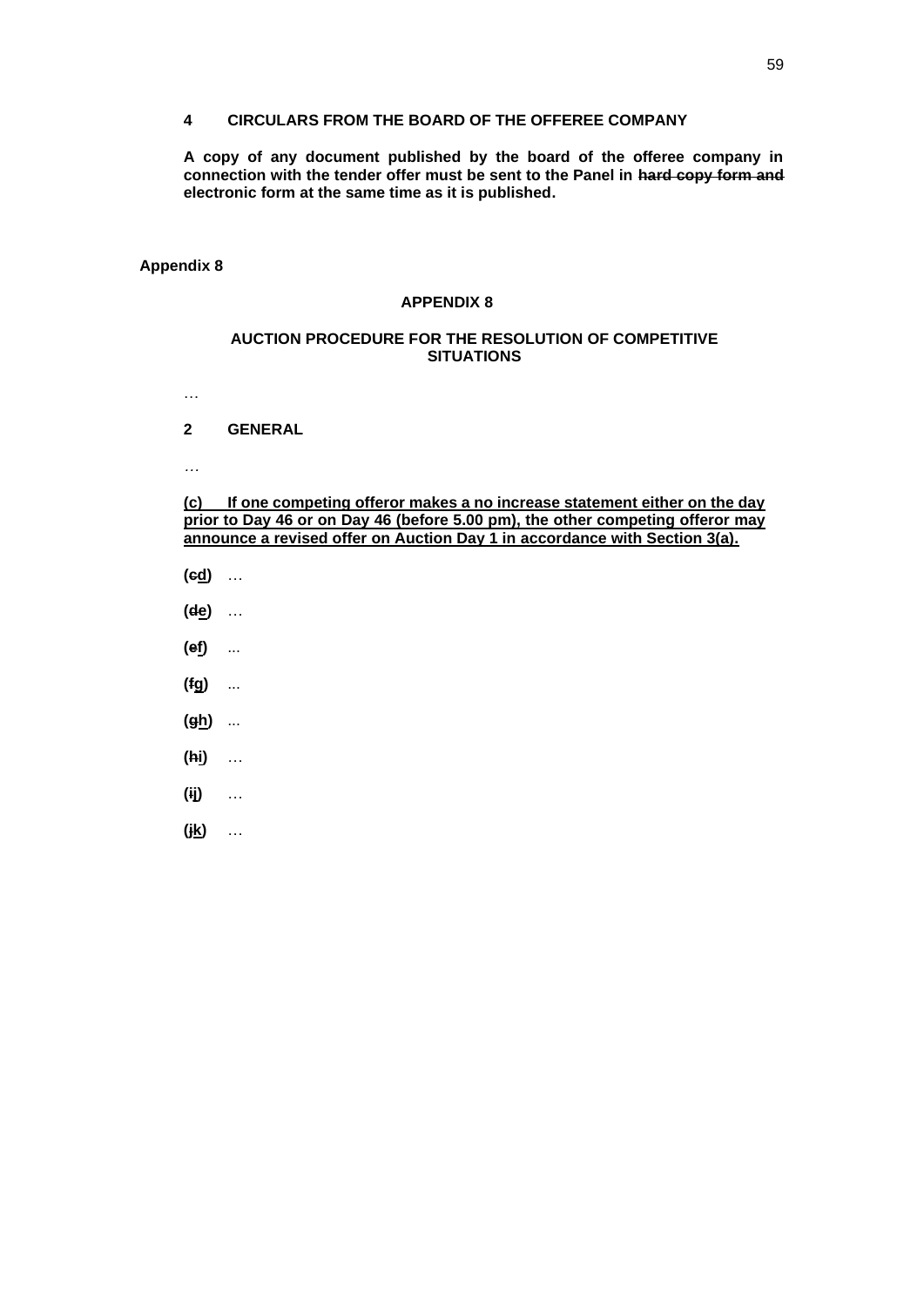**4 CIRCULARS FROM THE BOARD OF THE OFFEREE COMPANY**

**A copy of any document published by the board of the offeree company in connection with the tender offer must be sent to the Panel in ~~hard copy form and~~ electronic form at the same time as it is published.**

**Appendix 8**

**APPENDIX 8**

**AUCTION PROCEDURE FOR THE RESOLUTION OF COMPETITIVE SITUATIONS**

…

**2 GENERAL**

…

<u>**(c) If one competing offeror makes a no increase statement either on the day prior to Day 46 or on Day 46 (before 5.00 pm), the other competing offeror may announce a revised offer on Auction Day 1 in accordance with Section 3(a).**</u>

**(~~c~~<u>d</u>)** …

**(~~d~~<u>e</u>)** …

**(~~e~~<u>f</u>)** ...

**(~~f~~<u>g</u>)** ...

**(~~g~~<u>h</u>)** ...

**(~~h~~<u>i</u>)** …

**(~~i~~<u>j</u>)** …

**(~~j~~<u>k</u>)** …